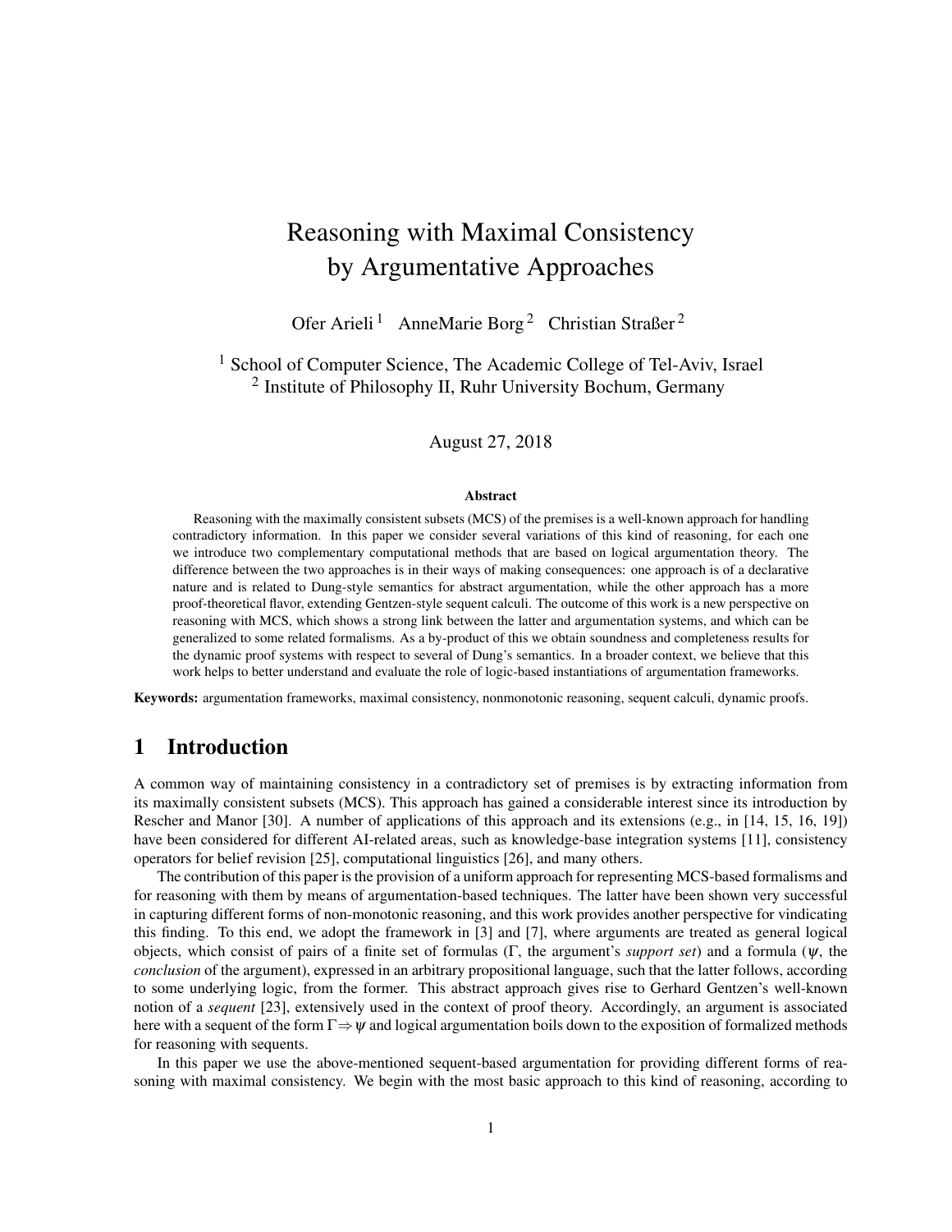# Reasoning with Maximal Consistency by Argumentative Approaches

Ofer Arieli [1] AnneMarie Borg [2] Christian Straßer [2]

[1] School of Computer Science, The Academic College of Tel-Aviv, Israel
[2] Institute of Philosophy II, Ruhr University Bochum, Germany

August 27, 2018

### Abstract

Reasoning with the maximally consistent subsets (MCS) of the premises is a well-known approach for handling contradictory information. In this paper we consider several variations of this kind of reasoning, for each one we introduce two complementary computational methods that are based on logical argumentation theory. The difference between the two approaches is in their ways of making consequences: one approach is of a declarative nature and is related to Dung-style semantics for abstract argumentation, while the other approach has a more proof-theoretical flavor, extending Gentzen-style sequent calculi. The outcome of this work is a new perspective on reasoning with MCS, which shows a strong link between the latter and argumentation systems, and which can be generalized to some related formalisms. As a by-product of this we obtain soundness and completeness results for the dynamic proof systems with respect to several of Dung's semantics. In a broader context, we believe that this work helps to better understand and evaluate the role of logic-based instantiations of argumentation frameworks.

**Keywords:** argumentation frameworks, maximal consistency, nonmonotonic reasoning, sequent calculi, dynamic proofs.

## 1 Introduction

A common way of maintaining consistency in a contradictory set of premises is by extracting information from its maximally consistent subsets (MCS). This approach has gained a considerable interest since its introduction by Rescher and Manor [30]. A number of applications of this approach and its extensions (e.g., in [14, 15, 16, 19]) have been considered for different AI-related areas, such as knowledge-base integration systems [11], consistency operators for belief revision [25], computational linguistics [26], and many others.

The contribution of this paper is the provision of a uniform approach for representing MCS-based formalisms and for reasoning with them by means of argumentation-based techniques. The latter have been shown very successful in capturing different forms of non-monotonic reasoning, and this work provides another perspective for vindicating this finding. To this end, we adopt the framework in [3] and [7], where arguments are treated as general logical objects, which consist of pairs of a finite set of formulas ($\Gamma$, the argument's *support set*) and a formula ($\psi$, the *conclusion* of the argument), expressed in an arbitrary propositional language, such that the latter follows, according to some underlying logic, from the former. This abstract approach gives rise to Gerhard Gentzen's well-known notion of a *sequent* [23], extensively used in the context of proof theory. Accordingly, an argument is associated here with a sequent of the form $\Gamma \Rightarrow \psi$ and logical argumentation boils down to the exposition of formalized methods for reasoning with sequents.

In this paper we use the above-mentioned sequent-based argumentation for providing different forms of reasoning with maximal consistency. We begin with the most basic approach to this kind of reasoning, according to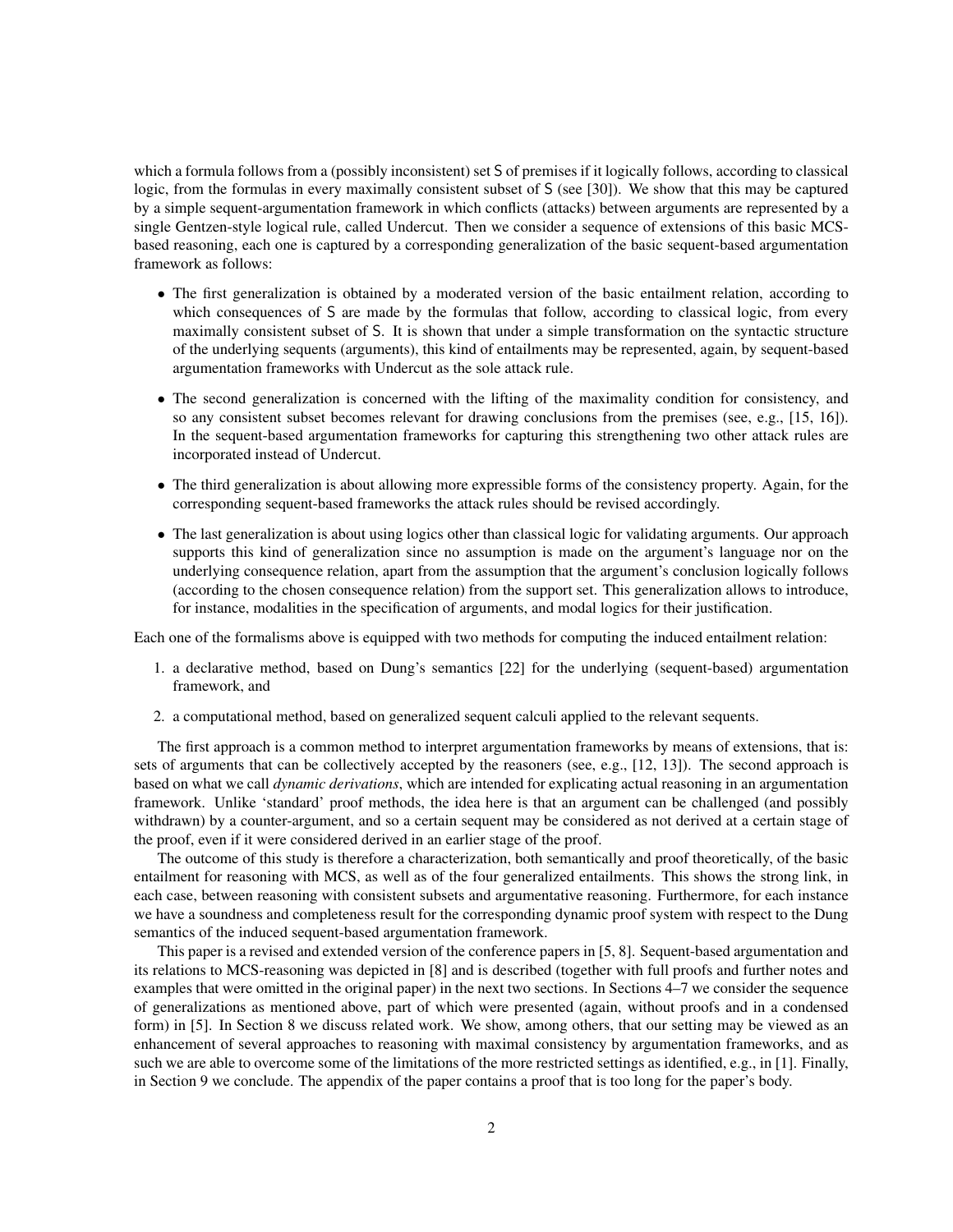which a formula follows from a (possibly inconsistent) set S of premises if it logically follows, according to classical logic, from the formulas in every maximally consistent subset of S (see [30]). We show that this may be captured by a simple sequent-argumentation framework in which conflicts (attacks) between arguments are represented by a single Gentzen-style logical rule, called Undercut. Then we consider a sequence of extensions of this basic MCS-based reasoning, each one is captured by a corresponding generalization of the basic sequent-based argumentation framework as follows:

- The first generalization is obtained by a moderated version of the basic entailment relation, according to which consequences of S are made by the formulas that follow, according to classical logic, from every maximally consistent subset of S. It is shown that under a simple transformation on the syntactic structure of the underlying sequents (arguments), this kind of entailments may be represented, again, by sequent-based argumentation frameworks with Undercut as the sole attack rule.
- The second generalization is concerned with the lifting of the maximality condition for consistency, and so any consistent subset becomes relevant for drawing conclusions from the premises (see, e.g., [15, 16]). In the sequent-based argumentation frameworks for capturing this strengthening two other attack rules are incorporated instead of Undercut.
- The third generalization is about allowing more expressible forms of the consistency property. Again, for the corresponding sequent-based frameworks the attack rules should be revised accordingly.
- The last generalization is about using logics other than classical logic for validating arguments. Our approach supports this kind of generalization since no assumption is made on the argument's language nor on the underlying consequence relation, apart from the assumption that the argument's conclusion logically follows (according to the chosen consequence relation) from the support set. This generalization allows to introduce, for instance, modalities in the specification of arguments, and modal logics for their justification.

Each one of the formalisms above is equipped with two methods for computing the induced entailment relation:

1. a declarative method, based on Dung's semantics [22] for the underlying (sequent-based) argumentation framework, and
2. a computational method, based on generalized sequent calculi applied to the relevant sequents.

The first approach is a common method to interpret argumentation frameworks by means of extensions, that is: sets of arguments that can be collectively accepted by the reasoners (see, e.g., [12, 13]). The second approach is based on what we call *dynamic derivations*, which are intended for explicating actual reasoning in an argumentation framework. Unlike 'standard' proof methods, the idea here is that an argument can be challenged (and possibly withdrawn) by a counter-argument, and so a certain sequent may be considered as not derived at a certain stage of the proof, even if it were considered derived in an earlier stage of the proof.

The outcome of this study is therefore a characterization, both semantically and proof theoretically, of the basic entailment for reasoning with MCS, as well as of the four generalized entailments. This shows the strong link, in each case, between reasoning with consistent subsets and argumentative reasoning. Furthermore, for each instance we have a soundness and completeness result for the corresponding dynamic proof system with respect to the Dung semantics of the induced sequent-based argumentation framework.

This paper is a revised and extended version of the conference papers in [5, 8]. Sequent-based argumentation and its relations to MCS-reasoning was depicted in [8] and is described (together with full proofs and further notes and examples that were omitted in the original paper) in the next two sections. In Sections 4–7 we consider the sequence of generalizations as mentioned above, part of which were presented (again, without proofs and in a condensed form) in [5]. In Section 8 we discuss related work. We show, among others, that our setting may be viewed as an enhancement of several approaches to reasoning with maximal consistency by argumentation frameworks, and as such we are able to overcome some of the limitations of the more restricted settings as identified, e.g., in [1]. Finally, in Section 9 we conclude. The appendix of the paper contains a proof that is too long for the paper's body.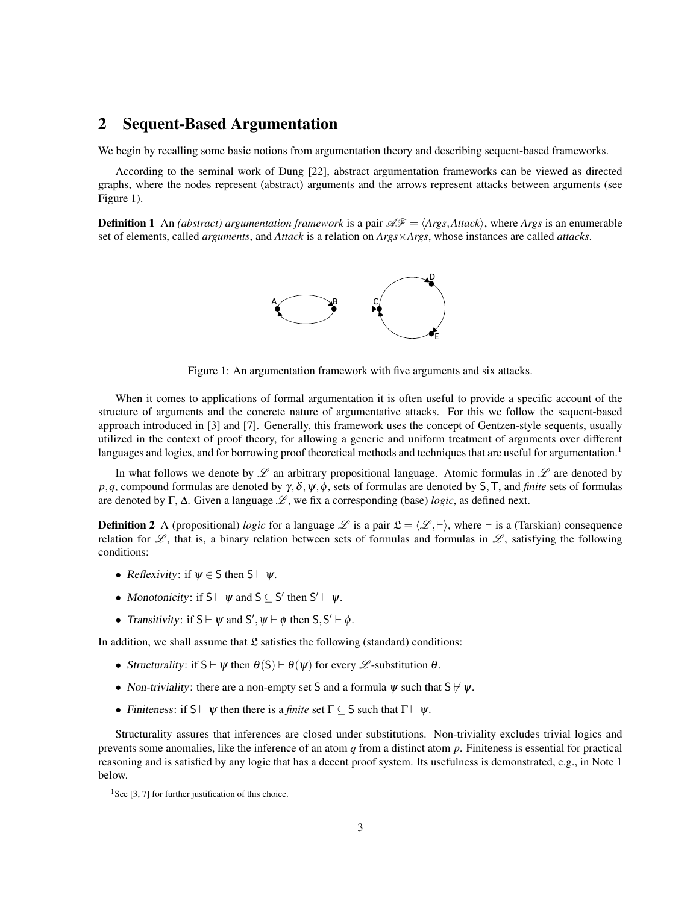## 2 Sequent-Based Argumentation

We begin by recalling some basic notions from argumentation theory and describing sequent-based frameworks.

According to the seminal work of Dung [22], abstract argumentation frameworks can be viewed as directed graphs, where the nodes represent (abstract) arguments and the arrows represent attacks between arguments (see Figure 1).

**Definition 1** An *(abstract) argumentation framework* is a pair $\mathscr{AF} = \langle \mathit{Args}, \mathit{Attack} \rangle$, where *Args* is an enumerable set of elements, called *arguments*, and *Attack* is a relation on $\mathit{Args} \times \mathit{Args}$, whose instances are called *attacks*.

Figure 1: An argumentation framework with five arguments and six attacks.

When it comes to applications of formal argumentation it is often useful to provide a specific account of the structure of arguments and the concrete nature of argumentative attacks. For this we follow the sequent-based approach introduced in [3] and [7]. Generally, this framework uses the concept of Gentzen-style sequents, usually utilized in the context of proof theory, for allowing a generic and uniform treatment of arguments over different languages and logics, and for borrowing proof theoretical methods and techniques that are useful for argumentation.[1]

In what follows we denote by $\mathscr{L}$ an arbitrary propositional language. Atomic formulas in $\mathscr{L}$ are denoted by $p, q$, compound formulas are denoted by $\gamma, \delta, \psi, \phi$, sets of formulas are denoted by $\mathsf{S}, \mathsf{T}$, and *finite* sets of formulas are denoted by $\Gamma$, $\Delta$. Given a language $\mathscr{L}$, we fix a corresponding (base) *logic*, as defined next.

**Definition 2** A (propositional) *logic* for a language $\mathscr{L}$ is a pair $\mathfrak{L} = \langle \mathscr{L}, \vdash \rangle$, where $\vdash$ is a (Tarskian) consequence relation for $\mathscr{L}$, that is, a binary relation between sets of formulas and formulas in $\mathscr{L}$, satisfying the following conditions:

- *Reflexivity*: if $\psi \in \mathsf{S}$ then $\mathsf{S} \vdash \psi$.
- *Monotonicity*: if $\mathsf{S} \vdash \psi$ and $\mathsf{S} \subseteq \mathsf{S}'$ then $\mathsf{S}' \vdash \psi$.
- *Transitivity*: if $\mathsf{S} \vdash \psi$ and $\mathsf{S}', \psi \vdash \phi$ then $\mathsf{S}, \mathsf{S}' \vdash \phi$.

In addition, we shall assume that $\mathfrak{L}$ satisfies the following (standard) conditions:

- *Structurality*: if $\mathsf{S} \vdash \psi$ then $\theta(\mathsf{S}) \vdash \theta(\psi)$ for every $\mathscr{L}$-substitution $\theta$.
- *Non-triviality*: there are a non-empty set $\mathsf{S}$ and a formula $\psi$ such that $\mathsf{S} \nvdash \psi$.
- *Finiteness*: if $\mathsf{S} \vdash \psi$ then there is a *finite* set $\Gamma \subseteq \mathsf{S}$ such that $\Gamma \vdash \psi$.

Structurality assures that inferences are closed under substitutions. Non-triviality excludes trivial logics and prevents some anomalies, like the inference of an atom $q$ from a distinct atom $p$. Finiteness is essential for practical reasoning and is satisfied by any logic that has a decent proof system. Its usefulness is demonstrated, e.g., in Note 1 below.

[1] See [3, 7] for further justification of this choice.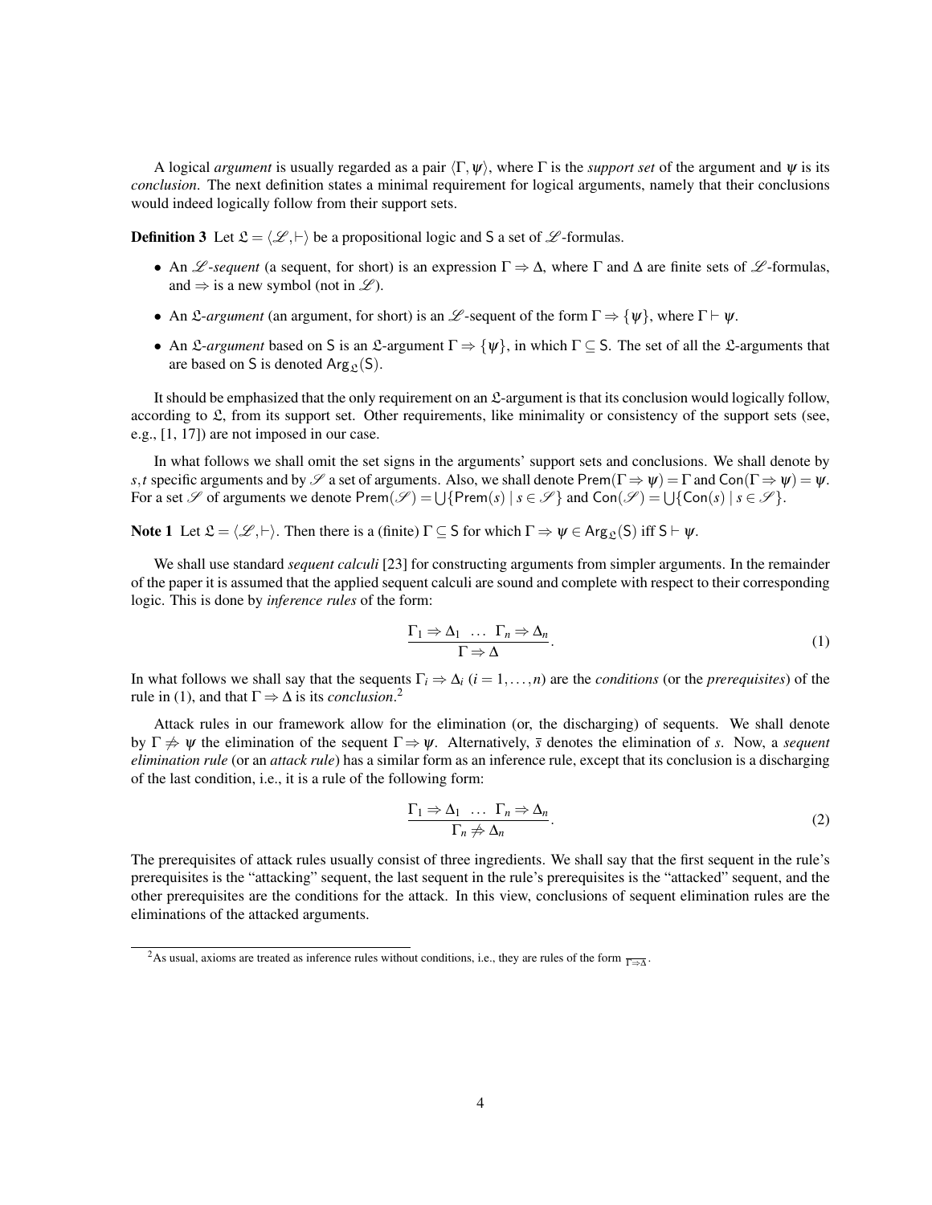A logical *argument* is usually regarded as a pair $\langle \Gamma, \psi \rangle$, where $\Gamma$ is the *support set* of the argument and $\psi$ is its *conclusion*. The next definition states a minimal requirement for logical arguments, namely that their conclusions would indeed logically follow from their support sets.

**Definition 3** Let $\mathfrak{L} = \langle \mathscr{L}, \vdash \rangle$ be a propositional logic and $\mathsf{S}$ a set of $\mathscr{L}$-formulas.

- An $\mathscr{L}$*-sequent* (a sequent, for short) is an expression $\Gamma \Rightarrow \Delta$, where $\Gamma$ and $\Delta$ are finite sets of $\mathscr{L}$-formulas, and $\Rightarrow$ is a new symbol (not in $\mathscr{L}$).
- An $\mathfrak{L}$*-argument* (an argument, for short) is an $\mathscr{L}$-sequent of the form $\Gamma \Rightarrow \{\psi\}$, where $\Gamma \vdash \psi$.
- An $\mathfrak{L}$*-argument* based on $\mathsf{S}$ is an $\mathfrak{L}$-argument $\Gamma \Rightarrow \{\psi\}$, in which $\Gamma \subseteq \mathsf{S}$. The set of all the $\mathfrak{L}$-arguments that are based on $\mathsf{S}$ is denoted $\mathsf{Arg}_{\mathfrak{L}}(\mathsf{S})$.

It should be emphasized that the only requirement on an $\mathfrak{L}$-argument is that its conclusion would logically follow, according to $\mathfrak{L}$, from its support set. Other requirements, like minimality or consistency of the support sets (see, e.g., [1, 17]) are not imposed in our case.

In what follows we shall omit the set signs in the arguments' support sets and conclusions. We shall denote by $s, t$ specific arguments and by $\mathscr{S}$ a set of arguments. Also, we shall denote $\mathsf{Prem}(\Gamma \Rightarrow \psi) = \Gamma$ and $\mathsf{Con}(\Gamma \Rightarrow \psi) = \psi$. For a set $\mathscr{S}$ of arguments we denote $\mathsf{Prem}(\mathscr{S}) = \bigcup\{\mathsf{Prem}(s) \mid s \in \mathscr{S}\}$ and $\mathsf{Con}(\mathscr{S}) = \bigcup\{\mathsf{Con}(s) \mid s \in \mathscr{S}\}$.

**Note 1** Let $\mathfrak{L} = \langle \mathscr{L}, \vdash \rangle$. Then there is a (finite) $\Gamma \subseteq \mathsf{S}$ for which $\Gamma \Rightarrow \psi \in \mathsf{Arg}_{\mathfrak{L}}(\mathsf{S})$ iff $\mathsf{S} \vdash \psi$.

We shall use standard *sequent calculi* [23] for constructing arguments from simpler arguments. In the remainder of the paper it is assumed that the applied sequent calculi are sound and complete with respect to their corresponding logic. This is done by *inference rules* of the form:

$$\frac{\Gamma_1 \Rightarrow \Delta_1 \quad \ldots \quad \Gamma_n \Rightarrow \Delta_n}{\Gamma \Rightarrow \Delta}. \tag{1}$$

In what follows we shall say that the sequents $\Gamma_i \Rightarrow \Delta_i$ ($i = 1, \ldots, n$) are the *conditions* (or the *prerequisites*) of the rule in (1), and that $\Gamma \Rightarrow \Delta$ is its *conclusion*.[2]

Attack rules in our framework allow for the elimination (or, the discharging) of sequents. We shall denote by $\Gamma \not\Rightarrow \psi$ the elimination of the sequent $\Gamma \Rightarrow \psi$. Alternatively, $\overline{s}$ denotes the elimination of $s$. Now, a *sequent elimination rule* (or an *attack rule*) has a similar form as an inference rule, except that its conclusion is a discharging of the last condition, i.e., it is a rule of the following form:

$$\frac{\Gamma_1 \Rightarrow \Delta_1 \quad \ldots \quad \Gamma_n \Rightarrow \Delta_n}{\Gamma_n \not\Rightarrow \Delta_n}. \tag{2}$$

The prerequisites of attack rules usually consist of three ingredients. We shall say that the first sequent in the rule's prerequisites is the "attacking" sequent, the last sequent in the rule's prerequisites is the "attacked" sequent, and the other prerequisites are the conditions for the attack. In this view, conclusions of sequent elimination rules are the eliminations of the attacked arguments.

[2] As usual, axioms are treated as inference rules without conditions, i.e., they are rules of the form $\overline{\Gamma \Rightarrow \Delta}$.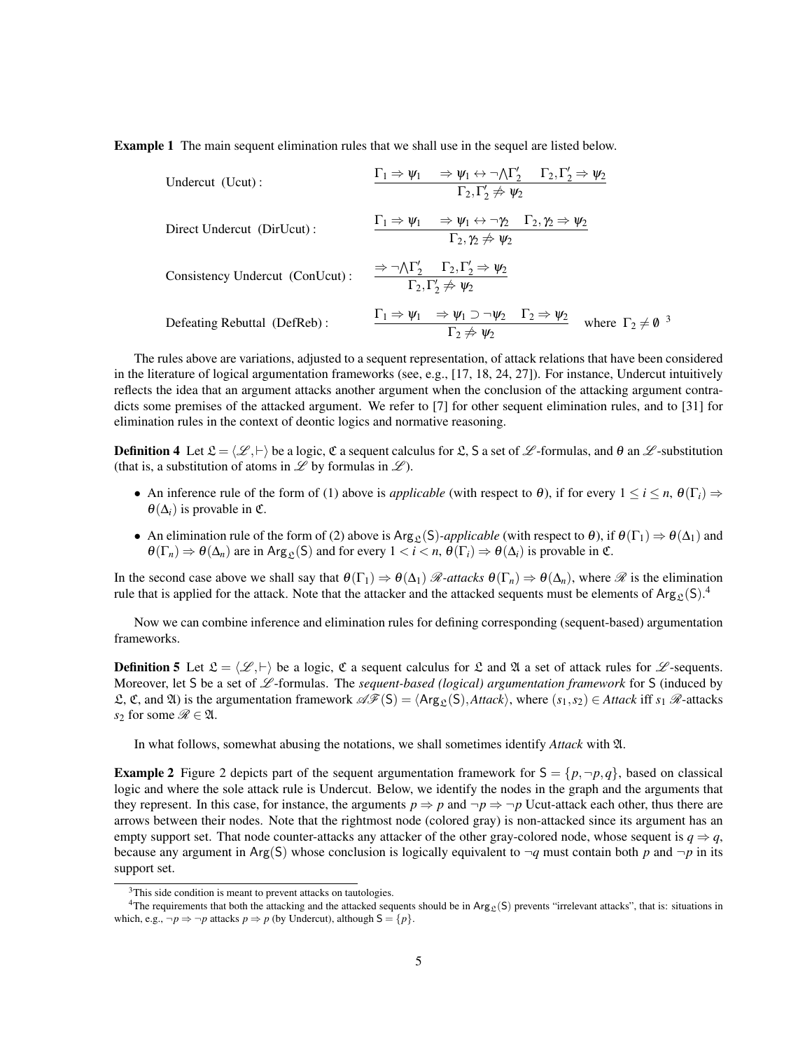**Example 1** The main sequent elimination rules that we shall use in the sequel are listed below.

Undercut (Ucut):
$$\frac{\Gamma_1 \Rightarrow \psi_1 \quad \Rightarrow \psi_1 \leftrightarrow \neg \bigwedge \Gamma_2' \quad \Gamma_2, \Gamma_2' \Rightarrow \psi_2}{\Gamma_2, \Gamma_2' \not\Rightarrow \psi_2}$$

Direct Undercut (DirUcut):
$$\frac{\Gamma_1 \Rightarrow \psi_1 \quad \Rightarrow \psi_1 \leftrightarrow \neg \gamma_2 \quad \Gamma_2, \gamma_2 \Rightarrow \psi_2}{\Gamma_2, \gamma_2 \not\Rightarrow \psi_2}$$

Consistency Undercut (ConUcut):
$$\frac{\Rightarrow \neg \bigwedge \Gamma_2' \quad \Gamma_2, \Gamma_2' \Rightarrow \psi_2}{\Gamma_2, \Gamma_2' \not\Rightarrow \psi_2}$$

Defeating Rebuttal (DefReb):
$$\frac{\Gamma_1 \Rightarrow \psi_1 \quad \Rightarrow \psi_1 \supset \neg \psi_2 \quad \Gamma_2 \Rightarrow \psi_2}{\Gamma_2 \not\Rightarrow \psi_2} \quad \text{where } \Gamma_2 \neq \emptyset$$ [3]

The rules above are variations, adjusted to a sequent representation, of attack relations that have been considered in the literature of logical argumentation frameworks (see, e.g., [17, 18, 24, 27]). For instance, Undercut intuitively reflects the idea that an argument attacks another argument when the conclusion of the attacking argument contradicts some premises of the attacked argument. We refer to [7] for other sequent elimination rules, and to [31] for elimination rules in the context of deontic logics and normative reasoning.

**Definition 4** Let $\mathfrak{L} = \langle \mathscr{L}, \vdash \rangle$ be a logic, $\mathfrak{C}$ a sequent calculus for $\mathfrak{L}$, $\mathsf{S}$ a set of $\mathscr{L}$-formulas, and $\theta$ an $\mathscr{L}$-substitution (that is, a substitution of atoms in $\mathscr{L}$ by formulas in $\mathscr{L}$).

- An inference rule of the form of (1) above is *applicable* (with respect to $\theta$), if for every $1 \leq i \leq n$, $\theta(\Gamma_i) \Rightarrow \theta(\Delta_i)$ is provable in $\mathfrak{C}$.
- An elimination rule of the form of (2) above is $\mathsf{Arg}_{\mathfrak{L}}(\mathsf{S})$*-applicable* (with respect to $\theta$), if $\theta(\Gamma_1) \Rightarrow \theta(\Delta_1)$ and $\theta(\Gamma_n) \Rightarrow \theta(\Delta_n)$ are in $\mathsf{Arg}_{\mathfrak{L}}(\mathsf{S})$ and for every $1 < i < n$, $\theta(\Gamma_i) \Rightarrow \theta(\Delta_i)$ is provable in $\mathfrak{C}$.

In the second case above we shall say that $\theta(\Gamma_1) \Rightarrow \theta(\Delta_1)$ $\mathscr{R}$*-attacks* $\theta(\Gamma_n) \Rightarrow \theta(\Delta_n)$, where $\mathscr{R}$ is the elimination rule that is applied for the attack. Note that the attacker and the attacked sequents must be elements of $\mathsf{Arg}_{\mathfrak{L}}(\mathsf{S})$.[4]

Now we can combine inference and elimination rules for defining corresponding (sequent-based) argumentation frameworks.

**Definition 5** Let $\mathfrak{L} = \langle \mathscr{L}, \vdash \rangle$ be a logic, $\mathfrak{C}$ a sequent calculus for $\mathfrak{L}$ and $\mathfrak{A}$ a set of attack rules for $\mathscr{L}$-sequents. Moreover, let $\mathsf{S}$ be a set of $\mathscr{L}$-formulas. The *sequent-based (logical) argumentation framework* for $\mathsf{S}$ (induced by $\mathfrak{L}$, $\mathfrak{C}$, and $\mathfrak{A}$) is the argumentation framework $\mathscr{AF}(\mathsf{S}) = \langle \mathsf{Arg}_{\mathfrak{L}}(\mathsf{S}), \mathit{Attack} \rangle$, where $(s_1, s_2) \in \mathit{Attack}$ iff $s_1$ $\mathscr{R}$-attacks $s_2$ for some $\mathscr{R} \in \mathfrak{A}$.

In what follows, somewhat abusing the notations, we shall sometimes identify *Attack* with $\mathfrak{A}$.

**Example 2** Figure 2 depicts part of the sequent argumentation framework for $\mathsf{S} = \{p, \neg p, q\}$, based on classical logic and where the sole attack rule is Undercut. Below, we identify the nodes in the graph and the arguments that they represent. In this case, for instance, the arguments $p \Rightarrow p$ and $\neg p \Rightarrow \neg p$ Ucut-attack each other, thus there are arrows between their nodes. Note that the rightmost node (colored gray) is non-attacked since its argument has an empty support set. That node counter-attacks any attacker of the other gray-colored node, whose sequent is $q \Rightarrow q$, because any argument in $\mathsf{Arg}(\mathsf{S})$ whose conclusion is logically equivalent to $\neg q$ must contain both $p$ and $\neg p$ in its support set.

[3] This side condition is meant to prevent attacks on tautologies.

[4] The requirements that both the attacking and the attacked sequents should be in $\mathsf{Arg}_{\mathfrak{L}}(\mathsf{S})$ prevents "irrelevant attacks", that is: situations in which, e.g., $\neg p \Rightarrow \neg p$ attacks $p \Rightarrow p$ (by Undercut), although $\mathsf{S} = \{p\}$.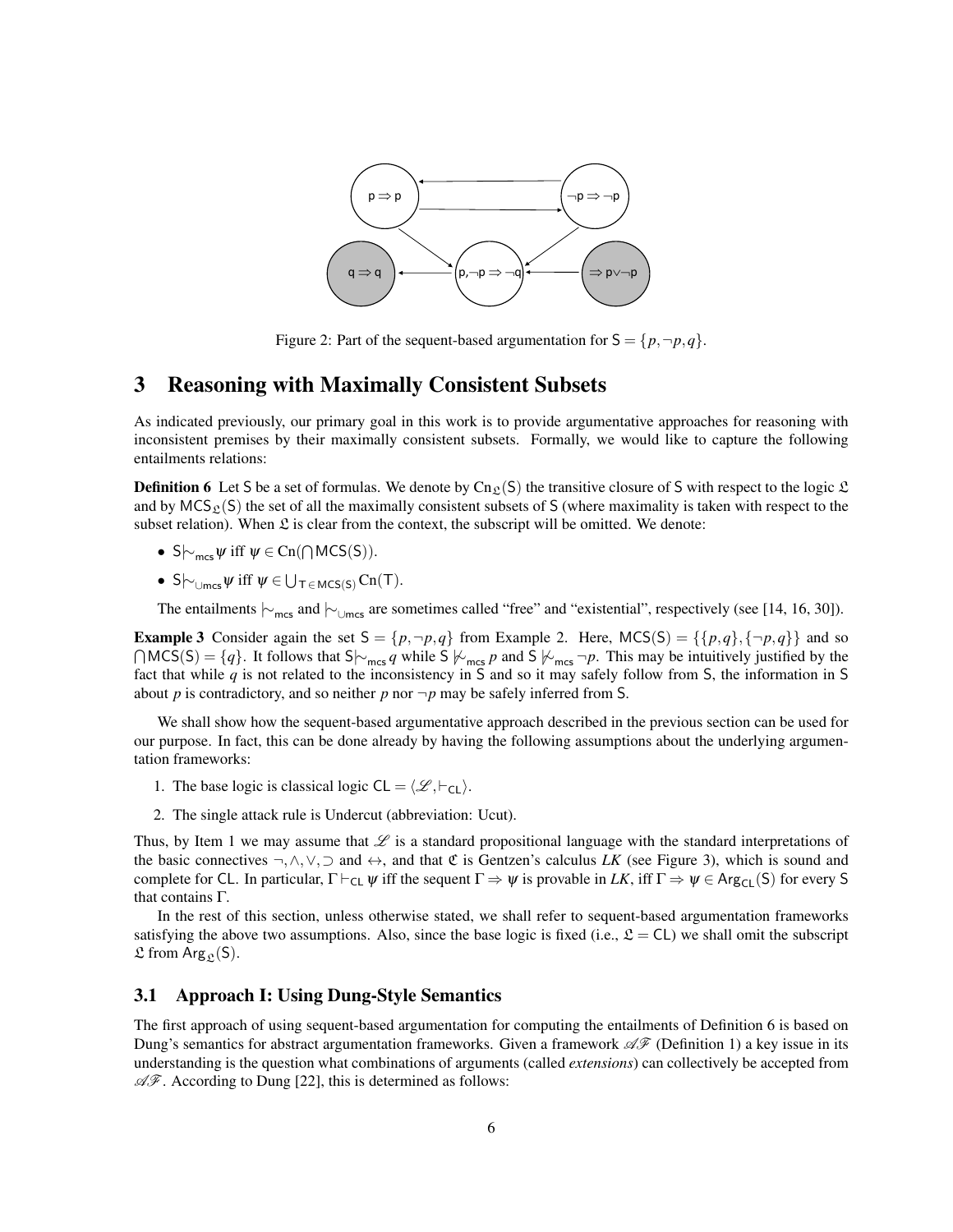Figure 2: Part of the sequent-based argumentation for $\mathsf{S} = \{p, \neg p, q\}$.

## 3 Reasoning with Maximally Consistent Subsets

As indicated previously, our primary goal in this work is to provide argumentative approaches for reasoning with inconsistent premises by their maximally consistent subsets. Formally, we would like to capture the following entailments relations:

**Definition 6** Let S be a set of formulas. We denote by $\mathrm{Cn}_{\mathfrak{L}}(\mathsf{S})$ the transitive closure of S with respect to the logic $\mathfrak{L}$ and by $\mathsf{MCS}_{\mathfrak{L}}(\mathsf{S})$ the set of all the maximally consistent subsets of S (where maximality is taken with respect to the subset relation). When $\mathfrak{L}$ is clear from the context, the subscript will be omitted. We denote:

- $\mathsf{S} \mid\!\sim_{\mathsf{mcs}} \psi$ iff $\psi \in \mathrm{Cn}(\bigcap \mathsf{MCS}(\mathsf{S}))$.
- $\mathsf{S} \mid\!\sim_{\cup\mathsf{mcs}} \psi$ iff $\psi \in \bigcup_{\mathsf{T} \in \mathsf{MCS}(\mathsf{S})} \mathrm{Cn}(\mathsf{T})$.

The entailments $\mid\!\sim_{\mathsf{mcs}}$ and $\mid\!\sim_{\cup\mathsf{mcs}}$ are sometimes called "free" and "existential", respectively (see [14, 16, 30]).

**Example 3** Consider again the set $\mathsf{S} = \{p, \neg p, q\}$ from Example 2. Here, $\mathsf{MCS}(\mathsf{S}) = \{\{p, q\}, \{\neg p, q\}\}$ and so $\bigcap \mathsf{MCS}(\mathsf{S}) = \{q\}$. It follows that $\mathsf{S} \mid\!\sim_{\mathsf{mcs}} q$ while $\mathsf{S} \not\mid\!\sim_{\mathsf{mcs}} p$ and $\mathsf{S} \not\mid\!\sim_{\mathsf{mcs}} \neg p$. This may be intuitively justified by the fact that while $q$ is not related to the inconsistency in S and so it may safely follow from S, the information in S about $p$ is contradictory, and so neither $p$ nor $\neg p$ may be safely inferred from S.

We shall show how the sequent-based argumentative approach described in the previous section can be used for our purpose. In fact, this can be done already by having the following assumptions about the underlying argumentation frameworks:

1. The base logic is classical logic $\mathsf{CL} = \langle \mathscr{L}, \vdash_{\mathsf{CL}} \rangle$.
2. The single attack rule is Undercut (abbreviation: Ucut).

Thus, by Item 1 we may assume that $\mathscr{L}$ is a standard propositional language with the standard interpretations of the basic connectives $\neg, \wedge, \vee, \supset$ and $\leftrightarrow$, and that $\mathfrak{C}$ is Gentzen's calculus *LK* (see Figure 3), which is sound and complete for CL. In particular, $\Gamma \vdash_{\mathsf{CL}} \psi$ iff the sequent $\Gamma \Rightarrow \psi$ is provable in *LK*, iff $\Gamma \Rightarrow \psi \in \mathsf{Arg}_{\mathsf{CL}}(\mathsf{S})$ for every S that contains $\Gamma$.

In the rest of this section, unless otherwise stated, we shall refer to sequent-based argumentation frameworks satisfying the above two assumptions. Also, since the base logic is fixed (i.e., $\mathfrak{L} = \mathsf{CL}$) we shall omit the subscript $\mathfrak{L}$ from $\mathsf{Arg}_{\mathfrak{L}}(\mathsf{S})$.

### 3.1 Approach I: Using Dung-Style Semantics

The first approach of using sequent-based argumentation for computing the entailments of Definition 6 is based on Dung's semantics for abstract argumentation frameworks. Given a framework $\mathscr{AF}$ (Definition 1) a key issue in its understanding is the question what combinations of arguments (called *extensions*) can collectively be accepted from $\mathscr{AF}$. According to Dung [22], this is determined as follows: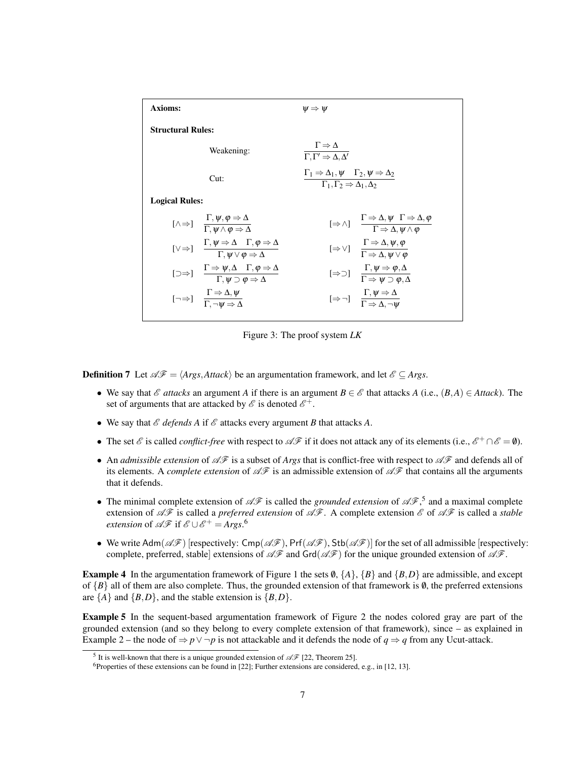| | |
|---|---|
| **Axioms:** | $\psi \Rightarrow \psi$ |
| **Structural Rules:** | |
| Weakening: | $\dfrac{\Gamma \Rightarrow \Delta}{\Gamma, \Gamma' \Rightarrow \Delta, \Delta'}$ |
| Cut: | $\dfrac{\Gamma_1 \Rightarrow \Delta_1, \psi \quad \Gamma_2, \psi \Rightarrow \Delta_2}{\Gamma_1, \Gamma_2 \Rightarrow \Delta_1, \Delta_2}$ |
| **Logical Rules:** | |
| $[\wedge\Rightarrow]$ $\dfrac{\Gamma, \psi, \varphi \Rightarrow \Delta}{\Gamma, \psi \wedge \varphi \Rightarrow \Delta}$ | $[\Rightarrow\wedge]$ $\dfrac{\Gamma \Rightarrow \Delta, \psi \quad \Gamma \Rightarrow \Delta, \varphi}{\Gamma \Rightarrow \Delta, \psi \wedge \varphi}$ |
| $[\vee\Rightarrow]$ $\dfrac{\Gamma, \psi \Rightarrow \Delta \quad \Gamma, \varphi \Rightarrow \Delta}{\Gamma, \psi \vee \varphi \Rightarrow \Delta}$ | $[\Rightarrow\vee]$ $\dfrac{\Gamma \Rightarrow \Delta, \psi, \varphi}{\Gamma \Rightarrow \Delta, \psi \vee \varphi}$ |
| $[\supset\Rightarrow]$ $\dfrac{\Gamma \Rightarrow \psi, \Delta \quad \Gamma, \varphi \Rightarrow \Delta}{\Gamma, \psi \supset \varphi \Rightarrow \Delta}$ | $[\Rightarrow\supset]$ $\dfrac{\Gamma, \psi \Rightarrow \varphi, \Delta}{\Gamma \Rightarrow \psi \supset \varphi, \Delta}$ |
| $[\neg\Rightarrow]$ $\dfrac{\Gamma \Rightarrow \Delta, \psi}{\Gamma, \neg\psi \Rightarrow \Delta}$ | $[\Rightarrow\neg]$ $\dfrac{\Gamma, \psi \Rightarrow \Delta}{\Gamma \Rightarrow \Delta, \neg\psi}$ |

Figure 3: The proof system *LK*

**Definition 7** Let $\mathscr{AF} = \langle Args, Attack \rangle$ be an argumentation framework, and let $\mathscr{E} \subseteq Args$.

- We say that $\mathscr{E}$ *attacks* an argument $A$ if there is an argument $B \in \mathscr{E}$ that attacks $A$ (i.e., $(B,A) \in Attack$). The set of arguments that are attacked by $\mathscr{E}$ is denoted $\mathscr{E}^+$.
- We say that $\mathscr{E}$ *defends* $A$ if $\mathscr{E}$ attacks every argument $B$ that attacks $A$.
- The set $\mathscr{E}$ is called *conflict-free* with respect to $\mathscr{AF}$ if it does not attack any of its elements (i.e., $\mathscr{E}^+ \cap \mathscr{E} = \emptyset$).
- An *admissible extension* of $\mathscr{AF}$ is a subset of *Args* that is conflict-free with respect to $\mathscr{AF}$ and defends all of its elements. A *complete extension* of $\mathscr{AF}$ is an admissible extension of $\mathscr{AF}$ that contains all the arguments that it defends.
- The minimal complete extension of $\mathscr{AF}$ is called the *grounded extension* of $\mathscr{AF}$,[5] and a maximal complete extension of $\mathscr{AF}$ is called a *preferred extension* of $\mathscr{AF}$. A complete extension $\mathscr{E}$ of $\mathscr{AF}$ is called a *stable extension* of $\mathscr{AF}$ if $\mathscr{E} \cup \mathscr{E}^+ = Args$.[6]
- We write $\mathsf{Adm}(\mathscr{AF})$ [respectively: $\mathsf{Cmp}(\mathscr{AF})$, $\mathsf{Prf}(\mathscr{AF})$, $\mathsf{Stb}(\mathscr{AF})$] for the set of all admissible [respectively: complete, preferred, stable] extensions of $\mathscr{AF}$ and $\mathsf{Grd}(\mathscr{AF})$ for the unique grounded extension of $\mathscr{AF}$.

**Example 4** In the argumentation framework of Figure 1 the sets $\emptyset$, $\{A\}$, $\{B\}$ and $\{B,D\}$ are admissible, and except of $\{B\}$ all of them are also complete. Thus, the grounded extension of that framework is $\emptyset$, the preferred extensions are $\{A\}$ and $\{B,D\}$, and the stable extension is $\{B,D\}$.

**Example 5** In the sequent-based argumentation framework of Figure 2 the nodes colored gray are part of the grounded extension (and so they belong to every complete extension of that framework), since – as explained in Example 2 – the node of $\Rightarrow p \vee \neg p$ is not attackable and it defends the node of $q \Rightarrow q$ from any Ucut-attack.

[5] It is well-known that there is a unique grounded extension of $\mathscr{AF}$ [22, Theorem 25].

[6] Properties of these extensions can be found in [22]; Further extensions are considered, e.g., in [12, 13].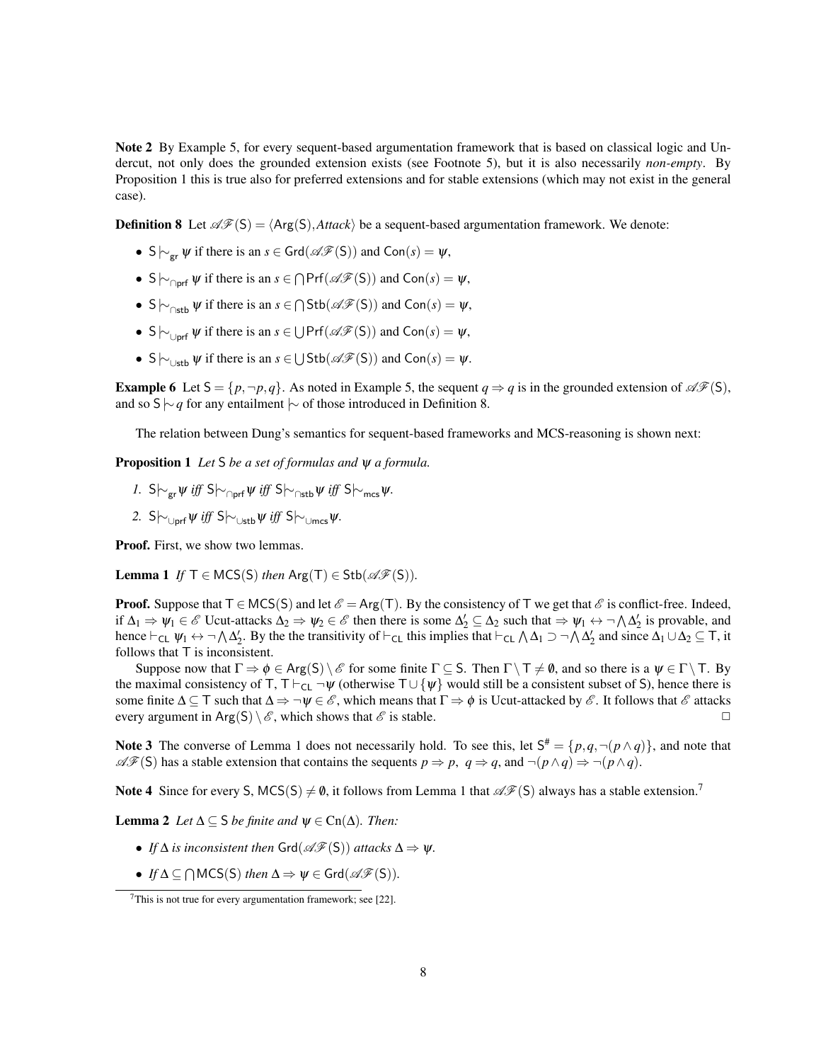**Note 2** By Example 5, for every sequent-based argumentation framework that is based on classical logic and Undercut, not only does the grounded extension exists (see Footnote 5), but it is also necessarily *non-empty*. By Proposition 1 this is true also for preferred extensions and for stable extensions (which may not exist in the general case).

**Definition 8** Let $\mathscr{AF}(\mathsf{S}) = \langle \mathsf{Arg}(\mathsf{S}), \mathit{Attack} \rangle$ be a sequent-based argumentation framework. We denote:

- $\mathsf{S} \mid\!\sim_{\mathsf{gr}} \psi$ if there is an $s \in \mathsf{Grd}(\mathscr{AF}(\mathsf{S}))$ and $\mathsf{Con}(s) = \psi$,
- $\mathsf{S} \mid\!\sim_{\cap\mathsf{prf}} \psi$ if there is an $s \in \bigcap \mathsf{Prf}(\mathscr{AF}(\mathsf{S}))$ and $\mathsf{Con}(s) = \psi$,
- $\mathsf{S} \mid\!\sim_{\cap\mathsf{stb}} \psi$ if there is an $s \in \bigcap \mathsf{Stb}(\mathscr{AF}(\mathsf{S}))$ and $\mathsf{Con}(s) = \psi$,
- $\mathsf{S} \mid\!\sim_{\cup\mathsf{prf}} \psi$ if there is an $s \in \bigcup \mathsf{Prf}(\mathscr{AF}(\mathsf{S}))$ and $\mathsf{Con}(s) = \psi$,
- $\mathsf{S} \mid\!\sim_{\cup\mathsf{stb}} \psi$ if there is an $s \in \bigcup \mathsf{Stb}(\mathscr{AF}(\mathsf{S}))$ and $\mathsf{Con}(s) = \psi$.

**Example 6** Let $\mathsf{S} = \{p, \neg p, q\}$. As noted in Example 5, the sequent $q \Rightarrow q$ is in the grounded extension of $\mathscr{AF}(\mathsf{S})$, and so $\mathsf{S} \mid\!\sim q$ for any entailment $\mid\!\sim$ of those introduced in Definition 8.

The relation between Dung's semantics for sequent-based frameworks and MCS-reasoning is shown next:

**Proposition 1** *Let* $\mathsf{S}$ *be a set of formulas and* $\psi$ *a formula.*

1. $\mathsf{S} \mid\!\sim_{\mathsf{gr}} \psi$ *iff* $\mathsf{S} \mid\!\sim_{\cap\mathsf{prf}} \psi$ *iff* $\mathsf{S} \mid\!\sim_{\cap\mathsf{stb}} \psi$ *iff* $\mathsf{S} \mid\!\sim_{\mathsf{mcs}} \psi$.
2. $\mathsf{S} \mid\!\sim_{\cup\mathsf{prf}} \psi$ *iff* $\mathsf{S} \mid\!\sim_{\cup\mathsf{stb}} \psi$ *iff* $\mathsf{S} \mid\!\sim_{\cup\mathsf{mcs}} \psi$.

**Proof.** First, we show two lemmas.

**Lemma 1** *If* $\mathsf{T} \in \mathsf{MCS}(\mathsf{S})$ *then* $\mathsf{Arg}(\mathsf{T}) \in \mathsf{Stb}(\mathscr{AF}(\mathsf{S}))$.

**Proof.** Suppose that $\mathsf{T} \in \mathsf{MCS}(\mathsf{S})$ and let $\mathscr{E} = \mathsf{Arg}(\mathsf{T})$. By the consistency of $\mathsf{T}$ we get that $\mathscr{E}$ is conflict-free. Indeed, if $\Delta_1 \Rightarrow \psi_1 \in \mathscr{E}$ Ucut-attacks $\Delta_2 \Rightarrow \psi_2 \in \mathscr{E}$ then there is some $\Delta_2' \subseteq \Delta_2$ such that $\Rightarrow \psi_1 \leftrightarrow \neg \bigwedge \Delta_2'$ is provable, and hence $\vdash_{\mathsf{CL}} \psi_1 \leftrightarrow \neg \bigwedge \Delta_2'$. By the the transitivity of $\vdash_{\mathsf{CL}}$ this implies that $\vdash_{\mathsf{CL}} \bigwedge \Delta_1 \supset \neg \bigwedge \Delta_2'$ and since $\Delta_1 \cup \Delta_2 \subseteq \mathsf{T}$, it follows that $\mathsf{T}$ is inconsistent.

Suppose now that $\Gamma \Rightarrow \phi \in \mathsf{Arg}(\mathsf{S}) \setminus \mathscr{E}$ for some finite $\Gamma \subseteq \mathsf{S}$. Then $\Gamma \setminus \mathsf{T} \neq \emptyset$, and so there is a $\psi \in \Gamma \setminus \mathsf{T}$. By the maximal consistency of $\mathsf{T}$, $\mathsf{T} \vdash_{\mathsf{CL}} \neg\psi$ (otherwise $\mathsf{T} \cup \{\psi\}$ would still be a consistent subset of $\mathsf{S}$), hence there is some finite $\Delta \subseteq \mathsf{T}$ such that $\Delta \Rightarrow \neg\psi \in \mathscr{E}$, which means that $\Gamma \Rightarrow \phi$ is Ucut-attacked by $\mathscr{E}$. It follows that $\mathscr{E}$ attacks every argument in $\mathsf{Arg}(\mathsf{S}) \setminus \mathscr{E}$, which shows that $\mathscr{E}$ is stable. □

**Note 3** The converse of Lemma 1 does not necessarily hold. To see this, let $\mathsf{S}^{\#} = \{p, q, \neg(p \wedge q)\}$, and note that $\mathscr{AF}(\mathsf{S})$ has a stable extension that contains the sequents $p \Rightarrow p$, $q \Rightarrow q$, and $\neg(p \wedge q) \Rightarrow \neg(p \wedge q)$.

**Note 4** Since for every $\mathsf{S}$, $\mathsf{MCS}(\mathsf{S}) \neq \emptyset$, it follows from Lemma 1 that $\mathscr{AF}(\mathsf{S})$ always has a stable extension.[7]

**Lemma 2** *Let* $\Delta \subseteq \mathsf{S}$ *be finite and* $\psi \in \mathrm{Cn}(\Delta)$. *Then:*

- *If* $\Delta$ *is inconsistent then* $\mathsf{Grd}(\mathscr{AF}(\mathsf{S}))$ *attacks* $\Delta \Rightarrow \psi$.
- *If* $\Delta \subseteq \bigcap \mathsf{MCS}(\mathsf{S})$ *then* $\Delta \Rightarrow \psi \in \mathsf{Grd}(\mathscr{AF}(\mathsf{S}))$.

[7] This is not true for every argumentation framework; see [22].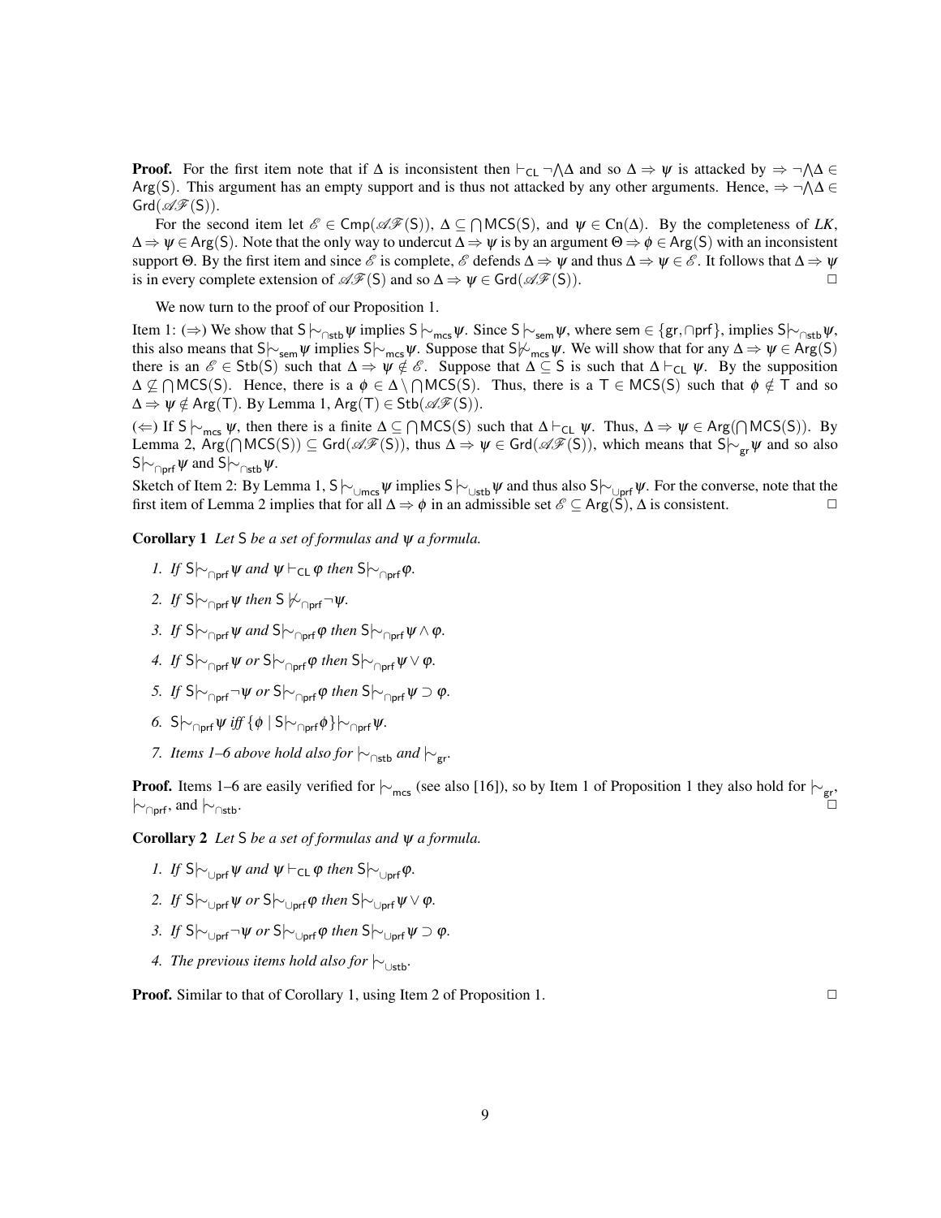**Proof.** For the first item note that if $\Delta$ is inconsistent then $\vdash_{\mathsf{CL}} \neg\bigwedge\Delta$ and so $\Delta \Rightarrow \psi$ is attacked by $\Rightarrow \neg\bigwedge\Delta \in \mathsf{Arg}(\mathsf{S})$. This argument has an empty support and is thus not attacked by any other arguments. Hence, $\Rightarrow \neg\bigwedge\Delta \in \mathsf{Grd}(\mathscr{AF}(\mathsf{S}))$.

For the second item let $\mathscr{E} \in \mathsf{Cmp}(\mathscr{AF}(\mathsf{S}))$, $\Delta \subseteq \bigcap\mathsf{MCS}(\mathsf{S})$, and $\psi \in \mathrm{Cn}(\Delta)$. By the completeness of *LK*, $\Delta \Rightarrow \psi \in \mathsf{Arg}(\mathsf{S})$. Note that the only way to undercut $\Delta \Rightarrow \psi$ is by an argument $\Theta \Rightarrow \phi \in \mathsf{Arg}(\mathsf{S})$ with an inconsistent support $\Theta$. By the first item and since $\mathscr{E}$ is complete, $\mathscr{E}$ defends $\Delta \Rightarrow \psi$ and thus $\Delta \Rightarrow \psi \in \mathscr{E}$. It follows that $\Delta \Rightarrow \psi$ is in every complete extension of $\mathscr{AF}(\mathsf{S})$ and so $\Delta \Rightarrow \psi \in \mathsf{Grd}(\mathscr{AF}(\mathsf{S}))$. □

We now turn to the proof of our Proposition 1.

Item 1: ($\Rightarrow$) We show that $\mathsf{S} \mathrel{|\!\sim}_{\cap\mathsf{stb}} \psi$ implies $\mathsf{S} \mathrel{|\!\sim}_{\mathsf{mcs}} \psi$. Since $\mathsf{S} \mathrel{|\!\sim}_{\mathsf{sem}} \psi$, where $\mathsf{sem} \in \{\mathsf{gr}, \cap\mathsf{prf}\}$, implies $\mathsf{S} \mathrel{|\!\sim}_{\cap\mathsf{stb}} \psi$, this also means that $\mathsf{S} \mathrel{|\!\sim}_{\mathsf{sem}} \psi$ implies $\mathsf{S} \mathrel{|\!\sim}_{\mathsf{mcs}} \psi$. Suppose that $\mathsf{S} \not\mathrel{|\!\sim}_{\mathsf{mcs}} \psi$. We will show that for any $\Delta \Rightarrow \psi \in \mathsf{Arg}(\mathsf{S})$ there is an $\mathscr{E} \in \mathsf{Stb}(\mathsf{S})$ such that $\Delta \Rightarrow \psi \notin \mathscr{E}$. Suppose that $\Delta \subseteq \mathsf{S}$ is such that $\Delta \vdash_{\mathsf{CL}} \psi$. By the supposition $\Delta \not\subseteq \bigcap\mathsf{MCS}(\mathsf{S})$. Hence, there is a $\phi \in \Delta \setminus \bigcap\mathsf{MCS}(\mathsf{S})$. Thus, there is a $\mathsf{T} \in \mathsf{MCS}(\mathsf{S})$ such that $\phi \notin \mathsf{T}$ and so $\Delta \Rightarrow \psi \notin \mathsf{Arg}(\mathsf{T})$. By Lemma 1, $\mathsf{Arg}(\mathsf{T}) \in \mathsf{Stb}(\mathscr{AF}(\mathsf{S}))$.

($\Leftarrow$) If $\mathsf{S} \mathrel{|\!\sim}_{\mathsf{mcs}} \psi$, then there is a finite $\Delta \subseteq \bigcap\mathsf{MCS}(\mathsf{S})$ such that $\Delta \vdash_{\mathsf{CL}} \psi$. Thus, $\Delta \Rightarrow \psi \in \mathsf{Arg}(\bigcap\mathsf{MCS}(\mathsf{S}))$. By Lemma 2, $\mathsf{Arg}(\bigcap\mathsf{MCS}(\mathsf{S})) \subseteq \mathsf{Grd}(\mathscr{AF}(\mathsf{S}))$, thus $\Delta \Rightarrow \psi \in \mathsf{Grd}(\mathscr{AF}(\mathsf{S}))$, which means that $\mathsf{S} \mathrel{|\!\sim}_{\mathsf{gr}} \psi$ and so also $\mathsf{S} \mathrel{|\!\sim}_{\cap\mathsf{prf}} \psi$ and $\mathsf{S} \mathrel{|\!\sim}_{\cap\mathsf{stb}} \psi$.

Sketch of Item 2: By Lemma 1, $\mathsf{S} \mathrel{|\!\sim}_{\cup\mathsf{mcs}} \psi$ implies $\mathsf{S} \mathrel{|\!\sim}_{\cup\mathsf{stb}} \psi$ and thus also $\mathsf{S} \mathrel{|\!\sim}_{\cup\mathsf{prf}} \psi$. For the converse, note that the first item of Lemma 2 implies that for all $\Delta \Rightarrow \phi$ in an admissible set $\mathscr{E} \subseteq \mathsf{Arg}(\mathsf{S})$, $\Delta$ is consistent. □

**Corollary 1** *Let $\mathsf{S}$ be a set of formulas and $\psi$ a formula.*

1. *If $\mathsf{S} \mathrel{|\!\sim}_{\cap\mathsf{prf}} \psi$ and $\psi \vdash_{\mathsf{CL}} \varphi$ then $\mathsf{S} \mathrel{|\!\sim}_{\cap\mathsf{prf}} \varphi$.*
2. *If $\mathsf{S} \mathrel{|\!\sim}_{\cap\mathsf{prf}} \psi$ then $\mathsf{S} \not\mathrel{|\!\sim}_{\cap\mathsf{prf}} \neg\psi$.*
3. *If $\mathsf{S} \mathrel{|\!\sim}_{\cap\mathsf{prf}} \psi$ and $\mathsf{S} \mathrel{|\!\sim}_{\cap\mathsf{prf}} \varphi$ then $\mathsf{S} \mathrel{|\!\sim}_{\cap\mathsf{prf}} \psi \wedge \varphi$.*
4. *If $\mathsf{S} \mathrel{|\!\sim}_{\cap\mathsf{prf}} \psi$ or $\mathsf{S} \mathrel{|\!\sim}_{\cap\mathsf{prf}} \varphi$ then $\mathsf{S} \mathrel{|\!\sim}_{\cap\mathsf{prf}} \psi \vee \varphi$.*
5. *If $\mathsf{S} \mathrel{|\!\sim}_{\cap\mathsf{prf}} \neg\psi$ or $\mathsf{S} \mathrel{|\!\sim}_{\cap\mathsf{prf}} \varphi$ then $\mathsf{S} \mathrel{|\!\sim}_{\cap\mathsf{prf}} \psi \supset \varphi$.*
6. *$\mathsf{S} \mathrel{|\!\sim}_{\cap\mathsf{prf}} \psi$ iff $\{\phi \mid \mathsf{S} \mathrel{|\!\sim}_{\cap\mathsf{prf}} \phi\} \mathrel{|\!\sim}_{\cap\mathsf{prf}} \psi$.*
7. *Items 1–6 above hold also for $\mathrel{|\!\sim}_{\cap\mathsf{stb}}$ and $\mathrel{|\!\sim}_{\mathsf{gr}}$.*

**Proof.** Items 1–6 are easily verified for $\mathrel{|\!\sim}_{\mathsf{mcs}}$ (see also [16]), so by Item 1 of Proposition 1 they also hold for $\mathrel{|\!\sim}_{\mathsf{gr}}$, $\mathrel{|\!\sim}_{\cap\mathsf{prf}}$, and $\mathrel{|\!\sim}_{\cap\mathsf{stb}}$. □

**Corollary 2** *Let $\mathsf{S}$ be a set of formulas and $\psi$ a formula.*

1. *If $\mathsf{S} \mathrel{|\!\sim}_{\cup\mathsf{prf}} \psi$ and $\psi \vdash_{\mathsf{CL}} \varphi$ then $\mathsf{S} \mathrel{|\!\sim}_{\cup\mathsf{prf}} \varphi$.*
2. *If $\mathsf{S} \mathrel{|\!\sim}_{\cup\mathsf{prf}} \psi$ or $\mathsf{S} \mathrel{|\!\sim}_{\cup\mathsf{prf}} \varphi$ then $\mathsf{S} \mathrel{|\!\sim}_{\cup\mathsf{prf}} \psi \vee \varphi$.*
3. *If $\mathsf{S} \mathrel{|\!\sim}_{\cup\mathsf{prf}} \neg\psi$ or $\mathsf{S} \mathrel{|\!\sim}_{\cup\mathsf{prf}} \varphi$ then $\mathsf{S} \mathrel{|\!\sim}_{\cup\mathsf{prf}} \psi \supset \varphi$.*
4. *The previous items hold also for $\mathrel{|\!\sim}_{\cup\mathsf{stb}}$.*

**Proof.** Similar to that of Corollary 1, using Item 2 of Proposition 1. □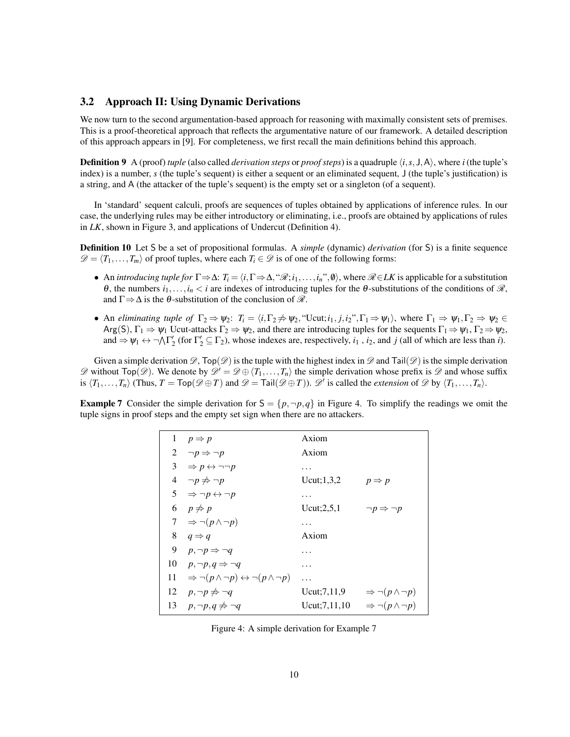### 3.2 Approach II: Using Dynamic Derivations

We now turn to the second argumentation-based approach for reasoning with maximally consistent sets of premises. This is a proof-theoretical approach that reflects the argumentative nature of our framework. A detailed description of this approach appears in [9]. For completeness, we first recall the main definitions behind this approach.

**Definition 9** A (proof) *tuple* (also called *derivation steps* or *proof steps*) is a quadruple $\langle i, s, \mathsf{J}, \mathsf{A}\rangle$, where $i$ (the tuple's index) is a number, $s$ (the tuple's sequent) is either a sequent or an eliminated sequent, $\mathsf{J}$ (the tuple's justification) is a string, and $\mathsf{A}$ (the attacker of the tuple's sequent) is the empty set or a singleton (of a sequent).

In 'standard' sequent calculi, proofs are sequences of tuples obtained by applications of inference rules. In our case, the underlying rules may be either introductory or eliminating, i.e., proofs are obtained by applications of rules in *LK*, shown in Figure 3, and applications of Undercut (Definition 4).

**Definition 10** Let $\mathsf{S}$ be a set of propositional formulas. A *simple* (dynamic) *derivation* (for $\mathsf{S}$) is a finite sequence $\mathscr{D} = \langle T_1, \ldots, T_m\rangle$ of proof tuples, where each $T_i \in \mathscr{D}$ is of one of the following forms:

- An *introducing tuple for* $\Gamma \Rightarrow \Delta$: $T_i = \langle i, \Gamma \Rightarrow \Delta, \text{“}\mathscr{R}; i_1, \ldots, i_n\text{”}, \emptyset\rangle$, where $\mathscr{R} \in LK$ is applicable for a substitution $\theta$, the numbers $i_1, \ldots, i_n < i$ are indexes of introducing tuples for the $\theta$-substitutions of the conditions of $\mathscr{R}$, and $\Gamma \Rightarrow \Delta$ is the $\theta$-substitution of the conclusion of $\mathscr{R}$.
- An *eliminating tuple of* $\Gamma_2 \Rightarrow \psi_2$: $T_i = \langle i, \Gamma_2 \not\Rightarrow \psi_2, \text{“Ucut;}i_1, j, i_2\text{”}, \Gamma_1 \Rightarrow \psi_1\rangle$, where $\Gamma_1 \Rightarrow \psi_1, \Gamma_2 \Rightarrow \psi_2 \in \mathsf{Arg}(\mathsf{S})$, $\Gamma_1 \Rightarrow \psi_1$ Ucut-attacks $\Gamma_2 \Rightarrow \psi_2$, and there are introducing tuples for the sequents $\Gamma_1 \Rightarrow \psi_1$, $\Gamma_2 \Rightarrow \psi_2$, and $\Rightarrow \psi_1 \leftrightarrow \neg \bigwedge \Gamma_2'$ (for $\Gamma_2' \subseteq \Gamma_2$), whose indexes are, respectively, $i_1$ , $i_2$, and $j$ (all of which are less than $i$).

Given a simple derivation $\mathscr{D}$, $\mathsf{Top}(\mathscr{D})$ is the tuple with the highest index in $\mathscr{D}$ and $\mathsf{Tail}(\mathscr{D})$ is the simple derivation $\mathscr{D}$ without $\mathsf{Top}(\mathscr{D})$. We denote by $\mathscr{D}' = \mathscr{D} \oplus \langle T_1, \ldots, T_n\rangle$ the simple derivation whose prefix is $\mathscr{D}$ and whose suffix is $\langle T_1, \ldots, T_n\rangle$ (Thus, $T = \mathsf{Top}(\mathscr{D} \oplus T)$ and $\mathscr{D} = \mathsf{Tail}(\mathscr{D} \oplus T)$). $\mathscr{D}'$ is called the *extension* of $\mathscr{D}$ by $\langle T_1, \ldots, T_n\rangle$.

**Example 7** Consider the simple derivation for $\mathsf{S} = \{p, \neg p, q\}$ in Figure 4. To simplify the readings we omit the tuple signs in proof steps and the empty set sign when there are no attackers.

| | | | |
|---|---|---|---|
| 1 | $p \Rightarrow p$ | Axiom | |
| 2 | $\neg p \Rightarrow \neg p$ | Axiom | |
| 3 | $\Rightarrow p \leftrightarrow \neg\neg p$ | ... | |
| 4 | $\neg p \not\Rightarrow \neg p$ | Ucut;1,3,2 | $p \Rightarrow p$ |
| 5 | $\Rightarrow \neg p \leftrightarrow \neg p$ | ... | |
| 6 | $p \not\Rightarrow p$ | Ucut;2,5,1 | $\neg p \Rightarrow \neg p$ |
| 7 | $\Rightarrow \neg(p \wedge \neg p)$ | ... | |
| 8 | $q \Rightarrow q$ | Axiom | |
| 9 | $p, \neg p \Rightarrow \neg q$ | ... | |
| 10 | $p, \neg p, q \Rightarrow \neg q$ | ... | |
| 11 | $\Rightarrow \neg(p \wedge \neg p) \leftrightarrow \neg(p \wedge \neg p)$ | ... | |
| 12 | $p, \neg p \not\Rightarrow \neg q$ | Ucut;7,11,9 | $\Rightarrow \neg(p \wedge \neg p)$ |
| 13 | $p, \neg p, q \not\Rightarrow \neg q$ | Ucut;7,11,10 | $\Rightarrow \neg(p \wedge \neg p)$ |

Figure 4: A simple derivation for Example 7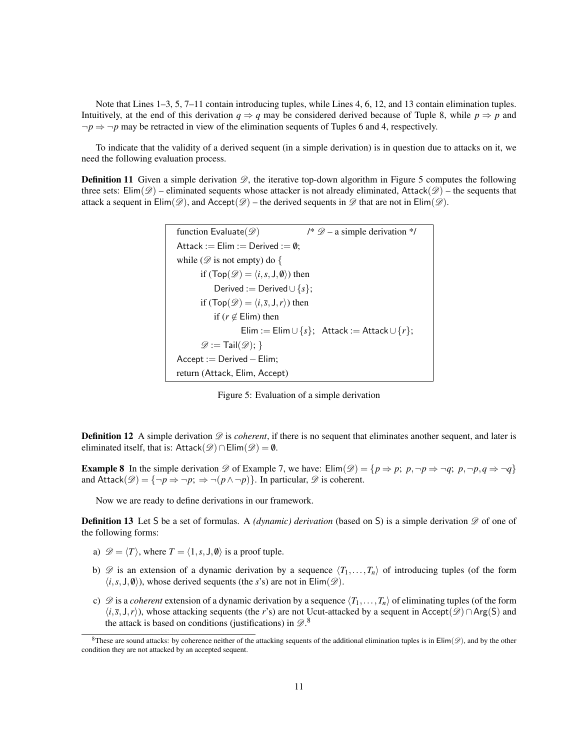Note that Lines 1–3, 5, 7–11 contain introducing tuples, while Lines 4, 6, 12, and 13 contain elimination tuples. Intuitively, at the end of this derivation $q \Rightarrow q$ may be considered derived because of Tuple 8, while $p \Rightarrow p$ and $\neg p \Rightarrow \neg p$ may be retracted in view of the elimination sequents of Tuples 6 and 4, respectively.

To indicate that the validity of a derived sequent (in a simple derivation) is in question due to attacks on it, we need the following evaluation process.

**Definition 11** Given a simple derivation $\mathscr{D}$, the iterative top-down algorithm in Figure 5 computes the following three sets: $\mathsf{Elim}(\mathscr{D})$ – eliminated sequents whose attacker is not already eliminated, $\mathsf{Attack}(\mathscr{D})$ – the sequents that attack a sequent in $\mathsf{Elim}(\mathscr{D})$, and $\mathsf{Accept}(\mathscr{D})$ – the derived sequents in $\mathscr{D}$ that are not in $\mathsf{Elim}(\mathscr{D})$.

```
function Evaluate(𝒟)                /* 𝒟 – a simple derivation */
Attack := Elim := Derived := ∅;
while (𝒟 is not empty) do {
      if (Top(𝒟) = ⟨i, s, J, ∅⟩) then
          Derived := Derived ∪ {s};
      if (Top(𝒟) = ⟨i, s̄, J, r⟩) then
          if (r ∉ Elim) then
                  Elim := Elim ∪ {s};   Attack := Attack ∪ {r};
      𝒟 := Tail(𝒟); }
Accept := Derived − Elim;
return (Attack, Elim, Accept)
```

Figure 5: Evaluation of a simple derivation

**Definition 12** A simple derivation $\mathscr{D}$ is *coherent*, if there is no sequent that eliminates another sequent, and later is eliminated itself, that is: $\mathsf{Attack}(\mathscr{D}) \cap \mathsf{Elim}(\mathscr{D}) = \emptyset$.

**Example 8** In the simple derivation $\mathscr{D}$ of Example 7, we have: $\mathsf{Elim}(\mathscr{D}) = \{p \Rightarrow p;\ p, \neg p \Rightarrow \neg q;\ p, \neg p, q \Rightarrow \neg q\}$ and $\mathsf{Attack}(\mathscr{D}) = \{\neg p \Rightarrow \neg p;\ \Rightarrow \neg(p \wedge \neg p)\}$. In particular, $\mathscr{D}$ is coherent.

Now we are ready to define derivations in our framework.

**Definition 13** Let $\mathsf{S}$ be a set of formulas. A *(dynamic) derivation* (based on $\mathsf{S}$) is a simple derivation $\mathscr{D}$ of one of the following forms:

a) $\mathscr{D} = \langle T \rangle$, where $T = \langle 1, s, \mathsf{J}, \emptyset \rangle$ is a proof tuple.

b) $\mathscr{D}$ is an extension of a dynamic derivation by a sequence $\langle T_1, \ldots, T_n \rangle$ of introducing tuples (of the form $\langle i, s, \mathsf{J}, \emptyset \rangle$), whose derived sequents (the $s$'s) are not in $\mathsf{Elim}(\mathscr{D})$.

c) $\mathscr{D}$ is a *coherent* extension of a dynamic derivation by a sequence $\langle T_1, \ldots, T_n \rangle$ of eliminating tuples (of the form $\langle i, \overline{s}, \mathsf{J}, r \rangle$), whose attacking sequents (the $r$'s) are not Ucut-attacked by a sequent in $\mathsf{Accept}(\mathscr{D}) \cap \mathsf{Arg}(\mathsf{S})$ and the attack is based on conditions (justifications) in $\mathscr{D}$.[8]

[8] These are sound attacks: by coherence neither of the attacking sequents of the additional elimination tuples is in $\mathsf{Elim}(\mathscr{D})$, and by the other condition they are not attacked by an accepted sequent.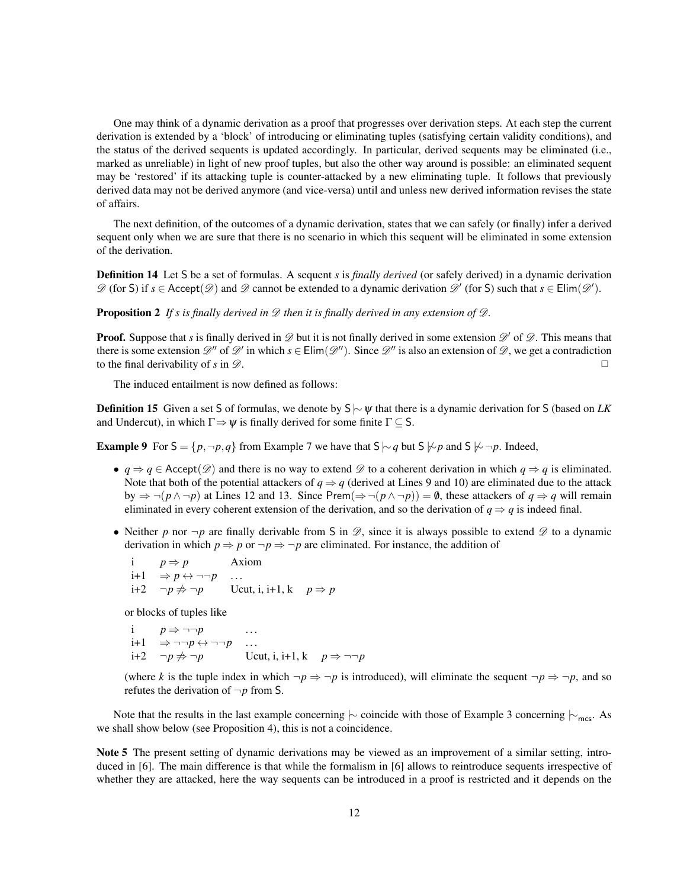One may think of a dynamic derivation as a proof that progresses over derivation steps. At each step the current derivation is extended by a 'block' of introducing or eliminating tuples (satisfying certain validity conditions), and the status of the derived sequents is updated accordingly. In particular, derived sequents may be eliminated (i.e., marked as unreliable) in light of new proof tuples, but also the other way around is possible: an eliminated sequent may be 'restored' if its attacking tuple is counter-attacked by a new eliminating tuple. It follows that previously derived data may not be derived anymore (and vice-versa) until and unless new derived information revises the state of affairs.

The next definition, of the outcomes of a dynamic derivation, states that we can safely (or finally) infer a derived sequent only when we are sure that there is no scenario in which this sequent will be eliminated in some extension of the derivation.

**Definition 14** Let $\mathsf{S}$ be a set of formulas. A sequent $s$ is *finally derived* (or safely derived) in a dynamic derivation $\mathscr{D}$ (for $\mathsf{S}$) if $s \in \mathsf{Accept}(\mathscr{D})$ and $\mathscr{D}$ cannot be extended to a dynamic derivation $\mathscr{D}'$ (for $\mathsf{S}$) such that $s \in \mathsf{Elim}(\mathscr{D}')$.

**Proposition 2** *If $s$ is finally derived in $\mathscr{D}$ then it is finally derived in any extension of $\mathscr{D}$.*

**Proof.** Suppose that $s$ is finally derived in $\mathscr{D}$ but it is not finally derived in some extension $\mathscr{D}'$ of $\mathscr{D}$. This means that there is some extension $\mathscr{D}''$ of $\mathscr{D}'$ in which $s \in \mathsf{Elim}(\mathscr{D}'')$. Since $\mathscr{D}''$ is also an extension of $\mathscr{D}$, we get a contradiction to the final derivability of $s$ in $\mathscr{D}$. $\square$

The induced entailment is now defined as follows:

**Definition 15** Given a set $\mathsf{S}$ of formulas, we denote by $\mathsf{S} \mid\!\sim \psi$ that there is a dynamic derivation for $\mathsf{S}$ (based on *LK* and Undercut), in which $\Gamma \Rightarrow \psi$ is finally derived for some finite $\Gamma \subseteq \mathsf{S}$.

**Example 9** For $\mathsf{S} = \{p, \neg p, q\}$ from Example 7 we have that $\mathsf{S} \mid\!\sim q$ but $\mathsf{S} \not\mid\!\sim p$ and $\mathsf{S} \not\mid\!\sim \neg p$. Indeed,

- $q \Rightarrow q \in \mathsf{Accept}(\mathscr{D})$ and there is no way to extend $\mathscr{D}$ to a coherent derivation in which $q \Rightarrow q$ is eliminated. Note that both of the potential attackers of $q \Rightarrow q$ (derived at Lines 9 and 10) are eliminated due to the attack by $\Rightarrow \neg(p \wedge \neg p)$ at Lines 12 and 13. Since $\mathsf{Prem}(\Rightarrow \neg(p \wedge \neg p)) = \emptyset$, these attackers of $q \Rightarrow q$ will remain eliminated in every coherent extension of the derivation, and so the derivation of $q \Rightarrow q$ is indeed final.
- Neither $p$ nor $\neg p$ are finally derivable from $\mathsf{S}$ in $\mathscr{D}$, since it is always possible to extend $\mathscr{D}$ to a dynamic derivation in which $p \Rightarrow p$ or $\neg p \Rightarrow \neg p$ are eliminated. For instance, the addition of

| | | | |
|---|---|---|---|
| i | $p \Rightarrow p$ | Axiom | |
| i+1 | $\Rightarrow p \leftrightarrow \neg\neg p$ | ... | |
| i+2 | $\neg p \not\Rightarrow \neg p$ | Ucut, i, i+1, k | $p \Rightarrow p$ |

or blocks of tuples like

| | | | |
|---|---|---|---|
| i | $p \Rightarrow \neg\neg p$ | ... | |
| i+1 | $\Rightarrow \neg\neg p \leftrightarrow \neg\neg p$ | ... | |
| i+2 | $\neg p \not\Rightarrow \neg p$ | Ucut, i, i+1, k | $p \Rightarrow \neg\neg p$ |

(where $k$ is the tuple index in which $\neg p \Rightarrow \neg p$ is introduced), will eliminate the sequent $\neg p \Rightarrow \neg p$, and so refutes the derivation of $\neg p$ from $\mathsf{S}$.

Note that the results in the last example concerning $\mid\!\sim$ coincide with those of Example 3 concerning $\mid\!\sim_{\mathsf{mcs}}$. As we shall show below (see Proposition 4), this is not a coincidence.

**Note 5** The present setting of dynamic derivations may be viewed as an improvement of a similar setting, introduced in [6]. The main difference is that while the formalism in [6] allows to reintroduce sequents irrespective of whether they are attacked, here the way sequents can be introduced in a proof is restricted and it depends on the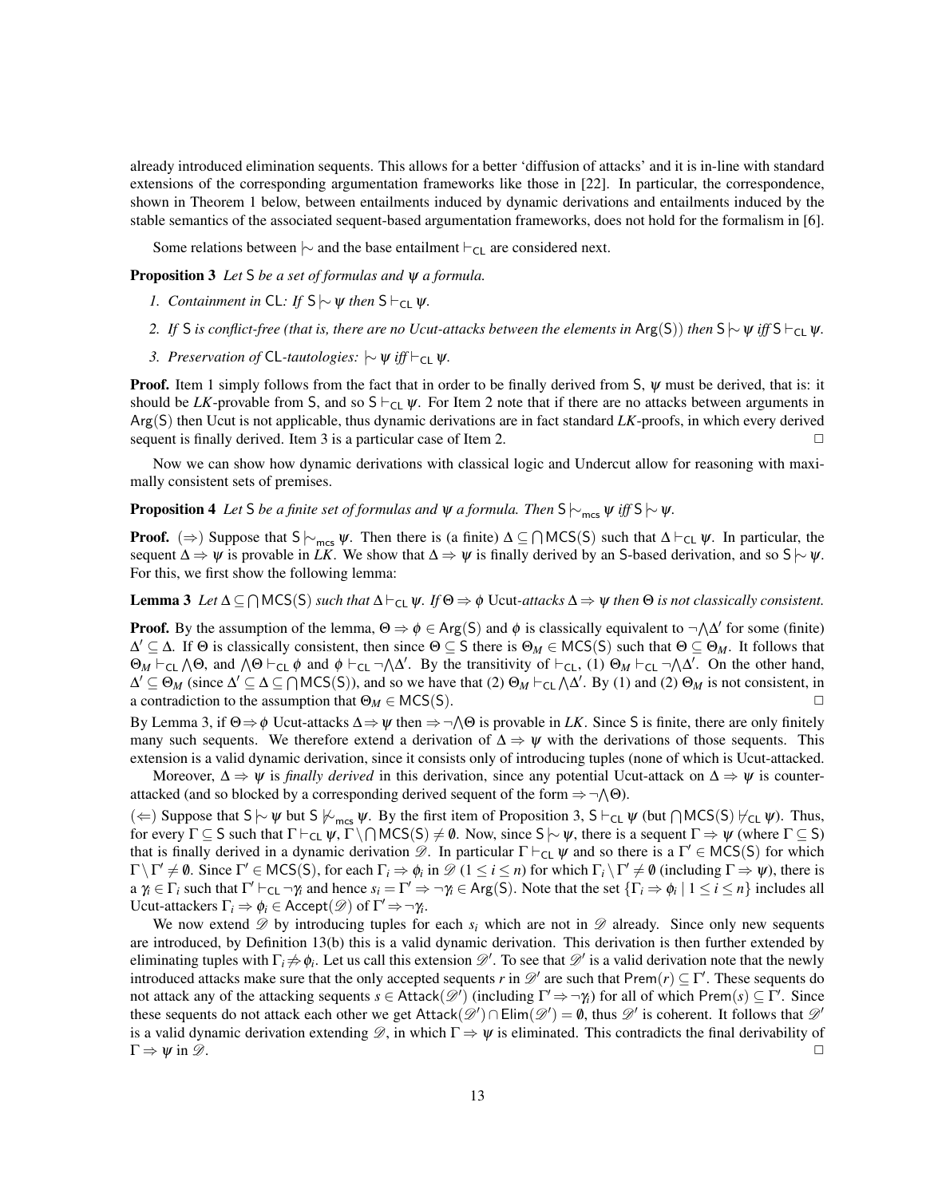already introduced elimination sequents. This allows for a better 'diffusion of attacks' and it is in-line with standard extensions of the corresponding argumentation frameworks like those in [22]. In particular, the correspondence, shown in Theorem 1 below, between entailments induced by dynamic derivations and entailments induced by the stable semantics of the associated sequent-based argumentation frameworks, does not hold for the formalism in [6].

Some relations between $\mid\!\sim$ and the base entailment $\vdash_{\mathsf{CL}}$ are considered next.

**Proposition 3** *Let* $\mathsf{S}$ *be a set of formulas and* $\psi$ *a formula.*

1. *Containment in* $\mathsf{CL}$*: If* $\mathsf{S} \mid\!\sim \psi$ *then* $\mathsf{S} \vdash_{\mathsf{CL}} \psi$.
2. *If* $\mathsf{S}$ *is conflict-free (that is, there are no Ucut-attacks between the elements in* $\mathsf{Arg}(\mathsf{S})$*) then* $\mathsf{S} \mid\!\sim \psi$ *iff* $\mathsf{S} \vdash_{\mathsf{CL}} \psi$.
3. *Preservation of* $\mathsf{CL}$*-tautologies:* $\mid\!\sim \psi$ *iff* $\vdash_{\mathsf{CL}} \psi$.

**Proof.** Item 1 simply follows from the fact that in order to be finally derived from $\mathsf{S}$, $\psi$ must be derived, that is: it should be *LK*-provable from $\mathsf{S}$, and so $\mathsf{S} \vdash_{\mathsf{CL}} \psi$. For Item 2 note that if there are no attacks between arguments in $\mathsf{Arg}(\mathsf{S})$ then Ucut is not applicable, thus dynamic derivations are in fact standard *LK*-proofs, in which every derived sequent is finally derived. Item 3 is a particular case of Item 2. $\square$

Now we can show how dynamic derivations with classical logic and Undercut allow for reasoning with maximally consistent sets of premises.

**Proposition 4** *Let* $\mathsf{S}$ *be a finite set of formulas and* $\psi$ *a formula. Then* $\mathsf{S} \mid\!\sim_{\mathsf{mcs}} \psi$ *iff* $\mathsf{S} \mid\!\sim \psi$.

**Proof.** ($\Rightarrow$) Suppose that $\mathsf{S} \mid\!\sim_{\mathsf{mcs}} \psi$. Then there is (a finite) $\Delta \subseteq \bigcap \mathsf{MCS}(\mathsf{S})$ such that $\Delta \vdash_{\mathsf{CL}} \psi$. In particular, the sequent $\Delta \Rightarrow \psi$ is provable in *LK*. We show that $\Delta \Rightarrow \psi$ is finally derived by an $\mathsf{S}$-based derivation, and so $\mathsf{S} \mid\!\sim \psi$. For this, we first show the following lemma:

**Lemma 3** *Let* $\Delta \subseteq \bigcap \mathsf{MCS}(\mathsf{S})$ *such that* $\Delta \vdash_{\mathsf{CL}} \psi$. *If* $\Theta \Rightarrow \phi$ Ucut*-attacks* $\Delta \Rightarrow \psi$ *then* $\Theta$ *is not classically consistent.*

**Proof.** By the assumption of the lemma, $\Theta \Rightarrow \phi \in \mathsf{Arg}(\mathsf{S})$ and $\phi$ is classically equivalent to $\neg \bigwedge \Delta'$ for some (finite) $\Delta' \subseteq \Delta$. If $\Theta$ is classically consistent, then since $\Theta \subseteq \mathsf{S}$ there is $\Theta_M \in \mathsf{MCS}(\mathsf{S})$ such that $\Theta \subseteq \Theta_M$. It follows that $\Theta_M \vdash_{\mathsf{CL}} \bigwedge \Theta$, and $\bigwedge \Theta \vdash_{\mathsf{CL}} \phi$ and $\phi \vdash_{\mathsf{CL}} \neg \bigwedge \Delta'$. By the transitivity of $\vdash_{\mathsf{CL}}$, (1) $\Theta_M \vdash_{\mathsf{CL}} \neg \bigwedge \Delta'$. On the other hand, $\Delta' \subseteq \Theta_M$ (since $\Delta' \subseteq \Delta \subseteq \bigcap \mathsf{MCS}(\mathsf{S})$), and so we have that (2) $\Theta_M \vdash_{\mathsf{CL}} \bigwedge \Delta'$. By (1) and (2) $\Theta_M$ is not consistent, in a contradiction to the assumption that $\Theta_M \in \mathsf{MCS}(\mathsf{S})$. $\square$

By Lemma 3, if $\Theta \Rightarrow \phi$ Ucut-attacks $\Delta \Rightarrow \psi$ then $\Rightarrow \neg \bigwedge \Theta$ is provable in *LK*. Since $\mathsf{S}$ is finite, there are only finitely many such sequents. We therefore extend a derivation of $\Delta \Rightarrow \psi$ with the derivations of those sequents. This extension is a valid dynamic derivation, since it consists only of introducing tuples (none of which is Ucut-attacked.

Moreover, $\Delta \Rightarrow \psi$ is *finally derived* in this derivation, since any potential Ucut-attack on $\Delta \Rightarrow \psi$ is counter-attacked (and so blocked by a corresponding derived sequent of the form $\Rightarrow \neg \bigwedge \Theta$).

($\Leftarrow$) Suppose that $\mathsf{S} \mid\!\sim \psi$ but $\mathsf{S} \not\mid\!\sim_{\mathsf{mcs}} \psi$. By the first item of Proposition 3, $\mathsf{S} \vdash_{\mathsf{CL}} \psi$ (but $\bigcap \mathsf{MCS}(\mathsf{S}) \not\vdash_{\mathsf{CL}} \psi$). Thus, for every $\Gamma \subseteq \mathsf{S}$ such that $\Gamma \vdash_{\mathsf{CL}} \psi$, $\Gamma \setminus \bigcap \mathsf{MCS}(\mathsf{S}) \neq \emptyset$. Now, since $\mathsf{S} \mid\!\sim \psi$, there is a sequent $\Gamma \Rightarrow \psi$ (where $\Gamma \subseteq \mathsf{S}$) that is finally derived in a dynamic derivation $\mathscr{D}$. In particular $\Gamma \vdash_{\mathsf{CL}} \psi$ and so there is a $\Gamma' \in \mathsf{MCS}(\mathsf{S})$ for which $\Gamma \setminus \Gamma' \neq \emptyset$. Since $\Gamma' \in \mathsf{MCS}(\mathsf{S})$, for each $\Gamma_i \Rightarrow \phi_i$ in $\mathscr{D}$ ($1 \leq i \leq n$) for which $\Gamma_i \setminus \Gamma' \neq \emptyset$ (including $\Gamma \Rightarrow \psi$), there is a $\gamma_i \in \Gamma_i$ such that $\Gamma' \vdash_{\mathsf{CL}} \neg\gamma_i$ and hence $s_i = \Gamma' \Rightarrow \neg\gamma_i \in \mathsf{Arg}(\mathsf{S})$. Note that the set $\{\Gamma_i \Rightarrow \phi_i \mid 1 \leq i \leq n\}$ includes all Ucut-attackers $\Gamma_i \Rightarrow \phi_i \in \mathsf{Accept}(\mathscr{D})$ of $\Gamma' \Rightarrow \neg\gamma_i$.

We now extend $\mathscr{D}$ by introducing tuples for each $s_i$ which are not in $\mathscr{D}$ already. Since only new sequents are introduced, by Definition 13(b) this is a valid dynamic derivation. This derivation is then further extended by eliminating tuples with $\Gamma_i \not\Rightarrow \phi_i$. Let us call this extension $\mathscr{D}'$. To see that $\mathscr{D}'$ is a valid derivation note that the newly introduced attacks make sure that the only accepted sequents $r$ in $\mathscr{D}'$ are such that $\mathsf{Prem}(r) \subseteq \Gamma'$. These sequents do not attack any of the attacking sequents $s \in \mathsf{Attack}(\mathscr{D}')$ (including $\Gamma' \Rightarrow \neg\gamma_i$) for all of which $\mathsf{Prem}(s) \subseteq \Gamma'$. Since these sequents do not attack each other we get $\mathsf{Attack}(\mathscr{D}') \cap \mathsf{Elim}(\mathscr{D}') = \emptyset$, thus $\mathscr{D}'$ is coherent. It follows that $\mathscr{D}'$ is a valid dynamic derivation extending $\mathscr{D}$, in which $\Gamma \Rightarrow \psi$ is eliminated. This contradicts the final derivability of $\Gamma \Rightarrow \psi$ in $\mathscr{D}$. $\square$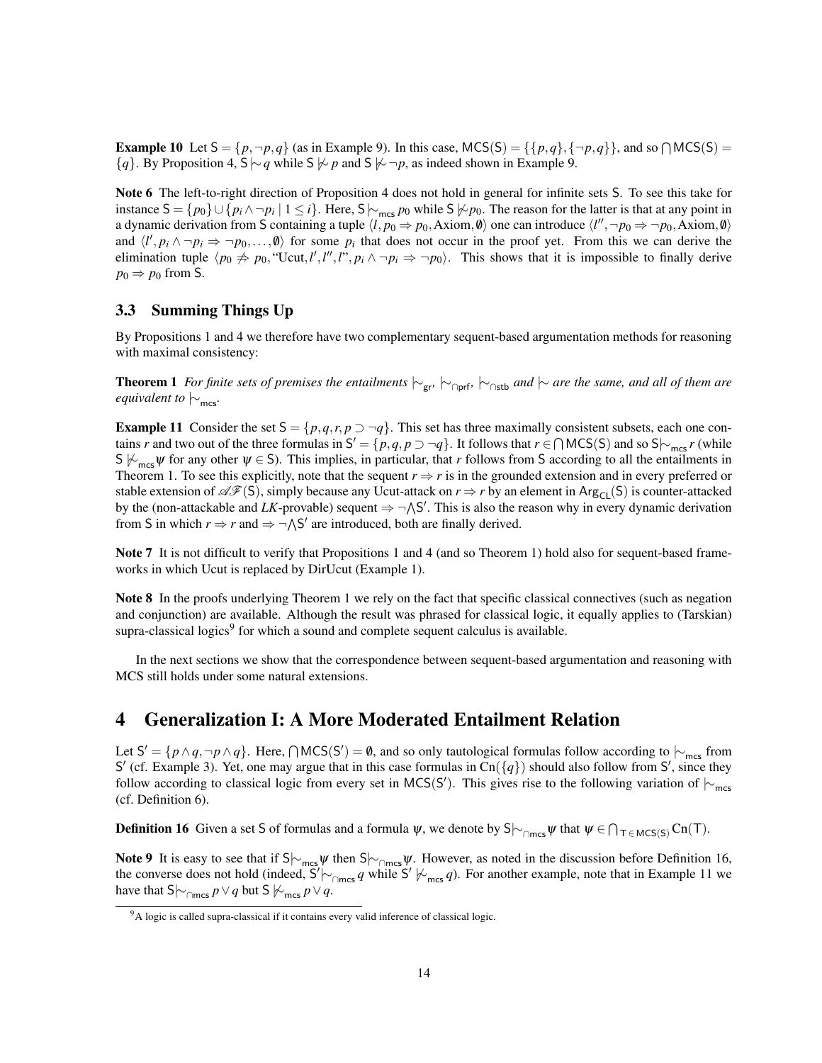**Example 10** Let $\mathsf{S} = \{p, \neg p, q\}$ (as in Example 9). In this case, $\mathsf{MCS}(\mathsf{S}) = \{\{p,q\},\{\neg p,q\}\}$, and so $\bigcap \mathsf{MCS}(\mathsf{S}) = \{q\}$. By Proposition 4, $\mathsf{S} \mid\!\sim q$ while $\mathsf{S} \not\mid\!\sim p$ and $\mathsf{S} \not\mid\!\sim \neg p$, as indeed shown in Example 9.

**Note 6** The left-to-right direction of Proposition 4 does not hold in general for infinite sets $\mathsf{S}$. To see this take for instance $\mathsf{S} = \{p_0\} \cup \{p_i \wedge \neg p_i \mid 1 \leq i\}$. Here, $\mathsf{S} \mid\!\sim_{\mathsf{mcs}} p_0$ while $\mathsf{S} \not\mid\!\sim p_0$. The reason for the latter is that at any point in a dynamic derivation from $\mathsf{S}$ containing a tuple $\langle l, p_0 \Rightarrow p_0, \text{Axiom}, \emptyset \rangle$ one can introduce $\langle l'', \neg p_0 \Rightarrow \neg p_0, \text{Axiom}, \emptyset \rangle$ and $\langle l', p_i \wedge \neg p_i \Rightarrow \neg p_0, \ldots, \emptyset \rangle$ for some $p_i$ that does not occur in the proof yet. From this we can derive the elimination tuple $\langle p_0 \not\Rightarrow p_0, \text{“Ucut}, l', l'', l\text{”}, p_i \wedge \neg p_i \Rightarrow \neg p_0 \rangle$. This shows that it is impossible to finally derive $p_0 \Rightarrow p_0$ from $\mathsf{S}$.

### 3.3 Summing Things Up

By Propositions 1 and 4 we therefore have two complementary sequent-based argumentation methods for reasoning with maximal consistency:

**Theorem 1** *For finite sets of premises the entailments $\mid\!\sim_{\mathsf{gr}}$, $\mid\!\sim_{\cap\mathsf{prf}}$, $\mid\!\sim_{\cap\mathsf{stb}}$ and $\mid\!\sim$ are the same, and all of them are equivalent to $\mid\!\sim_{\mathsf{mcs}}$.*

**Example 11** Consider the set $\mathsf{S} = \{p, q, r, p \supset \neg q\}$. This set has three maximally consistent subsets, each one contains $r$ and two out of the three formulas in $\mathsf{S}' = \{p, q, p \supset \neg q\}$. It follows that $r \in \bigcap \mathsf{MCS}(\mathsf{S})$ and so $\mathsf{S} \mid\!\sim_{\mathsf{mcs}} r$ (while $\mathsf{S} \not\mid\!\sim_{\mathsf{mcs}} \psi$ for any other $\psi \in \mathsf{S}$). This implies, in particular, that $r$ follows from $\mathsf{S}$ according to all the entailments in Theorem 1. To see this explicitly, note that the sequent $r \Rightarrow r$ is in the grounded extension and in every preferred or stable extension of $\mathscr{AF}(\mathsf{S})$, simply because any Ucut-attack on $r \Rightarrow r$ by an element in $\mathsf{Arg}_{\mathsf{CL}}(\mathsf{S})$ is counter-attacked by the (non-attackable and *LK*-provable) sequent $\Rightarrow \neg \bigwedge \mathsf{S}'$. This is also the reason why in every dynamic derivation from $\mathsf{S}$ in which $r \Rightarrow r$ and $\Rightarrow \neg \bigwedge \mathsf{S}'$ are introduced, both are finally derived.

**Note 7** It is not difficult to verify that Propositions 1 and 4 (and so Theorem 1) hold also for sequent-based frameworks in which Ucut is replaced by DirUcut (Example 1).

**Note 8** In the proofs underlying Theorem 1 we rely on the fact that specific classical connectives (such as negation and conjunction) are available. Although the result was phrased for classical logic, it equally applies to (Tarskian) supra-classical logics[9] for which a sound and complete sequent calculus is available.

In the next sections we show that the correspondence between sequent-based argumentation and reasoning with MCS still holds under some natural extensions.

## 4 Generalization I: A More Moderated Entailment Relation

Let $\mathsf{S}' = \{p \wedge q, \neg p \wedge q\}$. Here, $\bigcap \mathsf{MCS}(\mathsf{S}') = \emptyset$, and so only tautological formulas follow according to $\mid\!\sim_{\mathsf{mcs}}$ from $\mathsf{S}'$ (cf. Example 3). Yet, one may argue that in this case formulas in $\mathrm{Cn}(\{q\})$ should also follow from $\mathsf{S}'$, since they follow according to classical logic from every set in $\mathsf{MCS}(\mathsf{S}')$. This gives rise to the following variation of $\mid\!\sim_{\mathsf{mcs}}$ (cf. Definition 6).

**Definition 16** Given a set $\mathsf{S}$ of formulas and a formula $\psi$, we denote by $\mathsf{S} \mid\!\sim_{\cap\mathsf{mcs}} \psi$ that $\psi \in \bigcap_{\mathsf{T} \in \mathsf{MCS}(\mathsf{S})} \mathrm{Cn}(\mathsf{T})$.

**Note 9** It is easy to see that if $\mathsf{S} \mid\!\sim_{\mathsf{mcs}} \psi$ then $\mathsf{S} \mid\!\sim_{\cap\mathsf{mcs}} \psi$. However, as noted in the discussion before Definition 16, the converse does not hold (indeed, $\mathsf{S}' \mid\!\sim_{\cap\mathsf{mcs}} q$ while $\mathsf{S}' \not\mid\!\sim_{\mathsf{mcs}} q$). For another example, note that in Example 11 we have that $\mathsf{S} \mid\!\sim_{\cap\mathsf{mcs}} p \vee q$ but $\mathsf{S} \not\mid\!\sim_{\mathsf{mcs}} p \vee q$.

[9] A logic is called supra-classical if it contains every valid inference of classical logic.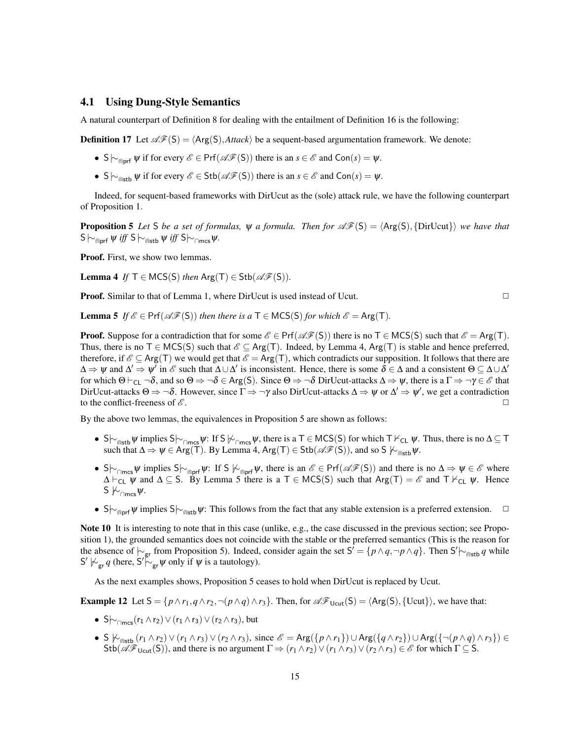## 4.1 Using Dung-Style Semantics

A natural counterpart of Definition 8 for dealing with the entailment of Definition 16 is the following:

**Definition 17** Let $\mathscr{AF}(\mathsf{S}) = \langle \mathsf{Arg}(\mathsf{S}), \mathit{Attack} \rangle$ be a sequent-based argumentation framework. We denote:

- $\mathsf{S} \mid\!\sim_{\Cap\mathsf{prf}} \psi$ if for every $\mathscr{E} \in \mathsf{Prf}(\mathscr{AF}(\mathsf{S}))$ there is an $s \in \mathscr{E}$ and $\mathsf{Con}(s) = \psi$.
- $\mathsf{S} \mid\!\sim_{\Cap\mathsf{stb}} \psi$ if for every $\mathscr{E} \in \mathsf{Stb}(\mathscr{AF}(\mathsf{S}))$ there is an $s \in \mathscr{E}$ and $\mathsf{Con}(s) = \psi$.

Indeed, for sequent-based frameworks with DirUcut as the (sole) attack rule, we have the following counterpart of Proposition 1.

**Proposition 5** *Let* $\mathsf{S}$ *be a set of formulas,* $\psi$ *a formula. Then for* $\mathscr{AF}(\mathsf{S}) = \langle \mathsf{Arg}(\mathsf{S}), \{\text{DirUcut}\} \rangle$ *we have that* $\mathsf{S} \mid\!\sim_{\Cap\mathsf{prf}} \psi$ *iff* $\mathsf{S} \mid\!\sim_{\Cap\mathsf{stb}} \psi$ *iff* $\mathsf{S} \mid\!\sim_{\cap\mathsf{mcs}} \psi$.

**Proof.** First, we show two lemmas.

**Lemma 4** *If* $\mathsf{T} \in \mathsf{MCS}(\mathsf{S})$ *then* $\mathsf{Arg}(\mathsf{T}) \in \mathsf{Stb}(\mathscr{AF}(\mathsf{S}))$.

**Proof.** Similar to that of Lemma 1, where DirUcut is used instead of Ucut. □

**Lemma 5** *If* $\mathscr{E} \in \mathsf{Prf}(\mathscr{AF}(\mathsf{S}))$ *then there is a* $\mathsf{T} \in \mathsf{MCS}(\mathsf{S})$ *for which* $\mathscr{E} = \mathsf{Arg}(\mathsf{T})$.

**Proof.** Suppose for a contradiction that for some $\mathscr{E} \in \mathsf{Prf}(\mathscr{AF}(\mathsf{S}))$ there is no $\mathsf{T} \in \mathsf{MCS}(\mathsf{S})$ such that $\mathscr{E} = \mathsf{Arg}(\mathsf{T})$. Thus, there is no $\mathsf{T} \in \mathsf{MCS}(\mathsf{S})$ such that $\mathscr{E} \subseteq \mathsf{Arg}(\mathsf{T})$. Indeed, by Lemma 4, $\mathsf{Arg}(\mathsf{T})$ is stable and hence preferred, therefore, if $\mathscr{E} \subseteq \mathsf{Arg}(\mathsf{T})$ we would get that $\mathscr{E} = \mathsf{Arg}(\mathsf{T})$, which contradicts our supposition. It follows that there are $\Delta \Rightarrow \psi$ and $\Delta' \Rightarrow \psi'$ in $\mathscr{E}$ such that $\Delta \cup \Delta'$ is inconsistent. Hence, there is some $\delta \in \Delta$ and a consistent $\Theta \subseteq \Delta \cup \Delta'$ for which $\Theta \vdash_{\mathsf{CL}} \neg\delta$, and so $\Theta \Rightarrow \neg\delta \in \mathsf{Arg}(\mathsf{S})$. Since $\Theta \Rightarrow \neg\delta$ DirUcut-attacks $\Delta \Rightarrow \psi$, there is a $\Gamma \Rightarrow \neg\gamma \in \mathscr{E}$ that DirUcut-attacks $\Theta \Rightarrow \neg\delta$. However, since $\Gamma \Rightarrow \neg\gamma$ also DirUcut-attacks $\Delta \Rightarrow \psi$ or $\Delta' \Rightarrow \psi'$, we get a contradiction to the conflict-freeness of $\mathscr{E}$. □

By the above two lemmas, the equivalences in Proposition 5 are shown as follows:

- $\mathsf{S} \mid\!\sim_{\Cap\mathsf{stb}} \psi$ implies $\mathsf{S} \mid\!\sim_{\cap\mathsf{mcs}} \psi$: If $\mathsf{S} \not\mid\!\sim_{\cap\mathsf{mcs}} \psi$, there is a $\mathsf{T} \in \mathsf{MCS}(\mathsf{S})$ for which $\mathsf{T} \nvdash_{\mathsf{CL}} \psi$. Thus, there is no $\Delta \subseteq \mathsf{T}$ such that $\Delta \Rightarrow \psi \in \mathsf{Arg}(\mathsf{T})$. By Lemma 4, $\mathsf{Arg}(\mathsf{T}) \in \mathsf{Stb}(\mathscr{AF}(\mathsf{S}))$, and so $\mathsf{S} \not\mid\!\sim_{\Cap\mathsf{stb}} \psi$.
- $\mathsf{S} \mid\!\sim_{\cap\mathsf{mcs}} \psi$ implies $\mathsf{S} \mid\!\sim_{\Cap\mathsf{prf}} \psi$: If $\mathsf{S} \not\mid\!\sim_{\Cap\mathsf{prf}} \psi$, there is an $\mathscr{E} \in \mathsf{Prf}(\mathscr{AF}(\mathsf{S}))$ and there is no $\Delta \Rightarrow \psi \in \mathscr{E}$ where $\Delta \vdash_{\mathsf{CL}} \psi$ and $\Delta \subseteq \mathsf{S}$. By Lemma 5 there is a $\mathsf{T} \in \mathsf{MCS}(\mathsf{S})$ such that $\mathsf{Arg}(\mathsf{T}) = \mathscr{E}$ and $\mathsf{T} \nvdash_{\mathsf{CL}} \psi$. Hence $\mathsf{S} \not\mid\!\sim_{\cap\mathsf{mcs}} \psi$.
- $\mathsf{S} \mid\!\sim_{\Cap\mathsf{prf}} \psi$ implies $\mathsf{S} \mid\!\sim_{\Cap\mathsf{stb}} \psi$: This follows from the fact that any stable extension is a preferred extension. □

**Note 10** It is interesting to note that in this case (unlike, e.g., the case discussed in the previous section; see Proposition 1), the grounded semantics does not coincide with the stable or the preferred semantics (This is the reason for the absence of $\mid\!\sim_{\mathsf{gr}}$ from Proposition 5). Indeed, consider again the set $\mathsf{S}' = \{p \wedge q, \neg p \wedge q\}$. Then $\mathsf{S}' \mid\!\sim_{\Cap\mathsf{stb}} q$ while $\mathsf{S}' \not\mid\!\sim_{\mathsf{gr}} q$ (here, $\mathsf{S}' \mid\!\sim_{\mathsf{gr}} \psi$ only if $\psi$ is a tautology).

As the next examples shows, Proposition 5 ceases to hold when DirUcut is replaced by Ucut.

**Example 12** Let $\mathsf{S} = \{p \wedge r_1, q \wedge r_2, \neg(p \wedge q) \wedge r_3\}$. Then, for $\mathscr{AF}_{\mathsf{Ucut}}(\mathsf{S}) = \langle \mathsf{Arg}(\mathsf{S}), \{\text{Ucut}\} \rangle$, we have that:

- $\mathsf{S} \mid\!\sim_{\cap\mathsf{mcs}} (\mathsf{r}_1 \wedge \mathsf{r}_2) \vee (\mathsf{r}_1 \wedge \mathsf{r}_3) \vee (\mathsf{r}_2 \wedge \mathsf{r}_3)$, but
- $\mathsf{S} \not\mid\!\sim_{\Cap\mathsf{stb}} (r_1 \wedge r_2) \vee (r_1 \wedge r_3) \vee (r_2 \wedge r_3)$, since $\mathscr{E} = \mathsf{Arg}(\{p \wedge r_1\}) \cup \mathsf{Arg}(\{q \wedge r_2\}) \cup \mathsf{Arg}(\{\neg(p \wedge q) \wedge r_3\}) \in \mathsf{Stb}(\mathscr{AF}_{\mathsf{Ucut}}(\mathsf{S}))$, and there is no argument $\Gamma \Rightarrow (r_1 \wedge r_2) \vee (r_1 \wedge r_3) \vee (r_2 \wedge r_3) \in \mathscr{E}$ for which $\Gamma \subseteq \mathsf{S}$.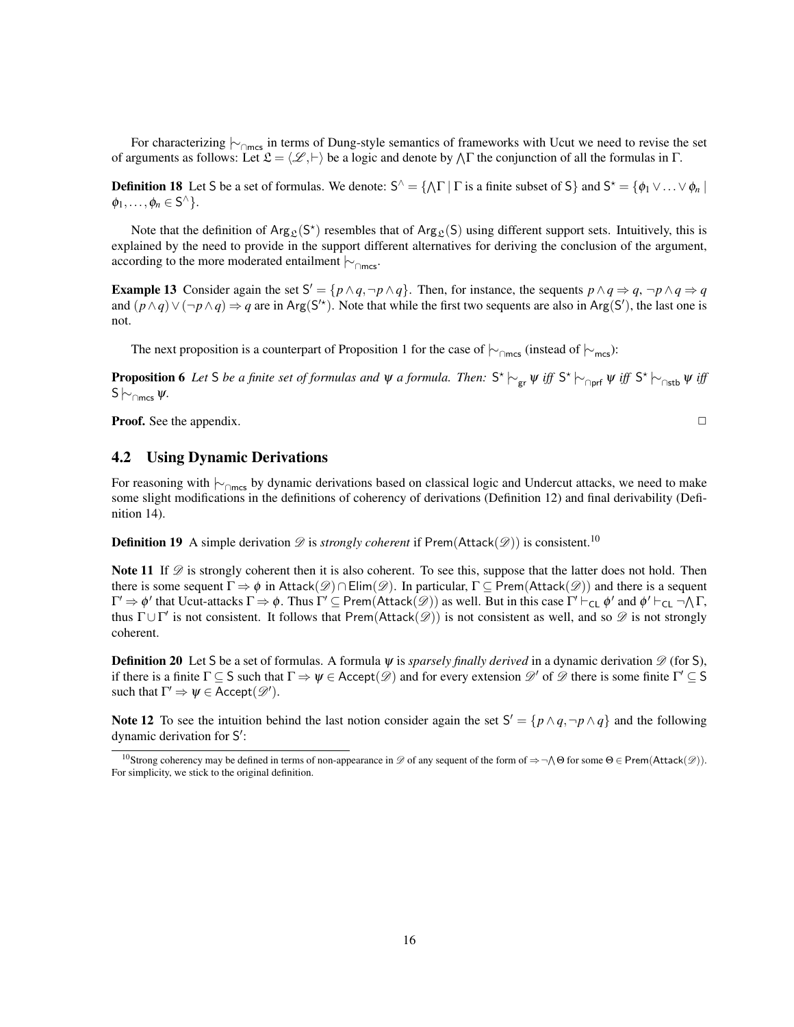For characterizing $\mid\!\sim_{\cap\mathsf{mcs}}$ in terms of Dung-style semantics of frameworks with Ucut we need to revise the set of arguments as follows: Let $\mathfrak{L} = \langle \mathscr{L}, \vdash \rangle$ be a logic and denote by $\bigwedge\Gamma$ the conjunction of all the formulas in $\Gamma$.

**Definition 18** Let $\mathsf{S}$ be a set of formulas. We denote: $\mathsf{S}^{\wedge} = \{\bigwedge\Gamma \mid \Gamma \text{ is a finite subset of } \mathsf{S}\}$ and $\mathsf{S}^{\star} = \{\phi_1 \vee \ldots \vee \phi_n \mid \phi_1, \ldots, \phi_n \in \mathsf{S}^{\wedge}\}$.

Note that the definition of $\mathsf{Arg}_{\mathfrak{L}}(\mathsf{S}^{\star})$ resembles that of $\mathsf{Arg}_{\mathfrak{L}}(\mathsf{S})$ using different support sets. Intuitively, this is explained by the need to provide in the support different alternatives for deriving the conclusion of the argument, according to the more moderated entailment $\mid\!\sim_{\cap\mathsf{mcs}}$.

**Example 13** Consider again the set $\mathsf{S}' = \{p \wedge q, \neg p \wedge q\}$. Then, for instance, the sequents $p \wedge q \Rightarrow q$, $\neg p \wedge q \Rightarrow q$ and $(p \wedge q) \vee (\neg p \wedge q) \Rightarrow q$ are in $\mathsf{Arg}(\mathsf{S}'^{\star})$. Note that while the first two sequents are also in $\mathsf{Arg}(\mathsf{S}')$, the last one is not.

The next proposition is a counterpart of Proposition 1 for the case of $\mid\!\sim_{\cap\mathsf{mcs}}$ (instead of $\mid\!\sim_{\mathsf{mcs}}$):

**Proposition 6** *Let $\mathsf{S}$ be a finite set of formulas and $\psi$ a formula. Then: $\mathsf{S}^{\star} \mid\!\sim_{\mathsf{gr}} \psi$ iff $\mathsf{S}^{\star} \mid\!\sim_{\cap\mathsf{prf}} \psi$ iff $\mathsf{S}^{\star} \mid\!\sim_{\cap\mathsf{stb}} \psi$ iff $\mathsf{S} \mid\!\sim_{\cap\mathsf{mcs}} \psi$.*

**Proof.** See the appendix. □

## 4.2 Using Dynamic Derivations

For reasoning with $\mid\!\sim_{\cap\mathsf{mcs}}$ by dynamic derivations based on classical logic and Undercut attacks, we need to make some slight modifications in the definitions of coherency of derivations (Definition 12) and final derivability (Definition 14).

**Definition 19** A simple derivation $\mathscr{D}$ is *strongly coherent* if $\mathsf{Prem}(\mathsf{Attack}(\mathscr{D}))$ is consistent.[10]

**Note 11** If $\mathscr{D}$ is strongly coherent then it is also coherent. To see this, suppose that the latter does not hold. Then there is some sequent $\Gamma \Rightarrow \phi$ in $\mathsf{Attack}(\mathscr{D}) \cap \mathsf{Elim}(\mathscr{D})$. In particular, $\Gamma \subseteq \mathsf{Prem}(\mathsf{Attack}(\mathscr{D}))$ and there is a sequent $\Gamma' \Rightarrow \phi'$ that Ucut-attacks $\Gamma \Rightarrow \phi$. Thus $\Gamma' \subseteq \mathsf{Prem}(\mathsf{Attack}(\mathscr{D}))$ as well. But in this case $\Gamma' \vdash_{\mathsf{CL}} \phi'$ and $\phi' \vdash_{\mathsf{CL}} \neg\bigwedge\Gamma$, thus $\Gamma \cup \Gamma'$ is not consistent. It follows that $\mathsf{Prem}(\mathsf{Attack}(\mathscr{D}))$ is not consistent as well, and so $\mathscr{D}$ is not strongly coherent.

**Definition 20** Let $\mathsf{S}$ be a set of formulas. A formula $\psi$ is *sparsely finally derived* in a dynamic derivation $\mathscr{D}$ (for $\mathsf{S}$), if there is a finite $\Gamma \subseteq \mathsf{S}$ such that $\Gamma \Rightarrow \psi \in \mathsf{Accept}(\mathscr{D})$ and for every extension $\mathscr{D}'$ of $\mathscr{D}$ there is some finite $\Gamma' \subseteq \mathsf{S}$ such that $\Gamma' \Rightarrow \psi \in \mathsf{Accept}(\mathscr{D}')$.

**Note 12** To see the intuition behind the last notion consider again the set $\mathsf{S}' = \{p \wedge q, \neg p \wedge q\}$ and the following dynamic derivation for $\mathsf{S}'$:

[10] Strong coherency may be defined in terms of non-appearance in $\mathscr{D}$ of any sequent of the form of $\Rightarrow \neg\bigwedge\Theta$ for some $\Theta \in \mathsf{Prem}(\mathsf{Attack}(\mathscr{D}))$. For simplicity, we stick to the original definition.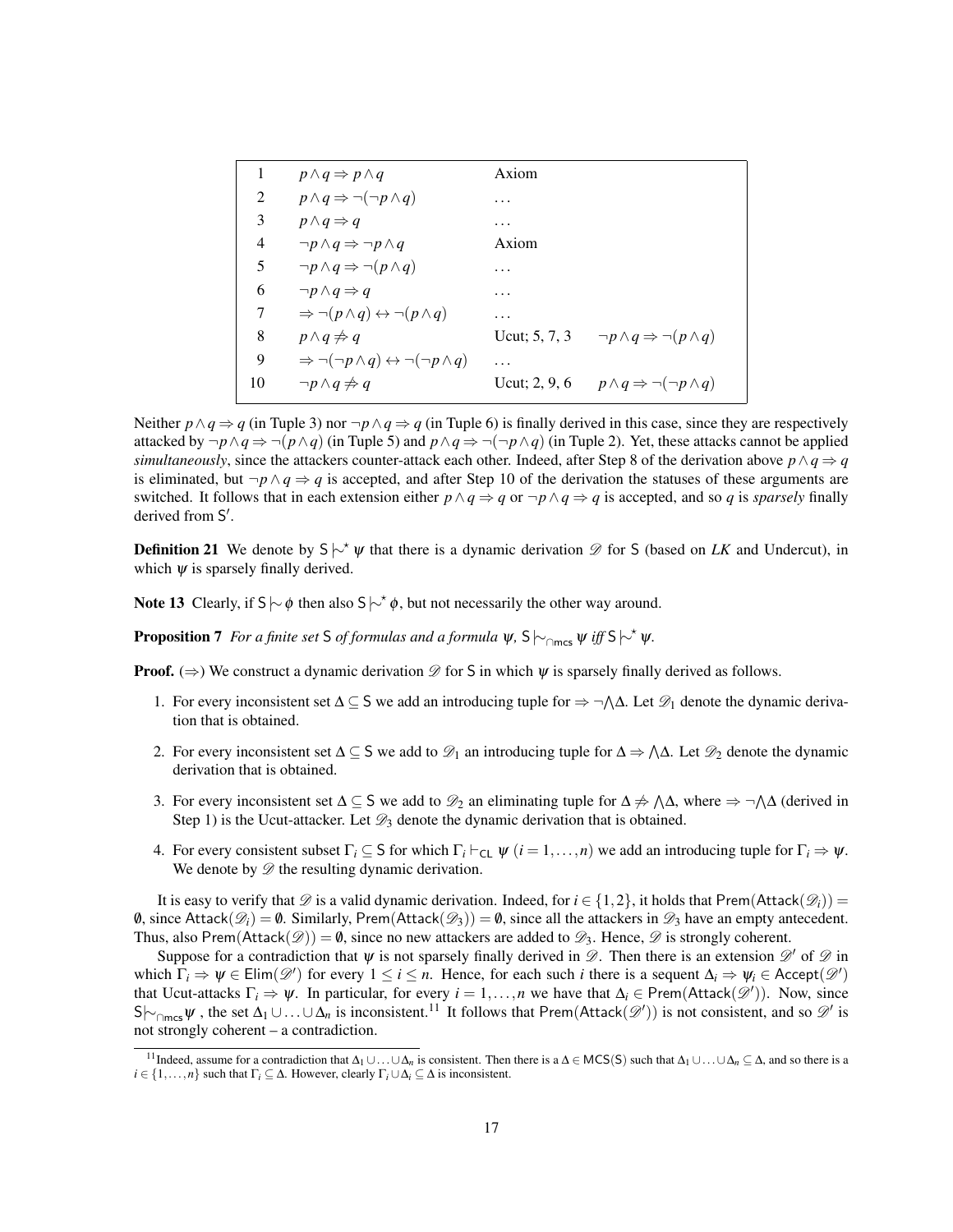| | | | |
|---|---|---|---|
| 1 | $p \wedge q \Rightarrow p \wedge q$ | Axiom | |
| 2 | $p \wedge q \Rightarrow \neg(\neg p \wedge q)$ | ... | |
| 3 | $p \wedge q \Rightarrow q$ | ... | |
| 4 | $\neg p \wedge q \Rightarrow \neg p \wedge q$ | Axiom | |
| 5 | $\neg p \wedge q \Rightarrow \neg(p \wedge q)$ | ... | |
| 6 | $\neg p \wedge q \Rightarrow q$ | ... | |
| 7 | $\Rightarrow \neg(p \wedge q) \leftrightarrow \neg(p \wedge q)$ | ... | |
| 8 | $p \wedge q \not\Rightarrow q$ | Ucut; 5, 7, 3 | $\neg p \wedge q \Rightarrow \neg(p \wedge q)$ |
| 9 | $\Rightarrow \neg(\neg p \wedge q) \leftrightarrow \neg(\neg p \wedge q)$ | ... | |
| 10 | $\neg p \wedge q \not\Rightarrow q$ | Ucut; 2, 9, 6 | $p \wedge q \Rightarrow \neg(\neg p \wedge q)$ |

Neither $p \wedge q \Rightarrow q$ (in Tuple 3) nor $\neg p \wedge q \Rightarrow q$ (in Tuple 6) is finally derived in this case, since they are respectively attacked by $\neg p \wedge q \Rightarrow \neg(p \wedge q)$ (in Tuple 5) and $p \wedge q \Rightarrow \neg(\neg p \wedge q)$ (in Tuple 2). Yet, these attacks cannot be applied *simultaneously*, since the attackers counter-attack each other. Indeed, after Step 8 of the derivation above $p \wedge q \Rightarrow q$ is eliminated, but $\neg p \wedge q \Rightarrow q$ is accepted, and after Step 10 of the derivation the statuses of these arguments are switched. It follows that in each extension either $p \wedge q \Rightarrow q$ or $\neg p \wedge q \Rightarrow q$ is accepted, and so $q$ is *sparsely* finally derived from $\mathsf{S}'$.

**Definition 21** We denote by $\mathsf{S} \mid\!\sim^{\star} \psi$ that there is a dynamic derivation $\mathscr{D}$ for $\mathsf{S}$ (based on *LK* and Undercut), in which $\psi$ is sparsely finally derived.

**Note 13** Clearly, if $\mathsf{S} \mid\!\sim \phi$ then also $\mathsf{S} \mid\!\sim^{\star} \phi$, but not necessarily the other way around.

**Proposition 7** *For a finite set* $\mathsf{S}$ *of formulas and a formula* $\psi$*,* $\mathsf{S} \mid\!\sim_{\cap \mathsf{mcs}} \psi$ *iff* $\mathsf{S} \mid\!\sim^{\star} \psi$*.*

**Proof.** ($\Rightarrow$) We construct a dynamic derivation $\mathscr{D}$ for $\mathsf{S}$ in which $\psi$ is sparsely finally derived as follows.

1. For every inconsistent set $\Delta \subseteq \mathsf{S}$ we add an introducing tuple for $\Rightarrow \neg \bigwedge \Delta$. Let $\mathscr{D}_1$ denote the dynamic derivation that is obtained.
2. For every inconsistent set $\Delta \subseteq \mathsf{S}$ we add to $\mathscr{D}_1$ an introducing tuple for $\Delta \Rightarrow \bigwedge \Delta$. Let $\mathscr{D}_2$ denote the dynamic derivation that is obtained.
3. For every inconsistent set $\Delta \subseteq \mathsf{S}$ we add to $\mathscr{D}_2$ an eliminating tuple for $\Delta \not\Rightarrow \bigwedge \Delta$, where $\Rightarrow \neg \bigwedge \Delta$ (derived in Step 1) is the Ucut-attacker. Let $\mathscr{D}_3$ denote the dynamic derivation that is obtained.
4. For every consistent subset $\Gamma_i \subseteq \mathsf{S}$ for which $\Gamma_i \vdash_{\mathsf{CL}} \psi$ ($i = 1, \ldots, n$) we add an introducing tuple for $\Gamma_i \Rightarrow \psi$. We denote by $\mathscr{D}$ the resulting dynamic derivation.

It is easy to verify that $\mathscr{D}$ is a valid dynamic derivation. Indeed, for $i \in \{1, 2\}$, it holds that $\mathsf{Prem}(\mathsf{Attack}(\mathscr{D}_i)) = \emptyset$, since $\mathsf{Attack}(\mathscr{D}_i) = \emptyset$. Similarly, $\mathsf{Prem}(\mathsf{Attack}(\mathscr{D}_3)) = \emptyset$, since all the attackers in $\mathscr{D}_3$ have an empty antecedent. Thus, also $\mathsf{Prem}(\mathsf{Attack}(\mathscr{D})) = \emptyset$, since no new attackers are added to $\mathscr{D}_3$. Hence, $\mathscr{D}$ is strongly coherent.

Suppose for a contradiction that $\psi$ is not sparsely finally derived in $\mathscr{D}$. Then there is an extension $\mathscr{D}'$ of $\mathscr{D}$ in which $\Gamma_i \Rightarrow \psi \in \mathsf{Elim}(\mathscr{D}')$ for every $1 \leq i \leq n$. Hence, for each such $i$ there is a sequent $\Delta_i \Rightarrow \psi_i \in \mathsf{Accept}(\mathscr{D}')$ that Ucut-attacks $\Gamma_i \Rightarrow \psi$. In particular, for every $i = 1, \ldots, n$ we have that $\Delta_i \in \mathsf{Prem}(\mathsf{Attack}(\mathscr{D}'))$. Now, since $\mathsf{S} \mid\!\sim_{\cap \mathsf{mcs}} \psi$, the set $\Delta_1 \cup \ldots \cup \Delta_n$ is inconsistent.[11] It follows that $\mathsf{Prem}(\mathsf{Attack}(\mathscr{D}'))$ is not consistent, and so $\mathscr{D}'$ is not strongly coherent – a contradiction.

[11] Indeed, assume for a contradiction that $\Delta_1 \cup \ldots \cup \Delta_n$ is consistent. Then there is a $\Delta \in \mathsf{MCS}(\mathsf{S})$ such that $\Delta_1 \cup \ldots \cup \Delta_n \subseteq \Delta$, and so there is a $i \in \{1, \ldots, n\}$ such that $\Gamma_i \subseteq \Delta$. However, clearly $\Gamma_i \cup \Delta_i \subseteq \Delta$ is inconsistent.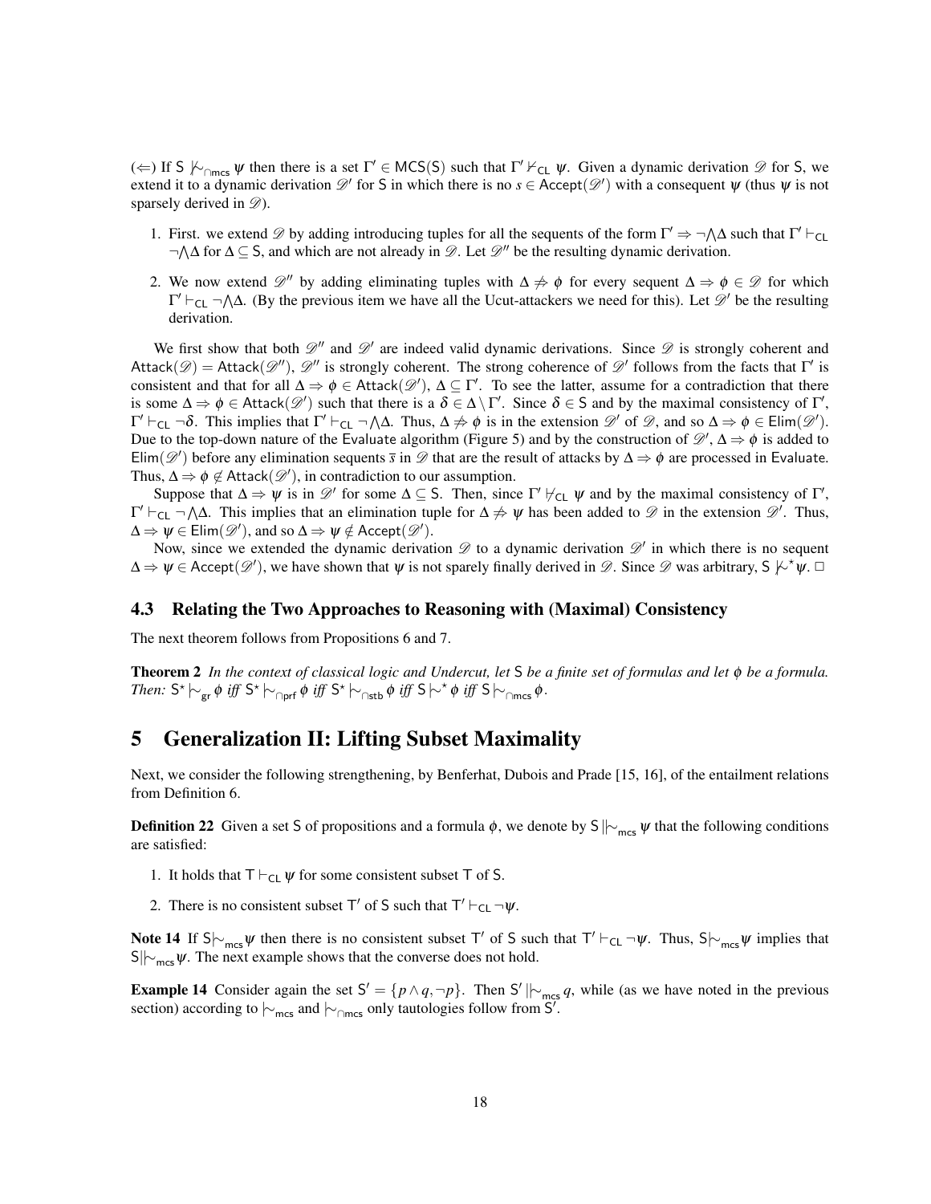($\Leftarrow$) If $\mathsf{S} \not\mathrel{|\!\sim}_{\cap\mathsf{mcs}} \psi$ then there is a set $\Gamma' \in \mathsf{MCS}(\mathsf{S})$ such that $\Gamma' \nvdash_{\mathsf{CL}} \psi$. Given a dynamic derivation $\mathscr{D}$ for $\mathsf{S}$, we extend it to a dynamic derivation $\mathscr{D}'$ for $\mathsf{S}$ in which there is no $s \in \mathsf{Accept}(\mathscr{D}')$ with a consequent $\psi$ (thus $\psi$ is not sparsely derived in $\mathscr{D}$).

1. First. we extend $\mathscr{D}$ by adding introducing tuples for all the sequents of the form $\Gamma' \Rightarrow \neg\bigwedge\Delta$ such that $\Gamma' \vdash_{\mathsf{CL}} \neg\bigwedge\Delta$ for $\Delta \subseteq \mathsf{S}$, and which are not already in $\mathscr{D}$. Let $\mathscr{D}''$ be the resulting dynamic derivation.
2. We now extend $\mathscr{D}''$ by adding eliminating tuples with $\Delta \not\Rightarrow \phi$ for every sequent $\Delta \Rightarrow \phi \in \mathscr{D}$ for which $\Gamma' \vdash_{\mathsf{CL}} \neg\bigwedge\Delta$. (By the previous item we have all the Ucut-attackers we need for this). Let $\mathscr{D}'$ be the resulting derivation.

We first show that both $\mathscr{D}''$ and $\mathscr{D}'$ are indeed valid dynamic derivations. Since $\mathscr{D}$ is strongly coherent and $\mathsf{Attack}(\mathscr{D}) = \mathsf{Attack}(\mathscr{D}'')$, $\mathscr{D}''$ is strongly coherent. The strong coherence of $\mathscr{D}'$ follows from the facts that $\Gamma'$ is consistent and that for all $\Delta \Rightarrow \phi \in \mathsf{Attack}(\mathscr{D}')$, $\Delta \subseteq \Gamma'$. To see the latter, assume for a contradiction that there is some $\Delta \Rightarrow \phi \in \mathsf{Attack}(\mathscr{D}')$ such that there is a $\delta \in \Delta \setminus \Gamma'$. Since $\delta \in \mathsf{S}$ and by the maximal consistency of $\Gamma'$, $\Gamma' \vdash_{\mathsf{CL}} \neg\delta$. This implies that $\Gamma' \vdash_{\mathsf{CL}} \neg\bigwedge\Delta$. Thus, $\Delta \not\Rightarrow \phi$ is in the extension $\mathscr{D}'$ of $\mathscr{D}$, and so $\Delta \Rightarrow \phi \in \mathsf{Elim}(\mathscr{D}')$. Due to the top-down nature of the $\mathsf{Evaluate}$ algorithm (Figure 5) and by the construction of $\mathscr{D}'$, $\Delta \Rightarrow \phi$ is added to $\mathsf{Elim}(\mathscr{D}')$ before any elimination sequents $\bar{s}$ in $\mathscr{D}$ that are the result of attacks by $\Delta \Rightarrow \phi$ are processed in $\mathsf{Evaluate}$. Thus, $\Delta \Rightarrow \phi \notin \mathsf{Attack}(\mathscr{D}')$, in contradiction to our assumption.

Suppose that $\Delta \Rightarrow \psi$ is in $\mathscr{D}'$ for some $\Delta \subseteq \mathsf{S}$. Then, since $\Gamma' \nvdash_{\mathsf{CL}} \psi$ and by the maximal consistency of $\Gamma'$, $\Gamma' \vdash_{\mathsf{CL}} \neg\bigwedge\Delta$. This implies that an elimination tuple for $\Delta \not\Rightarrow \psi$ has been added to $\mathscr{D}$ in the extension $\mathscr{D}'$. Thus, $\Delta \Rightarrow \psi \in \mathsf{Elim}(\mathscr{D}')$, and so $\Delta \Rightarrow \psi \notin \mathsf{Accept}(\mathscr{D}')$.

Now, since we extended the dynamic derivation $\mathscr{D}$ to a dynamic derivation $\mathscr{D}'$ in which there is no sequent $\Delta \Rightarrow \psi \in \mathsf{Accept}(\mathscr{D}')$, we have shown that $\psi$ is not sparely finally derived in $\mathscr{D}$. Since $\mathscr{D}$ was arbitrary, $\mathsf{S} \not\mathrel{|\!\sim}^{\star} \psi$. $\Box$

## 4.3 Relating the Two Approaches to Reasoning with (Maximal) Consistency

The next theorem follows from Propositions 6 and 7.

**Theorem 2** *In the context of classical logic and Undercut, let $\mathsf{S}$ be a finite set of formulas and let $\phi$ be a formula. Then: $\mathsf{S}^{\star} \mathrel{|\!\sim}_{\mathsf{gr}} \phi$ iff $\mathsf{S}^{\star} \mathrel{|\!\sim}_{\cap\mathsf{prf}} \phi$ iff $\mathsf{S}^{\star} \mathrel{|\!\sim}_{\cap\mathsf{stb}} \phi$ iff $\mathsf{S} \mathrel{|\!\sim}^{\star} \phi$ iff $\mathsf{S} \mathrel{|\!\sim}_{\cap\mathsf{mcs}} \phi$.*

# 5 Generalization II: Lifting Subset Maximality

Next, we consider the following strengthening, by Benferhat, Dubois and Prade [15, 16], of the entailment relations from Definition 6.

**Definition 22** Given a set $\mathsf{S}$ of propositions and a formula $\phi$, we denote by $\mathsf{S} \mathrel{|\!|\!\sim}_{\mathsf{mcs}} \psi$ that the following conditions are satisfied:

1. It holds that $\mathsf{T} \vdash_{\mathsf{CL}} \psi$ for some consistent subset $\mathsf{T}$ of $\mathsf{S}$.
2. There is no consistent subset $\mathsf{T}'$ of $\mathsf{S}$ such that $\mathsf{T}' \vdash_{\mathsf{CL}} \neg\psi$.

**Note 14** If $\mathsf{S} \mathrel{|\!\sim}_{\mathsf{mcs}} \psi$ then there is no consistent subset $\mathsf{T}'$ of $\mathsf{S}$ such that $\mathsf{T}' \vdash_{\mathsf{CL}} \neg\psi$. Thus, $\mathsf{S} \mathrel{|\!\sim}_{\mathsf{mcs}} \psi$ implies that $\mathsf{S} \mathrel{|\!|\!\sim}_{\mathsf{mcs}} \psi$. The next example shows that the converse does not hold.

**Example 14** Consider again the set $\mathsf{S}' = \{p \wedge q, \neg p\}$. Then $\mathsf{S}' \mathrel{|\!|\!\sim}_{\mathsf{mcs}} q$, while (as we have noted in the previous section) according to $\mathrel{|\!\sim}_{\mathsf{mcs}}$ and $\mathrel{|\!\sim}_{\cap\mathsf{mcs}}$ only tautologies follow from $\mathsf{S}'$.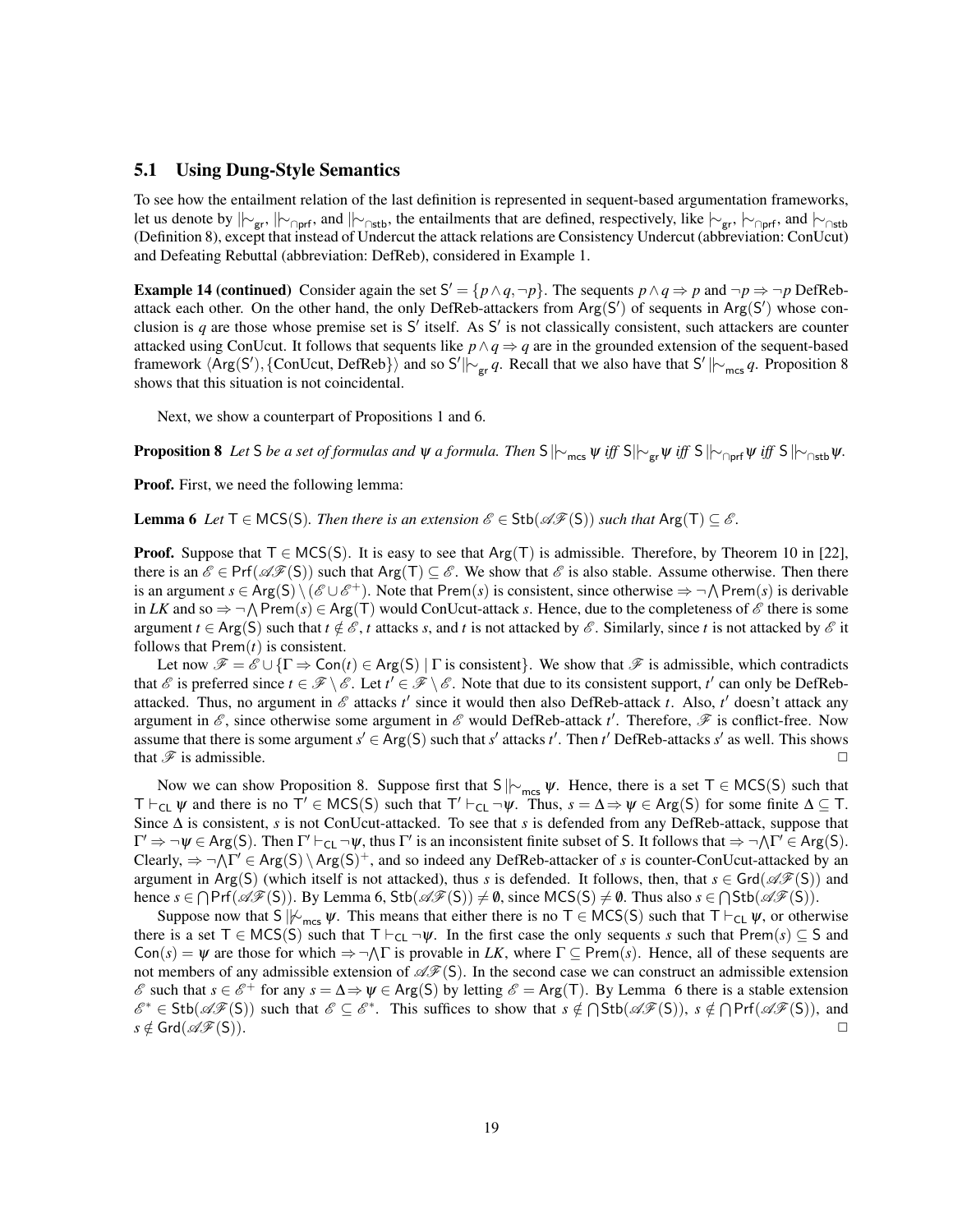## 5.1 Using Dung-Style Semantics

To see how the entailment relation of the last definition is represented in sequent-based argumentation frameworks, let us denote by $|\!\!\sim_{\mathsf{gr}}$, $|\!\!\sim_{\cap\mathsf{prf}}$, and $|\!\!\sim_{\cap\mathsf{stb}}$ the entailments that are defined, respectively, like $\mid\!\sim_{\mathsf{gr}}$, $\mid\!\sim_{\cap\mathsf{prf}}$, and $\mid\!\sim_{\cap\mathsf{stb}}$ (Definition 8), except that instead of Undercut the attack relations are Consistency Undercut (abbreviation: ConUcut) and Defeating Rebuttal (abbreviation: DefReb), considered in Example 1.

**Example 14 (continued)** Consider again the set $\mathsf{S}' = \{p \wedge q, \neg p\}$. The sequents $p \wedge q \Rightarrow p$ and $\neg p \Rightarrow \neg p$ DefReb-attack each other. On the other hand, the only DefReb-attackers from $\mathsf{Arg}(\mathsf{S}')$ of sequents in $\mathsf{Arg}(\mathsf{S}')$ whose conclusion is $q$ are those whose premise set is $\mathsf{S}'$ itself. As $\mathsf{S}'$ is not classically consistent, such attackers are counter attacked using ConUcut. It follows that sequents like $p \wedge q \Rightarrow q$ are in the grounded extension of the sequent-based framework $\langle \mathsf{Arg}(\mathsf{S}'), \{\text{ConUcut, DefReb}\}\rangle$ and so $\mathsf{S}' |\!\!\sim_{\mathsf{gr}} q$. Recall that we also have that $\mathsf{S}' |\!\!\sim_{\mathsf{mcs}} q$. Proposition 8 shows that this situation is not coincidental.

Next, we show a counterpart of Propositions 1 and 6.

**Proposition 8** *Let* $\mathsf{S}$ *be a set of formulas and* $\psi$ *a formula. Then* $\mathsf{S} |\!\!\sim_{\mathsf{mcs}} \psi$ *iff* $\mathsf{S} |\!\!\sim_{\mathsf{gr}} \psi$ *iff* $\mathsf{S} |\!\!\sim_{\cap\mathsf{prf}} \psi$ *iff* $\mathsf{S} |\!\!\sim_{\cap\mathsf{stb}} \psi$.

**Proof.** First, we need the following lemma:

**Lemma 6** *Let* $\mathsf{T} \in \mathsf{MCS}(\mathsf{S})$. *Then there is an extension* $\mathscr{E} \in \mathsf{Stb}(\mathscr{AF}(\mathsf{S}))$ *such that* $\mathsf{Arg}(\mathsf{T}) \subseteq \mathscr{E}$.

**Proof.** Suppose that $\mathsf{T} \in \mathsf{MCS}(\mathsf{S})$. It is easy to see that $\mathsf{Arg}(\mathsf{T})$ is admissible. Therefore, by Theorem 10 in [22], there is an $\mathscr{E} \in \mathsf{Prf}(\mathscr{AF}(\mathsf{S}))$ such that $\mathsf{Arg}(\mathsf{T}) \subseteq \mathscr{E}$. We show that $\mathscr{E}$ is also stable. Assume otherwise. Then there is an argument $s \in \mathsf{Arg}(\mathsf{S}) \setminus (\mathscr{E} \cup \mathscr{E}^+)$. Note that $\mathsf{Prem}(s)$ is consistent, since otherwise $\Rightarrow \neg \bigwedge \mathsf{Prem}(s)$ is derivable in *LK* and so $\Rightarrow \neg \bigwedge \mathsf{Prem}(s) \in \mathsf{Arg}(\mathsf{T})$ would ConUcut-attack $s$. Hence, due to the completeness of $\mathscr{E}$ there is some argument $t \in \mathsf{Arg}(\mathsf{S})$ such that $t \notin \mathscr{E}$, $t$ attacks $s$, and $t$ is not attacked by $\mathscr{E}$. Similarly, since $t$ is not attacked by $\mathscr{E}$ it follows that $\mathsf{Prem}(t)$ is consistent.

Let now $\mathscr{F} = \mathscr{E} \cup \{\Gamma \Rightarrow \mathsf{Con}(t) \in \mathsf{Arg}(\mathsf{S}) \mid \Gamma \text{ is consistent}\}$. We show that $\mathscr{F}$ is admissible, which contradicts that $\mathscr{E}$ is preferred since $t \in \mathscr{F} \setminus \mathscr{E}$. Let $t' \in \mathscr{F} \setminus \mathscr{E}$. Note that due to its consistent support, $t'$ can only be DefReb-attacked. Thus, no argument in $\mathscr{E}$ attacks $t'$ since it would then also DefReb-attack $t$. Also, $t'$ doesn't attack any argument in $\mathscr{E}$, since otherwise some argument in $\mathscr{E}$ would DefReb-attack $t'$. Therefore, $\mathscr{F}$ is conflict-free. Now assume that there is some argument $s' \in \mathsf{Arg}(\mathsf{S})$ such that $s'$ attacks $t'$. Then $t'$ DefReb-attacks $s'$ as well. This shows that $\mathscr{F}$ is admissible. $\square$

Now we can show Proposition 8. Suppose first that $\mathsf{S} |\!\!\sim_{\mathsf{mcs}} \psi$. Hence, there is a set $\mathsf{T} \in \mathsf{MCS}(\mathsf{S})$ such that $\mathsf{T} \vdash_{\mathsf{CL}} \psi$ and there is no $\mathsf{T}' \in \mathsf{MCS}(\mathsf{S})$ such that $\mathsf{T}' \vdash_{\mathsf{CL}} \neg\psi$. Thus, $s = \Delta \Rightarrow \psi \in \mathsf{Arg}(\mathsf{S})$ for some finite $\Delta \subseteq \mathsf{T}$. Since $\Delta$ is consistent, $s$ is not ConUcut-attacked. To see that $s$ is defended from any DefReb-attack, suppose that $\Gamma' \Rightarrow \neg\psi \in \mathsf{Arg}(\mathsf{S})$. Then $\Gamma' \vdash_{\mathsf{CL}} \neg\psi$, thus $\Gamma'$ is an inconsistent finite subset of $\mathsf{S}$. It follows that $\Rightarrow \neg\bigwedge\Gamma' \in \mathsf{Arg}(\mathsf{S})$. Clearly, $\Rightarrow \neg\bigwedge\Gamma' \in \mathsf{Arg}(\mathsf{S}) \setminus \mathsf{Arg}(\mathsf{S})^+$, and so indeed any DefReb-attacker of $s$ is counter-ConUcut-attacked by an argument in $\mathsf{Arg}(\mathsf{S})$ (which itself is not attacked), thus $s$ is defended. It follows, then, that $s \in \mathsf{Grd}(\mathscr{AF}(\mathsf{S}))$ and hence $s \in \bigcap \mathsf{Prf}(\mathscr{AF}(\mathsf{S}))$. By Lemma 6, $\mathsf{Stb}(\mathscr{AF}(\mathsf{S})) \neq \emptyset$, since $\mathsf{MCS}(\mathsf{S}) \neq \emptyset$. Thus also $s \in \bigcap \mathsf{Stb}(\mathscr{AF}(\mathsf{S}))$.

Suppose now that $\mathsf{S} |\!\!\not\sim_{\mathsf{mcs}} \psi$. This means that either there is no $\mathsf{T} \in \mathsf{MCS}(\mathsf{S})$ such that $\mathsf{T} \vdash_{\mathsf{CL}} \psi$, or otherwise there is a set $\mathsf{T} \in \mathsf{MCS}(\mathsf{S})$ such that $\mathsf{T} \vdash_{\mathsf{CL}} \neg\psi$. In the first case the only sequents $s$ such that $\mathsf{Prem}(s) \subseteq \mathsf{S}$ and $\mathsf{Con}(s) = \psi$ are those for which $\Rightarrow \neg\bigwedge\Gamma$ is provable in *LK*, where $\Gamma \subseteq \mathsf{Prem}(s)$. Hence, all of these sequents are not members of any admissible extension of $\mathscr{AF}(\mathsf{S})$. In the second case we can construct an admissible extension $\mathscr{E}$ such that $s \in \mathscr{E}^+$ for any $s = \Delta \Rightarrow \psi \in \mathsf{Arg}(\mathsf{S})$ by letting $\mathscr{E} = \mathsf{Arg}(\mathsf{T})$. By Lemma 6 there is a stable extension $\mathscr{E}^* \in \mathsf{Stb}(\mathscr{AF}(\mathsf{S}))$ such that $\mathscr{E} \subseteq \mathscr{E}^*$. This suffices to show that $s \notin \bigcap \mathsf{Stb}(\mathscr{AF}(\mathsf{S}))$, $s \notin \bigcap \mathsf{Prf}(\mathscr{AF}(\mathsf{S}))$, and $s \notin \mathsf{Grd}(\mathscr{AF}(\mathsf{S}))$. $\square$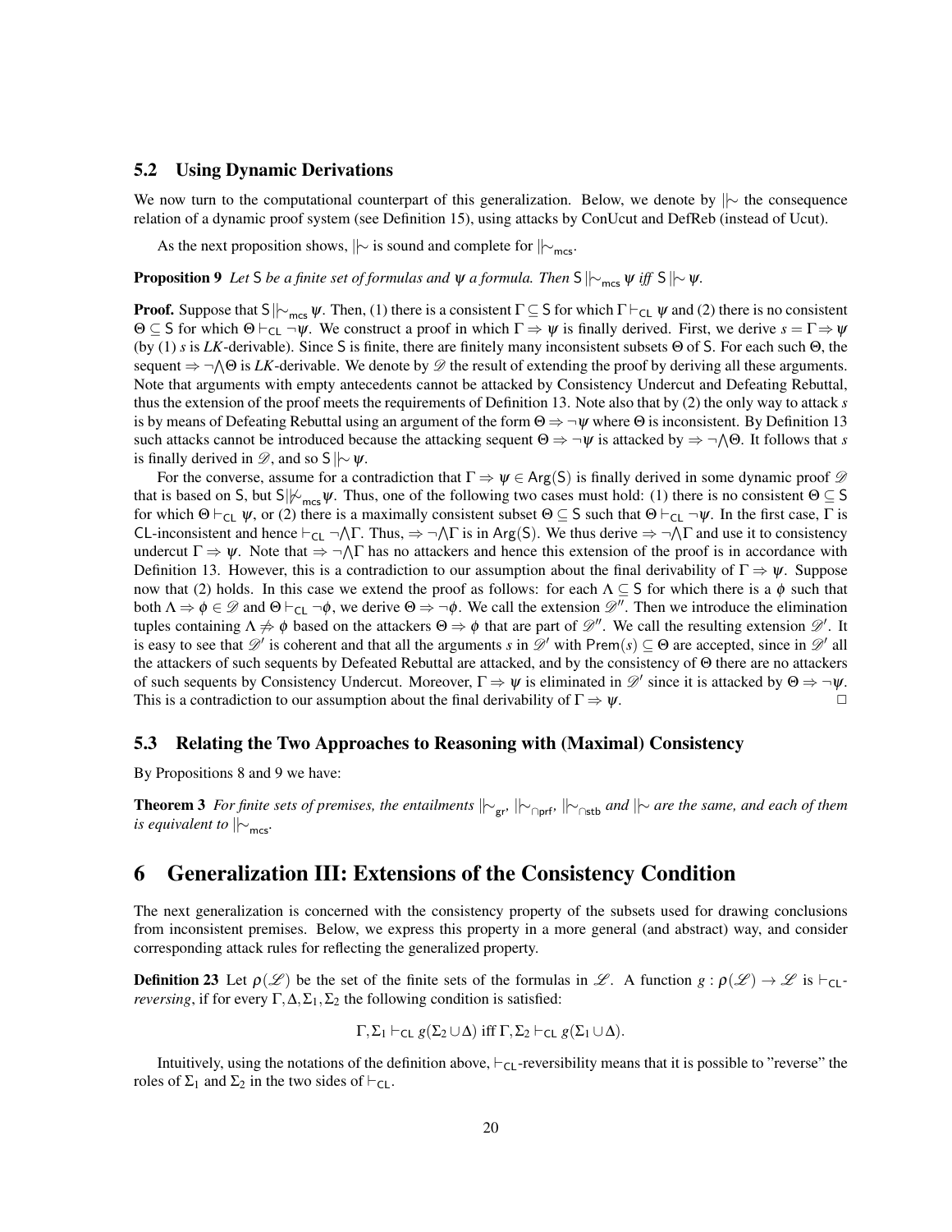### 5.2 Using Dynamic Derivations

We now turn to the computational counterpart of this generalization. Below, we denote by $|\!\sim$ the consequence relation of a dynamic proof system (see Definition 15), using attacks by ConUcut and DefReb (instead of Ucut).

As the next proposition shows, $|\!\sim$ is sound and complete for $|\!\sim_{\mathsf{mcs}}$.

**Proposition 9** *Let* $\mathsf{S}$ *be a finite set of formulas and* $\psi$ *a formula. Then* $\mathsf{S} |\!\sim_{\mathsf{mcs}} \psi$ *iff* $\mathsf{S} |\!\sim \psi$.

**Proof.** Suppose that $\mathsf{S} |\!\sim_{\mathsf{mcs}} \psi$. Then, (1) there is a consistent $\Gamma \subseteq \mathsf{S}$ for which $\Gamma \vdash_{\mathsf{CL}} \psi$ and (2) there is no consistent $\Theta \subseteq \mathsf{S}$ for which $\Theta \vdash_{\mathsf{CL}} \neg\psi$. We construct a proof in which $\Gamma \Rightarrow \psi$ is finally derived. First, we derive $s = \Gamma \Rightarrow \psi$ (by (1) $s$ is *LK*-derivable). Since $\mathsf{S}$ is finite, there are finitely many inconsistent subsets $\Theta$ of $\mathsf{S}$. For each such $\Theta$, the sequent $\Rightarrow \neg\bigwedge\Theta$ is *LK*-derivable. We denote by $\mathscr{D}$ the result of extending the proof by deriving all these arguments. Note that arguments with empty antecedents cannot be attacked by Consistency Undercut and Defeating Rebuttal, thus the extension of the proof meets the requirements of Definition 13. Note also that by (2) the only way to attack $s$ is by means of Defeating Rebuttal using an argument of the form $\Theta \Rightarrow \neg\psi$ where $\Theta$ is inconsistent. By Definition 13 such attacks cannot be introduced because the attacking sequent $\Theta \Rightarrow \neg\psi$ is attacked by $\Rightarrow \neg\bigwedge\Theta$. It follows that $s$ is finally derived in $\mathscr{D}$, and so $\mathsf{S} |\!\sim \psi$.

For the converse, assume for a contradiction that $\Gamma \Rightarrow \psi \in \mathsf{Arg}(\mathsf{S})$ is finally derived in some dynamic proof $\mathscr{D}$ that is based on $\mathsf{S}$, but $\mathsf{S} |\!\not\sim_{\mathsf{mcs}} \psi$. Thus, one of the following two cases must hold: (1) there is no consistent $\Theta \subseteq \mathsf{S}$ for which $\Theta \vdash_{\mathsf{CL}} \psi$, or (2) there is a maximally consistent subset $\Theta \subseteq \mathsf{S}$ such that $\Theta \vdash_{\mathsf{CL}} \neg\psi$. In the first case, $\Gamma$ is $\mathsf{CL}$-inconsistent and hence $\vdash_{\mathsf{CL}} \neg\bigwedge\Gamma$. Thus, $\Rightarrow \neg\bigwedge\Gamma$ is in $\mathsf{Arg}(\mathsf{S})$. We thus derive $\Rightarrow \neg\bigwedge\Gamma$ and use it to consistency undercut $\Gamma \Rightarrow \psi$. Note that $\Rightarrow \neg\bigwedge\Gamma$ has no attackers and hence this extension of the proof is in accordance with Definition 13. However, this is a contradiction to our assumption about the final derivability of $\Gamma \Rightarrow \psi$. Suppose now that (2) holds. In this case we extend the proof as follows: for each $\Lambda \subseteq \mathsf{S}$ for which there is a $\phi$ such that both $\Lambda \Rightarrow \phi \in \mathscr{D}$ and $\Theta \vdash_{\mathsf{CL}} \neg\phi$, we derive $\Theta \Rightarrow \neg\phi$. We call the extension $\mathscr{D}''$. Then we introduce the elimination tuples containing $\Lambda \not\Rightarrow \phi$ based on the attackers $\Theta \Rightarrow \phi$ that are part of $\mathscr{D}''$. We call the resulting extension $\mathscr{D}'$. It is easy to see that $\mathscr{D}'$ is coherent and that all the arguments $s$ in $\mathscr{D}'$ with $\mathsf{Prem}(s) \subseteq \Theta$ are accepted, since in $\mathscr{D}'$ all the attackers of such sequents by Defeated Rebuttal are attacked, and by the consistency of $\Theta$ there are no attackers of such sequents by Consistency Undercut. Moreover, $\Gamma \Rightarrow \psi$ is eliminated in $\mathscr{D}'$ since it is attacked by $\Theta \Rightarrow \neg\psi$. This is a contradiction to our assumption about the final derivability of $\Gamma \Rightarrow \psi$. $\square$

### 5.3 Relating the Two Approaches to Reasoning with (Maximal) Consistency

By Propositions 8 and 9 we have:

**Theorem 3** *For finite sets of premises, the entailments* $|\!\sim_{\mathsf{gr}}$, $|\!\sim_{\cap\mathsf{prf}}$, $|\!\sim_{\cap\mathsf{stb}}$ *and* $|\!\sim$ *are the same, and each of them is equivalent to* $|\!\sim_{\mathsf{mcs}}$.

## 6 Generalization III: Extensions of the Consistency Condition

The next generalization is concerned with the consistency property of the subsets used for drawing conclusions from inconsistent premises. Below, we express this property in a more general (and abstract) way, and consider corresponding attack rules for reflecting the generalized property.

**Definition 23** Let $\rho(\mathscr{L})$ be the set of the finite sets of the formulas in $\mathscr{L}$. A function $g : \rho(\mathscr{L}) \to \mathscr{L}$ is $\vdash_{\mathsf{CL}}$-*reversing*, if for every $\Gamma, \Delta, \Sigma_1, \Sigma_2$ the following condition is satisfied:

$$\Gamma, \Sigma_1 \vdash_{\mathsf{CL}} g(\Sigma_2 \cup \Delta) \text{ iff } \Gamma, \Sigma_2 \vdash_{\mathsf{CL}} g(\Sigma_1 \cup \Delta).$$

Intuitively, using the notations of the definition above, $\vdash_{\mathsf{CL}}$-reversibility means that it is possible to "reverse" the roles of $\Sigma_1$ and $\Sigma_2$ in the two sides of $\vdash_{\mathsf{CL}}$.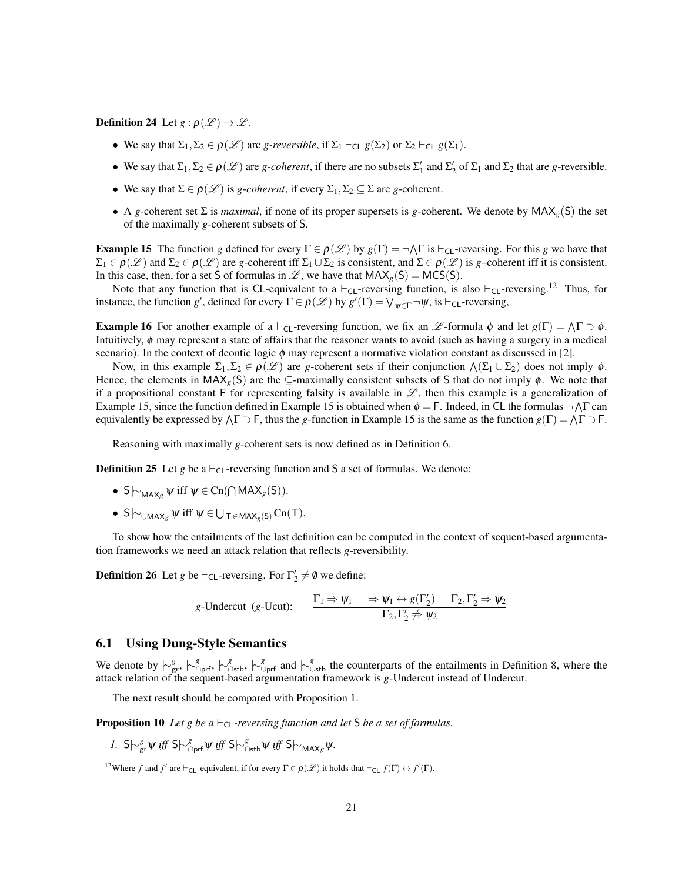**Definition 24** Let $g : \rho(\mathscr{L}) \to \mathscr{L}$.

- We say that $\Sigma_1, \Sigma_2 \in \rho(\mathscr{L})$ are *g-reversible*, if $\Sigma_1 \vdash_{\mathsf{CL}} g(\Sigma_2)$ or $\Sigma_2 \vdash_{\mathsf{CL}} g(\Sigma_1)$.
- We say that $\Sigma_1, \Sigma_2 \in \rho(\mathscr{L})$ are *g-coherent*, if there are no subsets $\Sigma'_1$ and $\Sigma'_2$ of $\Sigma_1$ and $\Sigma_2$ that are $g$-reversible.
- We say that $\Sigma \in \rho(\mathscr{L})$ is *g-coherent*, if every $\Sigma_1, \Sigma_2 \subseteq \Sigma$ are $g$-coherent.
- A $g$-coherent set $\Sigma$ is *maximal*, if none of its proper supersets is $g$-coherent. We denote by $\mathsf{MAX}_g(\mathsf{S})$ the set of the maximally $g$-coherent subsets of $\mathsf{S}$.

**Example 15** The function $g$ defined for every $\Gamma \in \rho(\mathscr{L})$ by $g(\Gamma) = \neg\bigwedge\Gamma$ is $\vdash_{\mathsf{CL}}$-reversing. For this $g$ we have that $\Sigma_1 \in \rho(\mathscr{L})$ and $\Sigma_2 \in \rho(\mathscr{L})$ are $g$-coherent iff $\Sigma_1 \cup \Sigma_2$ is consistent, and $\Sigma \in \rho(\mathscr{L})$ is $g$–coherent iff it is consistent. In this case, then, for a set $\mathsf{S}$ of formulas in $\mathscr{L}$, we have that $\mathsf{MAX}_g(\mathsf{S}) = \mathsf{MCS}(\mathsf{S})$.

Note that any function that is $\mathsf{CL}$-equivalent to a $\vdash_{\mathsf{CL}}$-reversing function, is also $\vdash_{\mathsf{CL}}$-reversing.[12] Thus, for instance, the function $g'$, defined for every $\Gamma \in \rho(\mathscr{L})$ by $g'(\Gamma) = \bigvee_{\psi\in\Gamma} \neg\psi$, is $\vdash_{\mathsf{CL}}$-reversing,

**Example 16** For another example of a $\vdash_{\mathsf{CL}}$-reversing function, we fix an $\mathscr{L}$-formula $\phi$ and let $g(\Gamma) = \bigwedge\Gamma \supset \phi$. Intuitively, $\phi$ may represent a state of affairs that the reasoner wants to avoid (such as having a surgery in a medical scenario). In the context of deontic logic $\phi$ may represent a normative violation constant as discussed in [2].

Now, in this example $\Sigma_1, \Sigma_2 \in \rho(\mathscr{L})$ are $g$-coherent sets if their conjunction $\bigwedge(\Sigma_1 \cup \Sigma_2)$ does not imply $\phi$. Hence, the elements in $\mathsf{MAX}_g(\mathsf{S})$ are the $\subseteq$-maximally consistent subsets of $\mathsf{S}$ that do not imply $\phi$. We note that if a propositional constant $\mathsf{F}$ for representing falsity is available in $\mathscr{L}$, then this example is a generalization of Example 15, since the function defined in Example 15 is obtained when $\phi = \mathsf{F}$. Indeed, in $\mathsf{CL}$ the formulas $\neg\bigwedge\Gamma$ can equivalently be expressed by $\bigwedge\Gamma \supset \mathsf{F}$, thus the $g$-function in Example 15 is the same as the function $g(\Gamma) = \bigwedge\Gamma \supset \mathsf{F}$.

Reasoning with maximally $g$-coherent sets is now defined as in Definition 6.

**Definition 25** Let $g$ be a $\vdash_{\mathsf{CL}}$-reversing function and $\mathsf{S}$ a set of formulas. We denote:

- $\mathsf{S} \mid\!\sim_{\mathsf{MAX}_g} \psi$ iff $\psi \in \mathrm{Cn}(\bigcap \mathsf{MAX}_g(\mathsf{S}))$.
- $\mathsf{S} \mid\!\sim_{\cup\mathsf{MAX}_g} \psi$ iff $\psi \in \bigcup_{\mathsf{T}\in\mathsf{MAX}_g(\mathsf{S})} \mathrm{Cn}(\mathsf{T})$.

To show how the entailments of the last definition can be computed in the context of sequent-based argumentation frameworks we need an attack relation that reflects $g$-reversibility.

**Definition 26** Let $g$ be $\vdash_{\mathsf{CL}}$-reversing. For $\Gamma'_2 \neq \emptyset$ we define:

$$g\text{-Undercut } (g\text{-Ucut}): \quad \frac{\Gamma_1 \Rightarrow \psi_1 \qquad \Rightarrow \psi_1 \leftrightarrow g(\Gamma'_2) \qquad \Gamma_2, \Gamma'_2 \Rightarrow \psi_2}{\Gamma_2, \Gamma'_2 \not\Rightarrow \psi_2}$$

## 6.1 Using Dung-Style Semantics

We denote by $\mid\!\sim^g_{\mathsf{gr}}$, $\mid\!\sim^g_{\cap\mathsf{prf}}$, $\mid\!\sim^g_{\cap\mathsf{stb}}$, $\mid\!\sim^g_{\cup\mathsf{prf}}$ and $\mid\!\sim^g_{\cup\mathsf{stb}}$ the counterparts of the entailments in Definition 8, where the attack relation of the sequent-based argumentation framework is $g$-Undercut instead of Undercut.

The next result should be compared with Proposition 1.

**Proposition 10** *Let $g$ be a $\vdash_{\mathsf{CL}}$-reversing function and let $\mathsf{S}$ be a set of formulas.*

1. $\mathsf{S} \mid\!\sim^g_{\mathsf{gr}} \psi$ *iff* $\mathsf{S} \mid\!\sim^g_{\cap\mathsf{prf}} \psi$ *iff* $\mathsf{S} \mid\!\sim^g_{\cap\mathsf{stb}} \psi$ *iff* $\mathsf{S} \mid\!\sim_{\mathsf{MAX}_g} \psi$.

[12] Where $f$ and $f'$ are $\vdash_{\mathsf{CL}}$-equivalent, if for every $\Gamma \in \rho(\mathscr{L})$ it holds that $\vdash_{\mathsf{CL}} f(\Gamma) \leftrightarrow f'(\Gamma)$.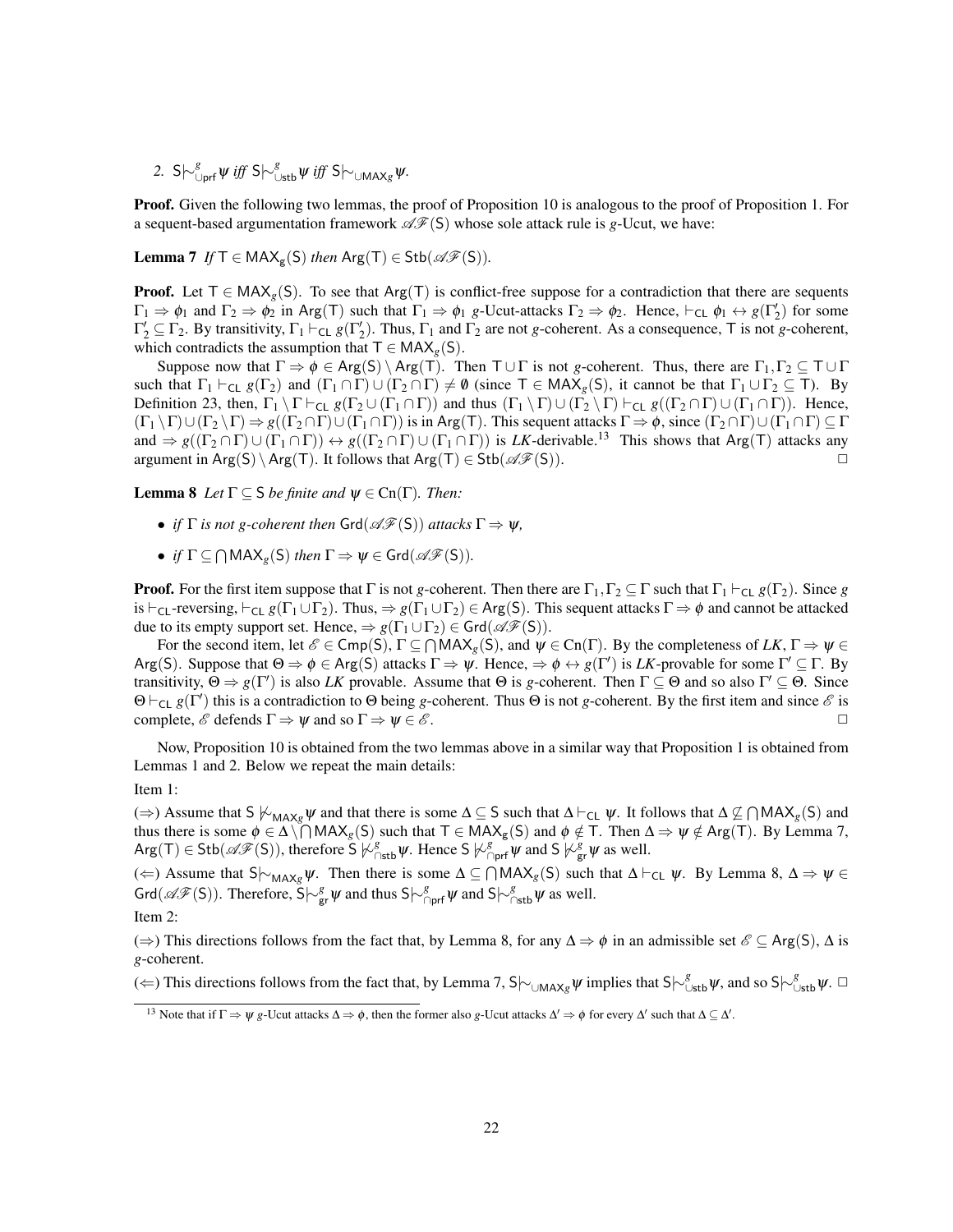2. $\mathsf{S}\mid\!\sim^{g}_{\cup\mathsf{prf}}\psi$ *iff* $\mathsf{S}\mid\!\sim^{g}_{\cup\mathsf{stb}}\psi$ *iff* $\mathsf{S}\mid\!\sim_{\cup\mathsf{MAX}_g}\psi$.

**Proof.** Given the following two lemmas, the proof of Proposition 10 is analogous to the proof of Proposition 1. For a sequent-based argumentation framework $\mathscr{AF}(\mathsf{S})$ whose sole attack rule is $g$-Ucut, we have:

**Lemma 7** *If* $\mathsf{T} \in \mathsf{MAX}_g(\mathsf{S})$ *then* $\mathsf{Arg}(\mathsf{T}) \in \mathsf{Stb}(\mathscr{AF}(\mathsf{S}))$.

**Proof.** Let $\mathsf{T} \in \mathsf{MAX}_g(\mathsf{S})$. To see that $\mathsf{Arg}(\mathsf{T})$ is conflict-free suppose for a contradiction that there are sequents $\Gamma_1 \Rightarrow \phi_1$ and $\Gamma_2 \Rightarrow \phi_2$ in $\mathsf{Arg}(\mathsf{T})$ such that $\Gamma_1 \Rightarrow \phi_1$ $g$-Ucut-attacks $\Gamma_2 \Rightarrow \phi_2$. Hence, $\vdash_{\mathsf{CL}} \phi_1 \leftrightarrow g(\Gamma_2')$ for some $\Gamma_2' \subseteq \Gamma_2$. By transitivity, $\Gamma_1 \vdash_{\mathsf{CL}} g(\Gamma_2')$. Thus, $\Gamma_1$ and $\Gamma_2$ are not $g$-coherent. As a consequence, $\mathsf{T}$ is not $g$-coherent, which contradicts the assumption that $\mathsf{T} \in \mathsf{MAX}_g(\mathsf{S})$.

Suppose now that $\Gamma \Rightarrow \phi \in \mathsf{Arg}(\mathsf{S}) \setminus \mathsf{Arg}(\mathsf{T})$. Then $\mathsf{T} \cup \Gamma$ is not $g$-coherent. Thus, there are $\Gamma_1, \Gamma_2 \subseteq \mathsf{T} \cup \Gamma$ such that $\Gamma_1 \vdash_{\mathsf{CL}} g(\Gamma_2)$ and $(\Gamma_1 \cap \Gamma) \cup (\Gamma_2 \cap \Gamma) \neq \emptyset$ (since $\mathsf{T} \in \mathsf{MAX}_g(\mathsf{S})$, it cannot be that $\Gamma_1 \cup \Gamma_2 \subseteq \mathsf{T}$). By Definition 23, then, $\Gamma_1 \setminus \Gamma \vdash_{\mathsf{CL}} g(\Gamma_2 \cup (\Gamma_1 \cap \Gamma))$ and thus $(\Gamma_1 \setminus \Gamma) \cup (\Gamma_2 \setminus \Gamma) \vdash_{\mathsf{CL}} g((\Gamma_2 \cap \Gamma) \cup (\Gamma_1 \cap \Gamma))$. Hence, $(\Gamma_1 \setminus \Gamma) \cup (\Gamma_2 \setminus \Gamma) \Rightarrow g((\Gamma_2 \cap \Gamma) \cup (\Gamma_1 \cap \Gamma))$ is in $\mathsf{Arg}(\mathsf{T})$. This sequent attacks $\Gamma \Rightarrow \phi$, since $(\Gamma_2 \cap \Gamma) \cup (\Gamma_1 \cap \Gamma) \subseteq \Gamma$ and $\Rightarrow g((\Gamma_2 \cap \Gamma) \cup (\Gamma_1 \cap \Gamma)) \leftrightarrow g((\Gamma_2 \cap \Gamma) \cup (\Gamma_1 \cap \Gamma))$ is *LK*-derivable.[13] This shows that $\mathsf{Arg}(\mathsf{T})$ attacks any argument in $\mathsf{Arg}(\mathsf{S}) \setminus \mathsf{Arg}(\mathsf{T})$. It follows that $\mathsf{Arg}(\mathsf{T}) \in \mathsf{Stb}(\mathscr{AF}(\mathsf{S}))$. ☐

**Lemma 8** *Let* $\Gamma \subseteq \mathsf{S}$ *be finite and* $\psi \in \mathrm{Cn}(\Gamma)$. *Then:*

- *if* $\Gamma$ *is not* $g$*-coherent then* $\mathsf{Grd}(\mathscr{AF}(\mathsf{S}))$ *attacks* $\Gamma \Rightarrow \psi$,
- *if* $\Gamma \subseteq \bigcap \mathsf{MAX}_g(\mathsf{S})$ *then* $\Gamma \Rightarrow \psi \in \mathsf{Grd}(\mathscr{AF}(\mathsf{S}))$.

**Proof.** For the first item suppose that $\Gamma$ is not $g$-coherent. Then there are $\Gamma_1, \Gamma_2 \subseteq \Gamma$ such that $\Gamma_1 \vdash_{\mathsf{CL}} g(\Gamma_2)$. Since $g$ is $\vdash_{\mathsf{CL}}$-reversing, $\vdash_{\mathsf{CL}} g(\Gamma_1 \cup \Gamma_2)$. Thus, $\Rightarrow g(\Gamma_1 \cup \Gamma_2) \in \mathsf{Arg}(\mathsf{S})$. This sequent attacks $\Gamma \Rightarrow \phi$ and cannot be attacked due to its empty support set. Hence, $\Rightarrow g(\Gamma_1 \cup \Gamma_2) \in \mathsf{Grd}(\mathscr{AF}(\mathsf{S}))$.

For the second item, let $\mathscr{E} \in \mathsf{Cmp}(\mathsf{S})$, $\Gamma \subseteq \bigcap \mathsf{MAX}_g(\mathsf{S})$, and $\psi \in \mathrm{Cn}(\Gamma)$. By the completeness of *LK*, $\Gamma \Rightarrow \psi \in \mathsf{Arg}(\mathsf{S})$. Suppose that $\Theta \Rightarrow \phi \in \mathsf{Arg}(\mathsf{S})$ attacks $\Gamma \Rightarrow \psi$. Hence, $\Rightarrow \phi \leftrightarrow g(\Gamma')$ is *LK*-provable for some $\Gamma' \subseteq \Gamma$. By transitivity, $\Theta \Rightarrow g(\Gamma')$ is also *LK* provable. Assume that $\Theta$ is $g$-coherent. Then $\Gamma \subseteq \Theta$ and so also $\Gamma' \subseteq \Theta$. Since $\Theta \vdash_{\mathsf{CL}} g(\Gamma')$ this is a contradiction to $\Theta$ being $g$-coherent. Thus $\Theta$ is not $g$-coherent. By the first item and since $\mathscr{E}$ is complete, $\mathscr{E}$ defends $\Gamma \Rightarrow \psi$ and so $\Gamma \Rightarrow \psi \in \mathscr{E}$. ☐

Now, Proposition 10 is obtained from the two lemmas above in a similar way that Proposition 1 is obtained from Lemmas 1 and 2. Below we repeat the main details:

Item 1:

($\Rightarrow$) Assume that $\mathsf{S} \not\mid\!\sim_{\mathsf{MAX}_g}\psi$ and that there is some $\Delta \subseteq \mathsf{S}$ such that $\Delta \vdash_{\mathsf{CL}} \psi$. It follows that $\Delta \not\subseteq \bigcap \mathsf{MAX}_g(\mathsf{S})$ and thus there is some $\phi \in \Delta \setminus \bigcap \mathsf{MAX}_g(\mathsf{S})$ such that $\mathsf{T} \in \mathsf{MAX}_g(\mathsf{S})$ and $\phi \notin \mathsf{T}$. Then $\Delta \Rightarrow \psi \notin \mathsf{Arg}(\mathsf{T})$. By Lemma 7, $\mathsf{Arg}(\mathsf{T}) \in \mathsf{Stb}(\mathscr{AF}(\mathsf{S}))$, therefore $\mathsf{S} \not\mid\!\sim^{g}_{\cap\mathsf{stb}}\psi$. Hence $\mathsf{S} \not\mid\!\sim^{g}_{\cap\mathsf{prf}}\psi$ and $\mathsf{S} \not\mid\!\sim^{g}_{\mathsf{gr}}\psi$ as well.

($\Leftarrow$) Assume that $\mathsf{S}\mid\!\sim_{\mathsf{MAX}_g}\psi$. Then there is some $\Delta \subseteq \bigcap \mathsf{MAX}_g(\mathsf{S})$ such that $\Delta \vdash_{\mathsf{CL}} \psi$. By Lemma 8, $\Delta \Rightarrow \psi \in \mathsf{Grd}(\mathscr{AF}(\mathsf{S}))$. Therefore, $\mathsf{S}\mid\!\sim^{g}_{\mathsf{gr}}\psi$ and thus $\mathsf{S}\mid\!\sim^{g}_{\cap\mathsf{prf}}\psi$ and $\mathsf{S}\mid\!\sim^{g}_{\cap\mathsf{stb}}\psi$ as well.

Item 2:

($\Rightarrow$) This directions follows from the fact that, by Lemma 8, for any $\Delta \Rightarrow \phi$ in an admissible set $\mathscr{E} \subseteq \mathsf{Arg}(\mathsf{S})$, $\Delta$ is $g$-coherent.

($\Leftarrow$) This directions follows from the fact that, by Lemma 7, $\mathsf{S}\mid\!\sim_{\cup\mathsf{MAX}_g}\psi$ implies that $\mathsf{S}\mid\!\sim^{g}_{\cup\mathsf{stb}}\psi$, and so $\mathsf{S}\mid\!\sim^{g}_{\cup\mathsf{stb}}\psi$. ☐

---

[13] Note that if $\Gamma \Rightarrow \psi$ $g$-Ucut attacks $\Delta \Rightarrow \phi$, then the former also $g$-Ucut attacks $\Delta' \Rightarrow \phi$ for every $\Delta'$ such that $\Delta \subseteq \Delta'$.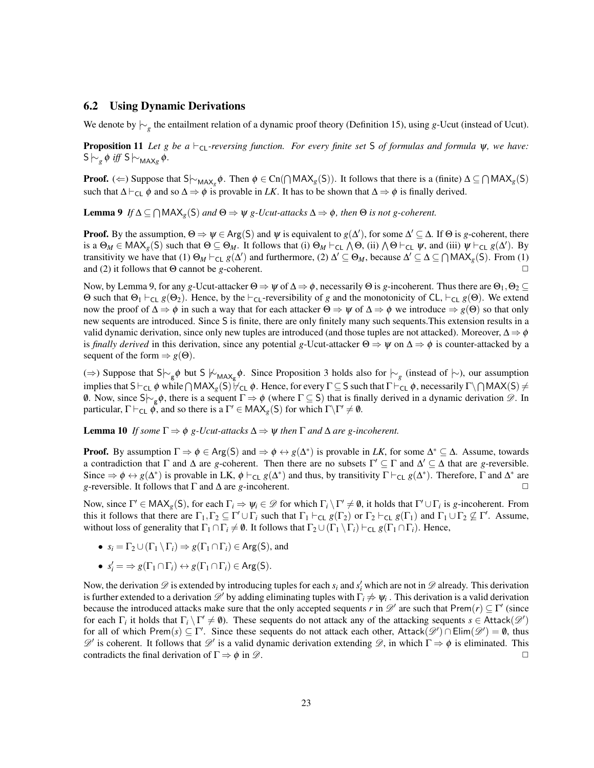### 6.2 Using Dynamic Derivations

We denote by $\mid\!\sim_g$ the entailment relation of a dynamic proof theory (Definition 15), using $g$-Ucut (instead of Ucut).

**Proposition 11** *Let $g$ be a $\vdash_{\mathsf{CL}}$-reversing function. For every finite set $\mathsf{S}$ of formulas and formula $\psi$, we have: $\mathsf{S} \mid\!\sim_g \phi$ iff $\mathsf{S} \mid\!\sim_{\mathsf{MAX}_g} \phi$.*

**Proof.** ($\Leftarrow$) Suppose that $\mathsf{S} \mid\!\sim_{\mathsf{MAX}_g} \phi$. Then $\phi \in \mathrm{Cn}(\bigcap \mathsf{MAX}_g(\mathsf{S}))$. It follows that there is a (finite) $\Delta \subseteq \bigcap \mathsf{MAX}_g(\mathsf{S})$ such that $\Delta \vdash_{\mathsf{CL}} \phi$ and so $\Delta \Rightarrow \phi$ is provable in *LK*. It has to be shown that $\Delta \Rightarrow \phi$ is finally derived.

**Lemma 9** *If $\Delta \subseteq \bigcap \mathsf{MAX}_g(\mathsf{S})$ and $\Theta \Rightarrow \psi$ $g$-Ucut-attacks $\Delta \Rightarrow \phi$, then $\Theta$ is not $g$-coherent.*

**Proof.** By the assumption, $\Theta \Rightarrow \psi \in \mathsf{Arg}(\mathsf{S})$ and $\psi$ is equivalent to $g(\Delta')$, for some $\Delta' \subseteq \Delta$. If $\Theta$ is $g$-coherent, there is a $\Theta_M \in \mathsf{MAX}_g(\mathsf{S})$ such that $\Theta \subseteq \Theta_M$. It follows that (i) $\Theta_M \vdash_{\mathsf{CL}} \bigwedge \Theta$, (ii) $\bigwedge \Theta \vdash_{\mathsf{CL}} \psi$, and (iii) $\psi \vdash_{\mathsf{CL}} g(\Delta')$. By transitivity we have that (1) $\Theta_M \vdash_{\mathsf{CL}} g(\Delta')$ and furthermore, (2) $\Delta' \subseteq \Theta_M$, because $\Delta' \subseteq \Delta \subseteq \bigcap \mathsf{MAX}_g(\mathsf{S})$. From (1) and (2) it follows that $\Theta$ cannot be $g$-coherent. □

Now, by Lemma 9, for any $g$-Ucut-attacker $\Theta \Rightarrow \psi$ of $\Delta \Rightarrow \phi$, necessarily $\Theta$ is $g$-incoherent. Thus there are $\Theta_1, \Theta_2 \subseteq \Theta$ such that $\Theta_1 \vdash_{\mathsf{CL}} g(\Theta_2)$. Hence, by the $\vdash_{\mathsf{CL}}$-reversibility of $g$ and the monotonicity of $\mathsf{CL}$, $\vdash_{\mathsf{CL}} g(\Theta)$. We extend now the proof of $\Delta \Rightarrow \phi$ in such a way that for each attacker $\Theta \Rightarrow \psi$ of $\Delta \Rightarrow \phi$ we introduce $\Rightarrow g(\Theta)$ so that only new sequents are introduced. Since $\mathsf{S}$ is finite, there are only finitely many such sequents.This extension results in a valid dynamic derivation, since only new tuples are introduced (and those tuples are not attacked). Moreover, $\Delta \Rightarrow \phi$ is *finally derived* in this derivation, since any potential $g$-Ucut-attacker $\Theta \Rightarrow \psi$ on $\Delta \Rightarrow \phi$ is counter-attacked by a sequent of the form $\Rightarrow g(\Theta)$.

($\Rightarrow$) Suppose that $\mathsf{S} \mid\!\sim_g \phi$ but $\mathsf{S} \not\mid\!\sim_{\mathsf{MAX}_g} \phi$. Since Proposition 3 holds also for $\mid\!\sim_g$ (instead of $\mid\!\sim$), our assumption implies that $\mathsf{S} \vdash_{\mathsf{CL}} \phi$ while $\bigcap \mathsf{MAX}_g(\mathsf{S}) \not\vdash_{\mathsf{CL}} \phi$. Hence, for every $\Gamma \subseteq \mathsf{S}$ such that $\Gamma \vdash_{\mathsf{CL}} \phi$, necessarily $\Gamma \setminus \bigcap \mathsf{MAX}(\mathsf{S}) \neq \emptyset$. Now, since $\mathsf{S} \mid\!\sim_g \phi$, there is a sequent $\Gamma \Rightarrow \phi$ (where $\Gamma \subseteq \mathsf{S}$) that is finally derived in a dynamic derivation $\mathscr{D}$. In particular, $\Gamma \vdash_{\mathsf{CL}} \phi$, and so there is a $\Gamma' \in \mathsf{MAX}_g(\mathsf{S})$ for which $\Gamma \setminus \Gamma' \neq \emptyset$.

**Lemma 10** *If some $\Gamma \Rightarrow \phi$ $g$-Ucut-attacks $\Delta \Rightarrow \psi$ then $\Gamma$ and $\Delta$ are $g$-incoherent.*

**Proof.** By assumption $\Gamma \Rightarrow \phi \in \mathsf{Arg}(\mathsf{S})$ and $\Rightarrow \phi \leftrightarrow g(\Delta^*)$ is provable in *LK*, for some $\Delta^* \subseteq \Delta$. Assume, towards a contradiction that $\Gamma$ and $\Delta$ are $g$-coherent. Then there are no subsets $\Gamma' \subseteq \Gamma$ and $\Delta' \subseteq \Delta$ that are $g$-reversible. Since $\Rightarrow \phi \leftrightarrow g(\Delta^*)$ is provable in LK, $\phi \vdash_{\mathsf{CL}} g(\Delta^*)$ and thus, by transitivity $\Gamma \vdash_{\mathsf{CL}} g(\Delta^*)$. Therefore, $\Gamma$ and $\Delta^*$ are $g$-reversible. It follows that $\Gamma$ and $\Delta$ are $g$-incoherent. □

Now, since $\Gamma' \in \mathsf{MAX}_g(\mathsf{S})$, for each $\Gamma_i \Rightarrow \psi_i \in \mathscr{D}$ for which $\Gamma_i \setminus \Gamma' \neq \emptyset$, it holds that $\Gamma' \cup \Gamma_i$ is $g$-incoherent. From this it follows that there are $\Gamma_1, \Gamma_2 \subseteq \Gamma' \cup \Gamma_i$ such that $\Gamma_1 \vdash_{\mathsf{CL}} g(\Gamma_2)$ or $\Gamma_2 \vdash_{\mathsf{CL}} g(\Gamma_1)$ and $\Gamma_1 \cup \Gamma_2 \not\subseteq \Gamma'$. Assume, without loss of generality that $\Gamma_1 \cap \Gamma_i \neq \emptyset$. It follows that $\Gamma_2 \cup (\Gamma_1 \setminus \Gamma_i) \vdash_{\mathsf{CL}} g(\Gamma_1 \cap \Gamma_i)$. Hence,

- $s_i = \Gamma_2 \cup (\Gamma_1 \setminus \Gamma_i) \Rightarrow g(\Gamma_1 \cap \Gamma_i) \in \mathsf{Arg}(\mathsf{S})$, and
- $s_i' = \;\Rightarrow g(\Gamma_1 \cap \Gamma_i) \leftrightarrow g(\Gamma_1 \cap \Gamma_i) \in \mathsf{Arg}(\mathsf{S})$.

Now, the derivation $\mathscr{D}$ is extended by introducing tuples for each $s_i$ and $s_i'$ which are not in $\mathscr{D}$ already. This derivation is further extended to a derivation $\mathscr{D}'$ by adding eliminating tuples with $\Gamma_i \not\Rightarrow \psi_i$ . This derivation is a valid derivation because the introduced attacks make sure that the only accepted sequents $r$ in $\mathscr{D}'$ are such that $\mathsf{Prem}(r) \subseteq \Gamma'$ (since for each $\Gamma_i$ it holds that $\Gamma_i \setminus \Gamma' \neq \emptyset$). These sequents do not attack any of the attacking sequents $s \in \mathsf{Attack}(\mathscr{D}')$ for all of which $\mathsf{Prem}(s) \subseteq \Gamma'$. Since these sequents do not attack each other, $\mathsf{Attack}(\mathscr{D}') \cap \mathsf{Elim}(\mathscr{D}') = \emptyset$, thus $\mathscr{D}'$ is coherent. It follows that $\mathscr{D}'$ is a valid dynamic derivation extending $\mathscr{D}$, in which $\Gamma \Rightarrow \phi$ is eliminated. This contradicts the final derivation of $\Gamma \Rightarrow \phi$ in $\mathscr{D}$. □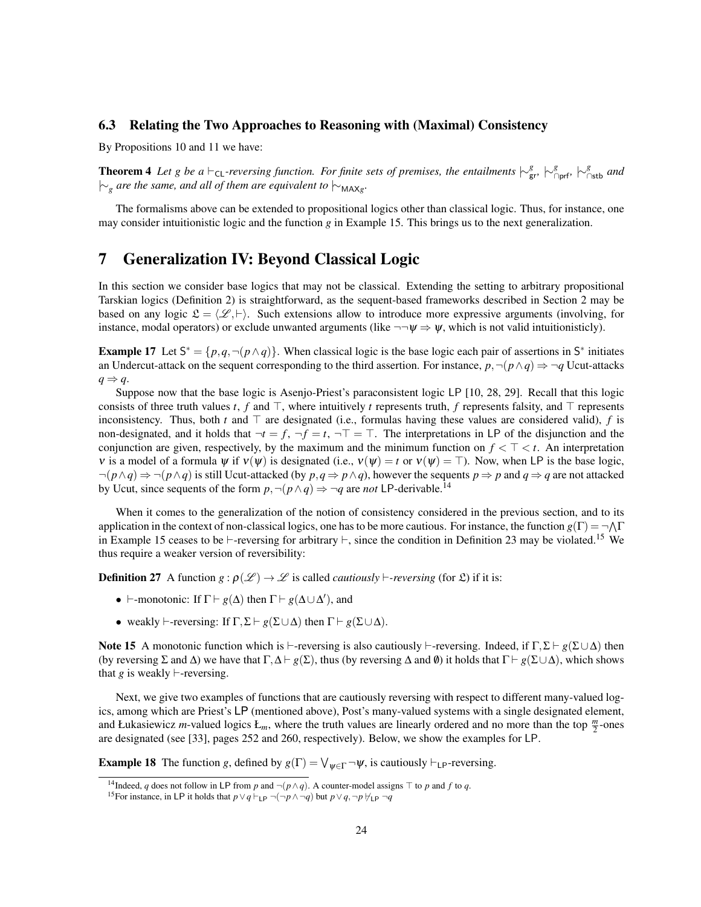### 6.3 Relating the Two Approaches to Reasoning with (Maximal) Consistency

By Propositions 10 and 11 we have:

**Theorem 4** *Let $g$ be a $\vdash_{\mathsf{CL}}$-reversing function. For finite sets of premises, the entailments $\mathrel{|\!\sim}^{g}_{\mathsf{gr}}$, $\mathrel{|\!\sim}^{g}_{\cap\mathsf{prf}}$, $\mathrel{|\!\sim}^{g}_{\cap\mathsf{stb}}$ and $\mathrel{|\!\sim}_{g}$ are the same, and all of them are equivalent to $\mathrel{|\!\sim}_{\mathsf{MAX}g}$.*

The formalisms above can be extended to propositional logics other than classical logic. Thus, for instance, one may consider intuitionistic logic and the function $g$ in Example 15. This brings us to the next generalization.

## 7 Generalization IV: Beyond Classical Logic

In this section we consider base logics that may not be classical. Extending the setting to arbitrary propositional Tarskian logics (Definition 2) is straightforward, as the sequent-based frameworks described in Section 2 may be based on any logic $\mathfrak{L} = \langle \mathscr{L}, \vdash \rangle$. Such extensions allow to introduce more expressive arguments (involving, for instance, modal operators) or exclude unwanted arguments (like $\neg\neg\psi \Rightarrow \psi$, which is not valid intuitionisticly).

**Example 17** Let $\mathsf{S}^* = \{p, q, \neg(p \wedge q)\}$. When classical logic is the base logic each pair of assertions in $\mathsf{S}^*$ initiates an Undercut-attack on the sequent corresponding to the third assertion. For instance, $p, \neg(p \wedge q) \Rightarrow \neg q$ Ucut-attacks $q \Rightarrow q$.

Suppose now that the base logic is Asenjo-Priest's paraconsistent logic $\mathsf{LP}$ [10, 28, 29]. Recall that this logic consists of three truth values $t$, $f$ and $\top$, where intuitively $t$ represents truth, $f$ represents falsity, and $\top$ represents inconsistency. Thus, both $t$ and $\top$ are designated (i.e., formulas having these values are considered valid), $f$ is non-designated, and it holds that $\neg t = f$, $\neg f = t$, $\neg \top = \top$. The interpretations in $\mathsf{LP}$ of the disjunction and the conjunction are given, respectively, by the maximum and the minimum function on $f < \top < t$. An interpretation $\nu$ is a model of a formula $\psi$ if $\nu(\psi)$ is designated (i.e., $\nu(\psi) = t$ or $\nu(\psi) = \top$). Now, when $\mathsf{LP}$ is the base logic, $\neg(p \wedge q) \Rightarrow \neg(p \wedge q)$ is still Ucut-attacked (by $p, q \Rightarrow p \wedge q$), however the sequents $p \Rightarrow p$ and $q \Rightarrow q$ are not attacked by Ucut, since sequents of the form $p, \neg(p \wedge q) \Rightarrow \neg q$ are *not* $\mathsf{LP}$-derivable.[14]

When it comes to the generalization of the notion of consistency considered in the previous section, and to its application in the context of non-classical logics, one has to be more cautious. For instance, the function $g(\Gamma) = \neg \bigwedge \Gamma$ in Example 15 ceases to be $\vdash$-reversing for arbitrary $\vdash$, since the condition in Definition 23 may be violated.[15] We thus require a weaker version of reversibility:

**Definition 27** A function $g : \rho(\mathscr{L}) \to \mathscr{L}$ is called *cautiously $\vdash$-reversing* (for $\mathfrak{L}$) if it is:

- $\vdash$-monotonic: If $\Gamma \vdash g(\Delta)$ then $\Gamma \vdash g(\Delta \cup \Delta')$, and
- weakly $\vdash$-reversing: If $\Gamma, \Sigma \vdash g(\Sigma \cup \Delta)$ then $\Gamma \vdash g(\Sigma \cup \Delta)$.

**Note 15** A monotonic function which is $\vdash$-reversing is also cautiously $\vdash$-reversing. Indeed, if $\Gamma, \Sigma \vdash g(\Sigma \cup \Delta)$ then (by reversing $\Sigma$ and $\Delta$) we have that $\Gamma, \Delta \vdash g(\Sigma)$, thus (by reversing $\Delta$ and $\emptyset$) it holds that $\Gamma \vdash g(\Sigma \cup \Delta)$, which shows that $g$ is weakly $\vdash$-reversing.

Next, we give two examples of functions that are cautiously reversing with respect to different many-valued logics, among which are Priest's $\mathsf{LP}$ (mentioned above), Post's many-valued systems with a single designated element, and Łukasiewicz $m$-valued logics $\text{Ł}_m$, where the truth values are linearly ordered and no more than the top $\frac{m}{2}$-ones are designated (see [33], pages 252 and 260, respectively). Below, we show the examples for $\mathsf{LP}$.

**Example 18** The function $g$, defined by $g(\Gamma) = \bigvee_{\psi \in \Gamma} \neg\psi$, is cautiously $\vdash_{\mathsf{LP}}$-reversing.

---

[14] Indeed, $q$ does not follow in $\mathsf{LP}$ from $p$ and $\neg(p \wedge q)$. A counter-model assigns $\top$ to $p$ and $f$ to $q$.

[15] For instance, in $\mathsf{LP}$ it holds that $p \vee q \vdash_{\mathsf{LP}} \neg(\neg p \wedge \neg q)$ but $p \vee q, \neg p \nvdash_{\mathsf{LP}} \neg q$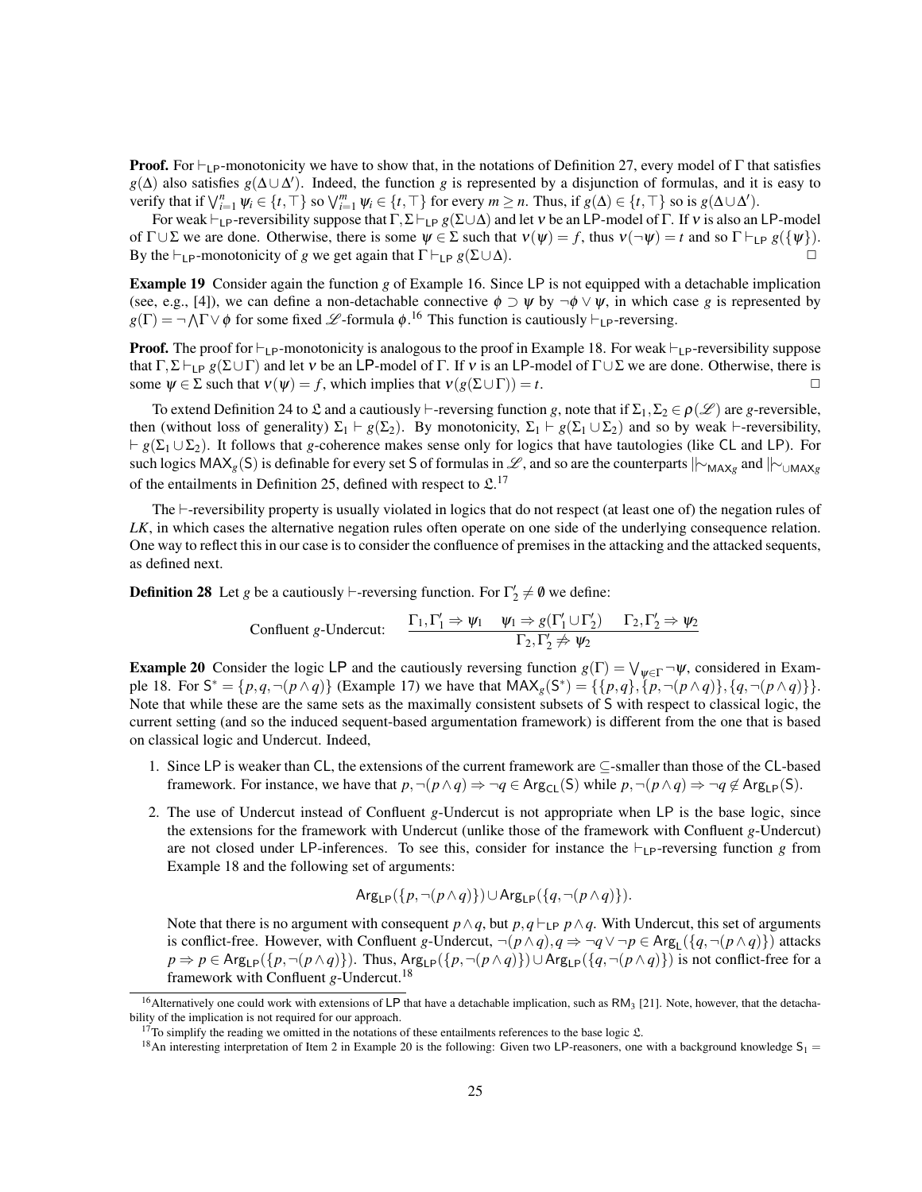**Proof.** For $\vdash_{\mathsf{LP}}$-monotonicity we have to show that, in the notations of Definition 27, every model of $\Gamma$ that satisfies $g(\Delta)$ also satisfies $g(\Delta \cup \Delta')$. Indeed, the function $g$ is represented by a disjunction of formulas, and it is easy to verify that if $\bigvee_{i=1}^{n} \psi_i \in \{t, \top\}$ so $\bigvee_{i=1}^{m} \psi_i \in \{t, \top\}$ for every $m \geq n$. Thus, if $g(\Delta) \in \{t, \top\}$ so is $g(\Delta \cup \Delta')$.

For weak $\vdash_{\mathsf{LP}}$-reversibility suppose that $\Gamma, \Sigma \vdash_{\mathsf{LP}} g(\Sigma \cup \Delta)$ and let $\nu$ be an $\mathsf{LP}$-model of $\Gamma$. If $\nu$ is also an $\mathsf{LP}$-model of $\Gamma \cup \Sigma$ we are done. Otherwise, there is some $\psi \in \Sigma$ such that $\nu(\psi) = f$, thus $\nu(\neg\psi) = t$ and so $\Gamma \vdash_{\mathsf{LP}} g(\{\psi\})$. By the $\vdash_{\mathsf{LP}}$-monotonicity of $g$ we get again that $\Gamma \vdash_{\mathsf{LP}} g(\Sigma \cup \Delta)$. $\square$

**Example 19** Consider again the function $g$ of Example 16. Since $\mathsf{LP}$ is not equipped with a detachable implication (see, e.g., [4]), we can define a non-detachable connective $\phi \supset \psi$ by $\neg\phi \vee \psi$, in which case $g$ is represented by $g(\Gamma) = \neg \bigwedge \Gamma \vee \phi$ for some fixed $\mathscr{L}$-formula $\phi$.[16] This function is cautiously $\vdash_{\mathsf{LP}}$-reversing.

**Proof.** The proof for $\vdash_{\mathsf{LP}}$-monotonicity is analogous to the proof in Example 18. For weak $\vdash_{\mathsf{LP}}$-reversibility suppose that $\Gamma, \Sigma \vdash_{\mathsf{LP}} g(\Sigma \cup \Gamma)$ and let $\nu$ be an $\mathsf{LP}$-model of $\Gamma$. If $\nu$ is an $\mathsf{LP}$-model of $\Gamma \cup \Sigma$ we are done. Otherwise, there is some $\psi \in \Sigma$ such that $\nu(\psi) = f$, which implies that $\nu(g(\Sigma \cup \Gamma)) = t$. $\square$

To extend Definition 24 to $\mathfrak{L}$ and a cautiously $\vdash$-reversing function $g$, note that if $\Sigma_1, \Sigma_2 \in \rho(\mathscr{L})$ are $g$-reversible, then (without loss of generality) $\Sigma_1 \vdash g(\Sigma_2)$. By monotonicity, $\Sigma_1 \vdash g(\Sigma_1 \cup \Sigma_2)$ and so by weak $\vdash$-reversibility, $\vdash g(\Sigma_1 \cup \Sigma_2)$. It follows that $g$-coherence makes sense only for logics that have tautologies (like $\mathsf{CL}$ and $\mathsf{LP}$). For such logics $\mathsf{MAX}_g(\mathsf{S})$ is definable for every set $\mathsf{S}$ of formulas in $\mathscr{L}$, and so are the counterparts $|\!\!\sim_{\mathsf{MAX}_g}$ and $|\!\!\sim_{\cup\mathsf{MAX}_g}$ of the entailments in Definition 25, defined with respect to $\mathfrak{L}$.[17]

The $\vdash$-reversibility property is usually violated in logics that do not respect (at least one of) the negation rules of *LK*, in which cases the alternative negation rules often operate on one side of the underlying consequence relation. One way to reflect this in our case is to consider the confluence of premises in the attacking and the attacked sequents, as defined next.

**Definition 28** Let $g$ be a cautiously $\vdash$-reversing function. For $\Gamma'_2 \neq \emptyset$ we define:

$$\text{Confluent } g\text{-Undercut:} \quad \frac{\Gamma_1, \Gamma'_1 \Rightarrow \psi_1 \quad \psi_1 \Rightarrow g(\Gamma'_1 \cup \Gamma'_2) \quad \Gamma_2, \Gamma'_2 \Rightarrow \psi_2}{\Gamma_2, \Gamma'_2 \not\Rightarrow \psi_2}$$

**Example 20** Consider the logic $\mathsf{LP}$ and the cautiously reversing function $g(\Gamma) = \bigvee_{\psi \in \Gamma} \neg\psi$, considered in Example 18. For $\mathsf{S}^* = \{p, q, \neg(p \wedge q)\}$ (Example 17) we have that $\mathsf{MAX}_g(\mathsf{S}^*) = \{\{p,q\}, \{p, \neg(p \wedge q)\}, \{q, \neg(p \wedge q)\}\}$. Note that while these are the same sets as the maximally consistent subsets of $\mathsf{S}$ with respect to classical logic, the current setting (and so the induced sequent-based argumentation framework) is different from the one that is based on classical logic and Undercut. Indeed,

1. Since $\mathsf{LP}$ is weaker than $\mathsf{CL}$, the extensions of the current framework are $\subseteq$-smaller than those of the $\mathsf{CL}$-based framework. For instance, we have that $p, \neg(p \wedge q) \Rightarrow \neg q \in \mathsf{Arg}_{\mathsf{CL}}(\mathsf{S})$ while $p, \neg(p \wedge q) \Rightarrow \neg q \notin \mathsf{Arg}_{\mathsf{LP}}(\mathsf{S})$.

2. The use of Undercut instead of Confluent $g$-Undercut is not appropriate when $\mathsf{LP}$ is the base logic, since the extensions for the framework with Undercut (unlike those of the framework with Confluent $g$-Undercut) are not closed under $\mathsf{LP}$-inferences. To see this, consider for instance the $\vdash_{\mathsf{LP}}$-reversing function $g$ from Example 18 and the following set of arguments:

$$\mathsf{Arg}_{\mathsf{LP}}(\{p, \neg(p \wedge q)\}) \cup \mathsf{Arg}_{\mathsf{LP}}(\{q, \neg(p \wedge q)\}).$$

Note that there is no argument with consequent $p \wedge q$, but $p, q \vdash_{\mathsf{LP}} p \wedge q$. With Undercut, this set of arguments is conflict-free. However, with Confluent $g$-Undercut, $\neg(p \wedge q), q \Rightarrow \neg q \vee \neg p \in \mathsf{Arg}_{\mathsf{L}}(\{q, \neg(p \wedge q)\})$ attacks $p \Rightarrow p \in \mathsf{Arg}_{\mathsf{LP}}(\{p, \neg(p \wedge q)\})$. Thus, $\mathsf{Arg}_{\mathsf{LP}}(\{p, \neg(p \wedge q)\}) \cup \mathsf{Arg}_{\mathsf{LP}}(\{q, \neg(p \wedge q)\})$ is not conflict-free for a framework with Confluent $g$-Undercut.[18]

---

[16] Alternatively one could work with extensions of $\mathsf{LP}$ that have a detachable implication, such as $\mathsf{RM}_3$ [21]. Note, however, that the detachability of the implication is not required for our approach.

[17] To simplify the reading we omitted in the notations of these entailments references to the base logic $\mathfrak{L}$.

[18] An interesting interpretation of Item 2 in Example 20 is the following: Given two $\mathsf{LP}$-reasoners, one with a background knowledge $\mathsf{S}_1 =$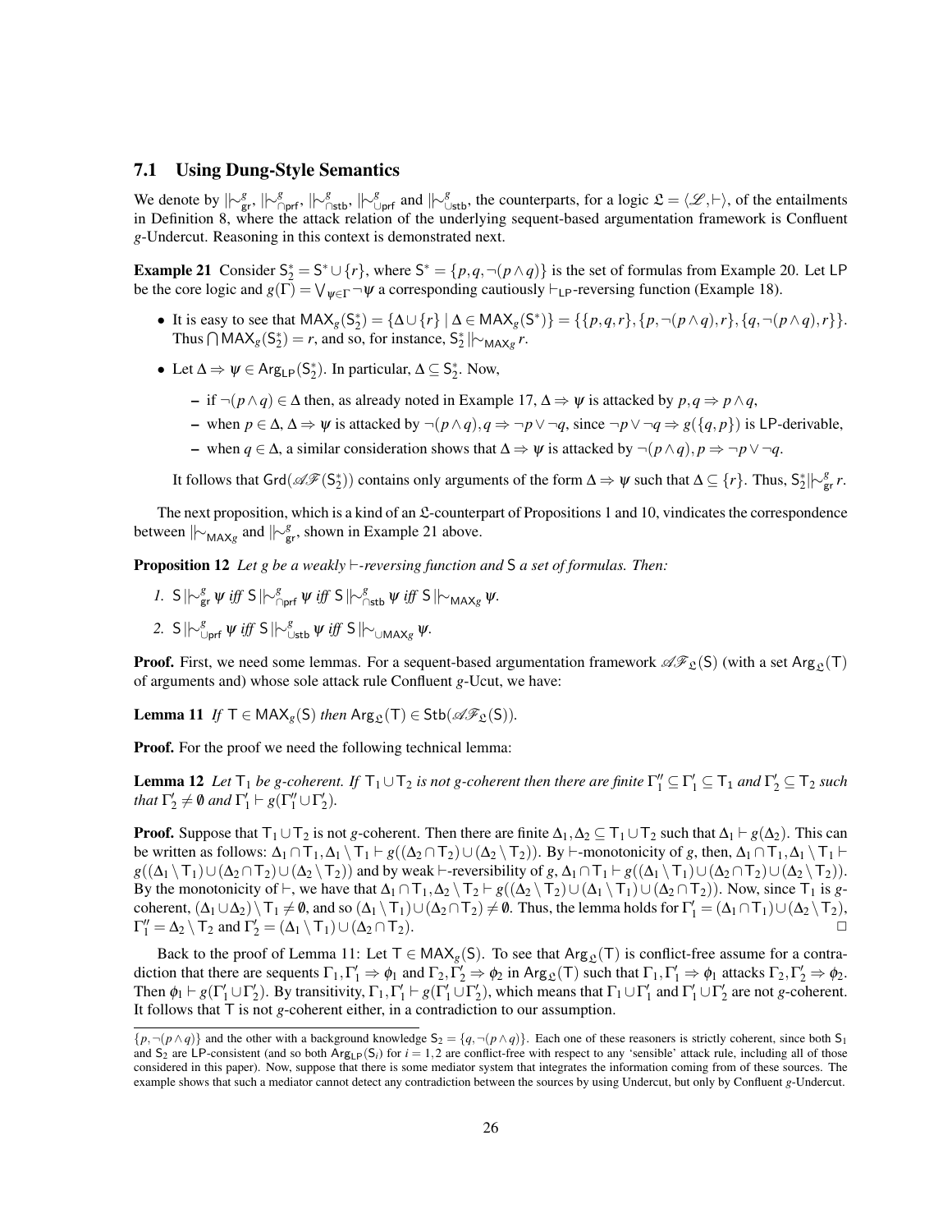### 7.1 Using Dung-Style Semantics

We denote by $|\!\sim^g_{\mathsf{gr}}$, $|\!\sim^g_{\cap\mathsf{prf}}$, $|\!\sim^g_{\cap\mathsf{stb}}$, $|\!\sim^g_{\cup\mathsf{prf}}$ and $|\!\sim^g_{\cup\mathsf{stb}}$, the counterparts, for a logic $\mathfrak{L} = \langle \mathscr{L}, \vdash \rangle$, of the entailments in Definition 8, where the attack relation of the underlying sequent-based argumentation framework is Confluent $g$-Undercut. Reasoning in this context is demonstrated next.

**Example 21** Consider $\mathsf{S}^*_2 = \mathsf{S}^* \cup \{r\}$, where $\mathsf{S}^* = \{p, q, \neg(p \wedge q)\}$ is the set of formulas from Example 20. Let $\mathsf{LP}$ be the core logic and $g(\Gamma) = \bigvee_{\psi \in \Gamma} \neg\psi$ a corresponding cautiously $\vdash_{\mathsf{LP}}$-reversing function (Example 18).

- It is easy to see that $\mathsf{MAX}_g(\mathsf{S}^*_2) = \{\Delta \cup \{r\} \mid \Delta \in \mathsf{MAX}_g(\mathsf{S}^*)\} = \{\{p,q,r\}, \{p, \neg(p \wedge q), r\}, \{q, \neg(p \wedge q), r\}\}$. Thus $\bigcap \mathsf{MAX}_g(\mathsf{S}^*_2) = r$, and so, for instance, $\mathsf{S}^*_2 \,|\!\sim_{\mathsf{MAX}_g} r$.
- Let $\Delta \Rightarrow \psi \in \mathsf{Arg}_{\mathsf{LP}}(\mathsf{S}^*_2)$. In particular, $\Delta \subseteq \mathsf{S}^*_2$. Now,
  - if $\neg(p \wedge q) \in \Delta$ then, as already noted in Example 17, $\Delta \Rightarrow \psi$ is attacked by $p, q \Rightarrow p \wedge q$,
  - when $p \in \Delta$, $\Delta \Rightarrow \psi$ is attacked by $\neg(p \wedge q), q \Rightarrow \neg p \vee \neg q$, since $\neg p \vee \neg q \Rightarrow g(\{q, p\})$ is $\mathsf{LP}$-derivable,
  - when $q \in \Delta$, a similar consideration shows that $\Delta \Rightarrow \psi$ is attacked by $\neg(p \wedge q), p \Rightarrow \neg p \vee \neg q$.

  It follows that $\mathsf{Grd}(\mathscr{AF}(\mathsf{S}^*_2))$ contains only arguments of the form $\Delta \Rightarrow \psi$ such that $\Delta \subseteq \{r\}$. Thus, $\mathsf{S}^*_2 |\!\sim^g_{\mathsf{gr}} r$.

The next proposition, which is a kind of an $\mathfrak{L}$-counterpart of Propositions 1 and 10, vindicates the correspondence between $|\!\sim_{\mathsf{MAX}_g}$ and $|\!\sim^g_{\mathsf{gr}}$, shown in Example 21 above.

**Proposition 12** *Let $g$ be a weakly $\vdash$-reversing function and $\mathsf{S}$ a set of formulas. Then:*

1. $\mathsf{S} \,|\!\sim^g_{\mathsf{gr}} \psi$ *iff* $\mathsf{S} \,|\!\sim^g_{\cap\mathsf{prf}} \psi$ *iff* $\mathsf{S} \,|\!\sim^g_{\cap\mathsf{stb}} \psi$ *iff* $\mathsf{S} \,|\!\sim_{\mathsf{MAX}_g} \psi$.
2. $\mathsf{S} \,|\!\sim^g_{\cup\mathsf{prf}} \psi$ *iff* $\mathsf{S} \,|\!\sim^g_{\cup\mathsf{stb}} \psi$ *iff* $\mathsf{S} \,|\!\sim_{\cup\mathsf{MAX}_g} \psi$.

**Proof.** First, we need some lemmas. For a sequent-based argumentation framework $\mathscr{AF}_{\mathfrak{L}}(\mathsf{S})$ (with a set $\mathsf{Arg}_{\mathfrak{L}}(\mathsf{T})$ of arguments and) whose sole attack rule Confluent $g$-Ucut, we have:

**Lemma 11** *If $\mathsf{T} \in \mathsf{MAX}_g(\mathsf{S})$ then $\mathsf{Arg}_{\mathfrak{L}}(\mathsf{T}) \in \mathsf{Stb}(\mathscr{AF}_{\mathfrak{L}}(\mathsf{S}))$.*

**Proof.** For the proof we need the following technical lemma:

**Lemma 12** *Let $\mathsf{T}_1$ be $g$-coherent. If $\mathsf{T}_1 \cup \mathsf{T}_2$ is not $g$-coherent then there are finite $\Gamma''_1 \subseteq \Gamma'_1 \subseteq \mathsf{T}_1$ and $\Gamma'_2 \subseteq \mathsf{T}_2$ such that $\Gamma'_2 \neq \emptyset$ and $\Gamma'_1 \vdash g(\Gamma''_1 \cup \Gamma'_2)$.*

**Proof.** Suppose that $\mathsf{T}_1 \cup \mathsf{T}_2$ is not $g$-coherent. Then there are finite $\Delta_1, \Delta_2 \subseteq \mathsf{T}_1 \cup \mathsf{T}_2$ such that $\Delta_1 \vdash g(\Delta_2)$. This can be written as follows: $\Delta_1 \cap \mathsf{T}_1, \Delta_1 \setminus \mathsf{T}_1 \vdash g((\Delta_2 \cap \mathsf{T}_2) \cup (\Delta_2 \setminus \mathsf{T}_2))$. By $\vdash$-monotonicity of $g$, then, $\Delta_1 \cap \mathsf{T}_1, \Delta_1 \setminus \mathsf{T}_1 \vdash g((\Delta_1 \setminus \mathsf{T}_1) \cup (\Delta_2 \cap \mathsf{T}_2) \cup (\Delta_2 \setminus \mathsf{T}_2))$ and by weak $\vdash$-reversibility of $g$, $\Delta_1 \cap \mathsf{T}_1 \vdash g((\Delta_1 \setminus \mathsf{T}_1) \cup (\Delta_2 \cap \mathsf{T}_2) \cup (\Delta_2 \setminus \mathsf{T}_2))$. By the monotonicity of $\vdash$, we have that $\Delta_1 \cap \mathsf{T}_1, \Delta_2 \setminus \mathsf{T}_2 \vdash g((\Delta_2 \setminus \mathsf{T}_2) \cup (\Delta_1 \setminus \mathsf{T}_1) \cup (\Delta_2 \cap \mathsf{T}_2))$. Now, since $\mathsf{T}_1$ is $g$-coherent, $(\Delta_1 \cup \Delta_2) \setminus \mathsf{T}_1 \neq \emptyset$, and so $(\Delta_1 \setminus \mathsf{T}_1) \cup (\Delta_2 \cap \mathsf{T}_2) \neq \emptyset$. Thus, the lemma holds for $\Gamma'_1 = (\Delta_1 \cap \mathsf{T}_1) \cup (\Delta_2 \setminus \mathsf{T}_2)$, $\Gamma''_1 = \Delta_2 \setminus \mathsf{T}_2$ and $\Gamma'_2 = (\Delta_1 \setminus \mathsf{T}_1) \cup (\Delta_2 \cap \mathsf{T}_2)$. $\square$

Back to the proof of Lemma 11: Let $\mathsf{T} \in \mathsf{MAX}_g(\mathsf{S})$. To see that $\mathsf{Arg}_{\mathfrak{L}}(\mathsf{T})$ is conflict-free assume for a contradiction that there are sequents $\Gamma_1, \Gamma'_1 \Rightarrow \phi_1$ and $\Gamma_2, \Gamma'_2 \Rightarrow \phi_2$ in $\mathsf{Arg}_{\mathfrak{L}}(\mathsf{T})$ such that $\Gamma_1, \Gamma'_1 \Rightarrow \phi_1$ attacks $\Gamma_2, \Gamma'_2 \Rightarrow \phi_2$. Then $\phi_1 \vdash g(\Gamma'_1 \cup \Gamma'_2)$. By transitivity, $\Gamma_1, \Gamma'_1 \vdash g(\Gamma'_1 \cup \Gamma'_2)$, which means that $\Gamma_1 \cup \Gamma'_1$ and $\Gamma'_1 \cup \Gamma'_2$ are not $g$-coherent. It follows that $\mathsf{T}$ is not $g$-coherent either, in a contradiction to our assumption.

---

$\{p, \neg(p \wedge q)\}$ and the other with a background knowledge $\mathsf{S}_2 = \{q, \neg(p \wedge q)\}$. Each one of these reasoners is strictly coherent, since both $\mathsf{S}_1$ and $\mathsf{S}_2$ are $\mathsf{LP}$-consistent (and so both $\mathsf{Arg}_{\mathsf{LP}}(\mathsf{S}_i)$ for $i = 1, 2$ are conflict-free with respect to any 'sensible' attack rule, including all of those considered in this paper). Now, suppose that there is some mediator system that integrates the information coming from of these sources. The example shows that such a mediator cannot detect any contradiction between the sources by using Undercut, but only by Confluent $g$-Undercut.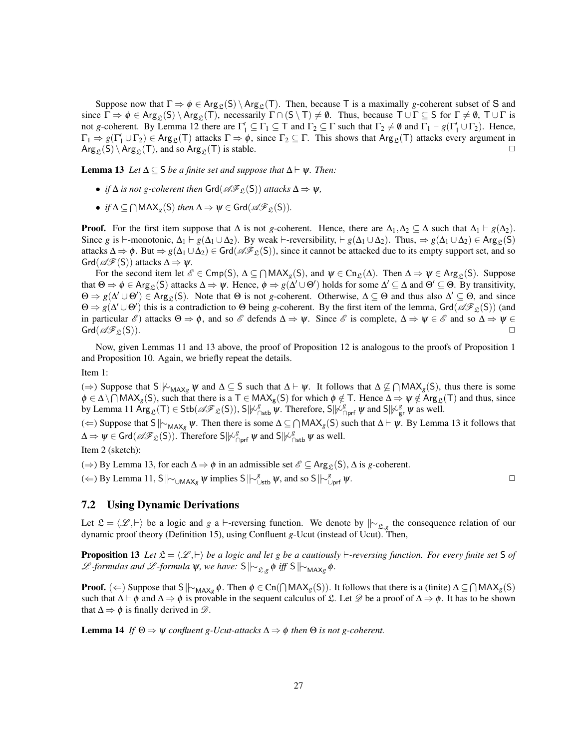Suppose now that $\Gamma \Rightarrow \phi \in \mathsf{Arg}_{\mathfrak{L}}(\mathsf{S}) \setminus \mathsf{Arg}_{\mathfrak{L}}(\mathsf{T})$. Then, because $\mathsf{T}$ is a maximally $g$-coherent subset of $\mathsf{S}$ and since $\Gamma \Rightarrow \phi \in \mathsf{Arg}_{\mathfrak{L}}(\mathsf{S}) \setminus \mathsf{Arg}_{\mathfrak{L}}(\mathsf{T})$, necessarily $\Gamma \cap (\mathsf{S} \setminus \mathsf{T}) \neq \emptyset$. Thus, because $\mathsf{T} \cup \Gamma \subseteq \mathsf{S}$ for $\Gamma \neq \emptyset$, $\mathsf{T} \cup \Gamma$ is not $g$-coherent. By Lemma 12 there are $\Gamma_1' \subseteq \Gamma_1 \subseteq \mathsf{T}$ and $\Gamma_2 \subseteq \Gamma$ such that $\Gamma_2 \neq \emptyset$ and $\Gamma_1 \vdash g(\Gamma_1' \cup \Gamma_2)$. Hence, $\Gamma_1 \Rightarrow g(\Gamma_1' \cup \Gamma_2) \in \mathsf{Arg}_{\mathfrak{L}}(\mathsf{T})$ attacks $\Gamma \Rightarrow \phi$, since $\Gamma_2 \subseteq \Gamma$. This shows that $\mathsf{Arg}_{\mathfrak{L}}(\mathsf{T})$ attacks every argument in $\mathsf{Arg}_{\mathfrak{L}}(\mathsf{S}) \setminus \mathsf{Arg}_{\mathfrak{L}}(\mathsf{T})$, and so $\mathsf{Arg}_{\mathfrak{L}}(\mathsf{T})$ is stable. □

**Lemma 13** *Let $\Delta \subseteq \mathsf{S}$ be a finite set and suppose that $\Delta \vdash \psi$. Then:*

- *if $\Delta$ is not g-coherent then $\mathsf{Grd}(\mathscr{AF}_{\mathfrak{L}}(\mathsf{S}))$ attacks $\Delta \Rightarrow \psi$,*
- *if $\Delta \subseteq \bigcap \mathsf{MAX}_g(\mathsf{S})$ then $\Delta \Rightarrow \psi \in \mathsf{Grd}(\mathscr{AF}_{\mathfrak{L}}(\mathsf{S}))$.*

**Proof.** For the first item suppose that $\Delta$ is not $g$-coherent. Hence, there are $\Delta_1, \Delta_2 \subseteq \Delta$ such that $\Delta_1 \vdash g(\Delta_2)$. Since $g$ is $\vdash$-monotonic, $\Delta_1 \vdash g(\Delta_1 \cup \Delta_2)$. By weak $\vdash$-reversibility, $\vdash g(\Delta_1 \cup \Delta_2)$. Thus, $\Rightarrow g(\Delta_1 \cup \Delta_2) \in \mathsf{Arg}_{\mathfrak{L}}(\mathsf{S})$ attacks $\Delta \Rightarrow \phi$. But $\Rightarrow g(\Delta_1 \cup \Delta_2) \in \mathsf{Grd}(\mathscr{AF}_{\mathfrak{L}}(\mathsf{S}))$, since it cannot be attacked due to its empty support set, and so $\mathsf{Grd}(\mathscr{AF}(\mathsf{S}))$ attacks $\Delta \Rightarrow \psi$.

For the second item let $\mathscr{E} \in \mathsf{Cmp}(\mathsf{S})$, $\Delta \subseteq \bigcap \mathsf{MAX}_g(\mathsf{S})$, and $\psi \in \mathsf{Cn}_{\mathfrak{L}}(\Delta)$. Then $\Delta \Rightarrow \psi \in \mathsf{Arg}_{\mathfrak{L}}(\mathsf{S})$. Suppose that $\Theta \Rightarrow \phi \in \mathsf{Arg}_{\mathfrak{L}}(\mathsf{S})$ attacks $\Delta \Rightarrow \psi$. Hence, $\phi \Rightarrow g(\Delta' \cup \Theta')$ holds for some $\Delta' \subseteq \Delta$ and $\Theta' \subseteq \Theta$. By transitivity, $\Theta \Rightarrow g(\Delta' \cup \Theta') \in \mathsf{Arg}_{\mathfrak{L}}(\mathsf{S})$. Note that $\Theta$ is not $g$-coherent. Otherwise, $\Delta \subseteq \Theta$ and thus also $\Delta' \subseteq \Theta$, and since $\Theta \Rightarrow g(\Delta' \cup \Theta')$ this is a contradiction to $\Theta$ being $g$-coherent. By the first item of the lemma, $\mathsf{Grd}(\mathscr{AF}_{\mathfrak{L}}(\mathsf{S}))$ (and in particular $\mathscr{E}$) attacks $\Theta \Rightarrow \phi$, and so $\mathscr{E}$ defends $\Delta \Rightarrow \psi$. Since $\mathscr{E}$ is complete, $\Delta \Rightarrow \psi \in \mathscr{E}$ and so $\Delta \Rightarrow \psi \in \mathsf{Grd}(\mathscr{AF}_{\mathfrak{L}}(\mathsf{S}))$. □

Now, given Lemmas 11 and 13 above, the proof of Proposition 12 is analogous to the proofs of Proposition 1 and Proposition 10. Again, we briefly repeat the details.

Item 1:

($\Rightarrow$) Suppose that $\mathsf{S} \mathrel{|\!\not\sim}_{\mathsf{MAX}_g} \psi$ and $\Delta \subseteq \mathsf{S}$ such that $\Delta \vdash \psi$. It follows that $\Delta \not\subseteq \bigcap \mathsf{MAX}_g(\mathsf{S})$, thus there is some $\phi \in \Delta \setminus \bigcap \mathsf{MAX}_g(\mathsf{S})$, such that there is a $\mathsf{T} \in \mathsf{MAX}_g(\mathsf{S})$ for which $\phi \notin \mathsf{T}$. Hence $\Delta \Rightarrow \psi \notin \mathsf{Arg}_{\mathfrak{L}}(\mathsf{T})$ and thus, since by Lemma 11 $\mathsf{Arg}_{\mathfrak{L}}(\mathsf{T}) \in \mathsf{Stb}(\mathscr{AF}_{\mathfrak{L}}(\mathsf{S}))$, $\mathsf{S} \mathrel{|\!\not\sim}^g_{\cap\mathsf{stb}} \psi$. Therefore, $\mathsf{S} \mathrel{|\!\not\sim}^g_{\cap\mathsf{prf}} \psi$ and $\mathsf{S} \mathrel{|\!\not\sim}^g_{\mathsf{gr}} \psi$ as well.

($\Leftarrow$) Suppose that $\mathsf{S} \mathrel{|\!\sim}_{\mathsf{MAX}_g} \psi$. Then there is some $\Delta \subseteq \bigcap \mathsf{MAX}_g(\mathsf{S})$ such that $\Delta \vdash \psi$. By Lemma 13 it follows that $\Delta \Rightarrow \psi \in \mathsf{Grd}(\mathscr{AF}_{\mathfrak{L}}(\mathsf{S}))$. Therefore $\mathsf{S} \mathrel{|\!\not\sim}^g_{\cap\mathsf{prf}} \psi$ and $\mathsf{S} \mathrel{|\!\not\sim}^g_{\cap\mathsf{stb}} \psi$ as well.

Item 2 (sketch):

($\Rightarrow$) By Lemma 13, for each $\Delta \Rightarrow \phi$ in an admissible set $\mathscr{E} \subseteq \mathsf{Arg}_{\mathfrak{L}}(\mathsf{S})$, $\Delta$ is $g$-coherent.

($\Leftarrow$) By Lemma 11, $\mathsf{S} \mathrel{|\!\sim}_{\cup\mathsf{MAX}_g} \psi$ implies $\mathsf{S} \mathrel{|\!\sim}^g_{\cup\mathsf{stb}} \psi$, and so $\mathsf{S} \mathrel{|\!\sim}^g_{\cup\mathsf{prf}} \psi$. □

## 7.2 Using Dynamic Derivations

Let $\mathfrak{L} = \langle \mathscr{L}, \vdash \rangle$ be a logic and $g$ a $\vdash$-reversing function. We denote by $\mathrel{|\!\sim}_{\mathfrak{L},g}$ the consequence relation of our dynamic proof theory (Definition 15), using Confluent $g$-Ucut (instead of Ucut). Then,

**Proposition 13** *Let $\mathfrak{L} = \langle \mathscr{L}, \vdash \rangle$ be a logic and let $g$ be a cautiously $\vdash$-reversing function. For every finite set $\mathsf{S}$ of $\mathscr{L}$-formulas and $\mathscr{L}$-formula $\psi$, we have: $\mathsf{S} \mathrel{|\!\sim}_{\mathfrak{L},g} \phi$ iff $\mathsf{S} \mathrel{|\!\sim}_{\mathsf{MAX}_g} \phi$.*

**Proof.** ($\Leftarrow$) Suppose that $\mathsf{S} \mathrel{|\!\sim}_{\mathsf{MAX}_g} \phi$. Then $\phi \in \mathsf{Cn}(\bigcap \mathsf{MAX}_g(\mathsf{S}))$. It follows that there is a (finite) $\Delta \subseteq \bigcap \mathsf{MAX}_g(\mathsf{S})$ such that $\Delta \vdash \phi$ and $\Delta \Rightarrow \phi$ is provable in the sequent calculus of $\mathfrak{L}$. Let $\mathscr{D}$ be a proof of $\Delta \Rightarrow \phi$. It has to be shown that $\Delta \Rightarrow \phi$ is finally derived in $\mathscr{D}$.

**Lemma 14** *If $\Theta \Rightarrow \psi$ confluent g-Ucut-attacks $\Delta \Rightarrow \phi$ then $\Theta$ is not g-coherent.*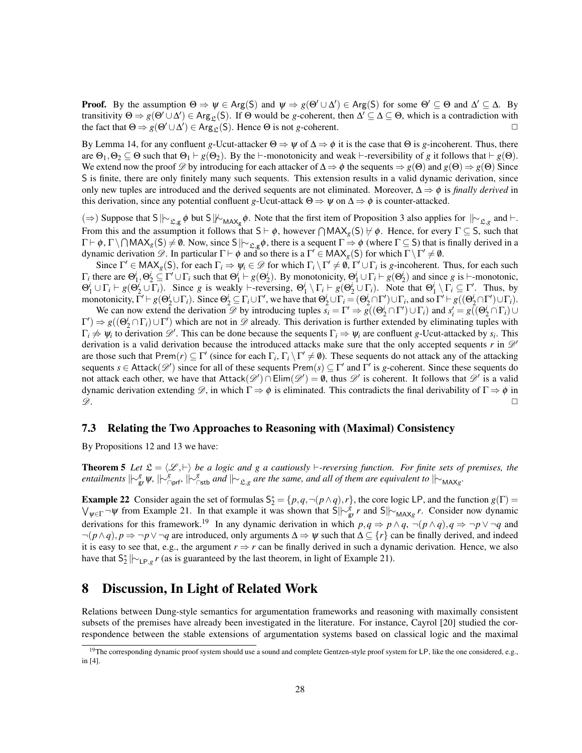**Proof.** By the assumption $\Theta \Rightarrow \psi \in \mathsf{Arg}(\mathsf{S})$ and $\psi \Rightarrow g(\Theta' \cup \Delta') \in \mathsf{Arg}(\mathsf{S})$ for some $\Theta' \subseteq \Theta$ and $\Delta' \subseteq \Delta$. By transitivity $\Theta \Rightarrow g(\Theta' \cup \Delta') \in \mathsf{Arg}_{\mathfrak{L}}(\mathsf{S})$. If $\Theta$ would be $g$-coherent, then $\Delta' \subseteq \Delta \subseteq \Theta$, which is a contradiction with the fact that $\Theta \Rightarrow g(\Theta' \cup \Delta') \in \mathsf{Arg}_{\mathfrak{L}}(\mathsf{S})$. Hence $\Theta$ is not $g$-coherent. $\square$

By Lemma 14, for any confluent $g$-Ucut-attacker $\Theta \Rightarrow \psi$ of $\Delta \Rightarrow \phi$ it is the case that $\Theta$ is $g$-incoherent. Thus, there are $\Theta_1, \Theta_2 \subseteq \Theta$ such that $\Theta_1 \vdash g(\Theta_2)$. By the $\vdash$-monotonicity and weak $\vdash$-reversibility of $g$ it follows that $\vdash g(\Theta)$. We extend now the proof $\mathscr{D}$ by introducing for each attacker of $\Delta \Rightarrow \phi$ the sequents $\Rightarrow g(\Theta)$ and $g(\Theta) \Rightarrow g(\Theta)$ Since $\mathsf{S}$ is finite, there are only finitely many such sequents. This extension results in a valid dynamic derivation, since only new tuples are introduced and the derived sequents are not eliminated. Moreover, $\Delta \Rightarrow \phi$ is *finally derived* in this derivation, since any potential confluent $g$-Ucut-attack $\Theta \Rightarrow \psi$ on $\Delta \Rightarrow \phi$ is counter-attacked.

($\Rightarrow$) Suppose that $\mathsf{S} \mid\!\sim_{\mathfrak{L},g} \phi$ but $\mathsf{S} \not\mid\!\sim_{\mathsf{MAX}_g} \phi$. Note that the first item of Proposition 3 also applies for $\mid\!\sim_{\mathfrak{L},g}$ and $\vdash$. From this and the assumption it follows that $\mathsf{S} \vdash \phi$, however $\bigcap \mathsf{MAX}_g(\mathsf{S}) \not\vdash \phi$. Hence, for every $\Gamma \subseteq \mathsf{S}$, such that $\Gamma \vdash \phi$, $\Gamma \setminus \bigcap \mathsf{MAX}_g(\mathsf{S}) \neq \emptyset$. Now, since $\mathsf{S} \mid\!\sim_{\mathfrak{L},g} \phi$, there is a sequent $\Gamma \Rightarrow \phi$ (where $\Gamma \subseteq \mathsf{S}$) that is finally derived in a dynamic derivation $\mathscr{D}$. In particular $\Gamma \vdash \phi$ and so there is a $\Gamma' \in \mathsf{MAX}_g(\mathsf{S})$ for which $\Gamma \setminus \Gamma' \neq \emptyset$.

Since $\Gamma' \in \mathsf{MAX}_g(\mathsf{S})$, for each $\Gamma_i \Rightarrow \psi_i \in \mathscr{D}$ for which $\Gamma_i \setminus \Gamma' \neq \emptyset$, $\Gamma' \cup \Gamma_i$ is $g$-incoherent. Thus, for each such $\Gamma_i$ there are $\Theta_1^i, \Theta_2^i \subseteq \Gamma' \cup \Gamma_i$ such that $\Theta_1^i \vdash g(\Theta_2^i)$. By monotonicity, $\Theta_1^i \cup \Gamma_i \vdash g(\Theta_2^i)$ and since $g$ is $\vdash$-monotonic, $\Theta_1^i \cup \Gamma_i \vdash g(\Theta_2^i \cup \Gamma_i)$. Since $g$ is weakly $\vdash$-reversing, $\Theta_1^i \setminus \Gamma_i \vdash g(\Theta_2^i \cup \Gamma_i)$. Note that $\Theta_1^i \setminus \Gamma_i \subseteq \Gamma'$. Thus, by monotonicity, $\Gamma' \vdash g(\Theta_2^i \cup \Gamma_i)$. Since $\Theta_2^i \subseteq \Gamma_i \cup \Gamma'$, we have that $\Theta_2^i \cup \Gamma_i = (\Theta_2^i \cap \Gamma') \cup \Gamma_i$, and so $\Gamma' \vdash g((\Theta_2^i \cap \Gamma') \cup \Gamma_i)$.

We can now extend the derivation $\mathscr{D}$ by introducing tuples $s_i = \Gamma' \Rightarrow g((\Theta_2^i \cap \Gamma') \cup \Gamma_i)$ and $s_i' = g((\Theta_2^i \cap \Gamma_i) \cup \Gamma') \Rightarrow g((\Theta_2^i \cap \Gamma_i) \cup \Gamma')$ which are not in $\mathscr{D}$ already. This derivation is further extended by eliminating tuples with $\Gamma_i \not\Rightarrow \psi_i$ to derivation $\mathscr{D}'$. This can be done because the sequents $\Gamma_i \Rightarrow \psi_i$ are confluent $g$-Ucut-attacked by $s_i$. This derivation is a valid derivation because the introduced attacks make sure that the only accepted sequents $r$ in $\mathscr{D}'$ are those such that $\mathsf{Prem}(r) \subseteq \Gamma'$ (since for each $\Gamma_i$, $\Gamma_i \setminus \Gamma' \neq \emptyset$). These sequents do not attack any of the attacking sequents $s \in \mathsf{Attack}(\mathscr{D}')$ since for all of these sequents $\mathsf{Prem}(s) \subseteq \Gamma'$ and $\Gamma'$ is $g$-coherent. Since these sequents do not attack each other, we have that $\mathsf{Attack}(\mathscr{D}') \cap \mathsf{Elim}(\mathscr{D}') = \emptyset$, thus $\mathscr{D}'$ is coherent. It follows that $\mathscr{D}'$ is a valid dynamic derivation extending $\mathscr{D}$, in which $\Gamma \Rightarrow \phi$ is eliminated. This contradicts the final derivability of $\Gamma \Rightarrow \phi$ in $\mathscr{D}$. $\square$

### 7.3 Relating the Two Approaches to Reasoning with (Maximal) Consistency

By Propositions 12 and 13 we have:

**Theorem 5** *Let $\mathfrak{L} = \langle \mathscr{L}, \vdash \rangle$ be a logic and $g$ a cautiously $\vdash$-reversing function. For finite sets of premises, the entailments $\mid\!\sim^g_{\mathsf{gr}} \psi$, $\mid\!\sim^g_{\cap\mathsf{prf}}$, $\mid\!\sim^g_{\cap\mathsf{stb}}$ and $\mid\!\sim_{\mathfrak{L},g}$ are the same, and all of them are equivalent to $\mid\!\sim_{\mathsf{MAX}_g}$.*

**Example 22** Consider again the set of formulas $\mathsf{S}_2^* = \{p, q, \neg(p \wedge q), r\}$, the core logic $\mathsf{LP}$, and the function $g(\Gamma) = \bigvee_{\psi \in \Gamma} \neg \psi$ from Example 21. In that example it was shown that $\mathsf{S} \mid\!\sim^g_{\mathsf{gr}} r$ and $\mathsf{S} \mid\!\sim_{\mathsf{MAX}_g} r$. Consider now dynamic derivations for this framework.[19] In any dynamic derivation in which $p, q \Rightarrow p \wedge q$, $\neg(p \wedge q), q \Rightarrow \neg p \vee \neg q$ and $\neg(p \wedge q), p \Rightarrow \neg p \vee \neg q$ are introduced, only arguments $\Delta \Rightarrow \psi$ such that $\Delta \subseteq \{r\}$ can be finally derived, and indeed it is easy to see that, e.g., the argument $r \Rightarrow r$ can be finally derived in such a dynamic derivation. Hence, we also have that $\mathsf{S}_2^* \mid\!\sim_{\mathsf{LP},g} r$ (as is guaranteed by the last theorem, in light of Example 21).

## 8 Discussion, In Light of Related Work

Relations between Dung-style semantics for argumentation frameworks and reasoning with maximally consistent subsets of the premises have already been investigated in the literature. For instance, Cayrol [20] studied the correspondence between the stable extensions of argumentation systems based on classical logic and the maximal

[19] The corresponding dynamic proof system should use a sound and complete Gentzen-style proof system for LP, like the one considered, e.g., in [4].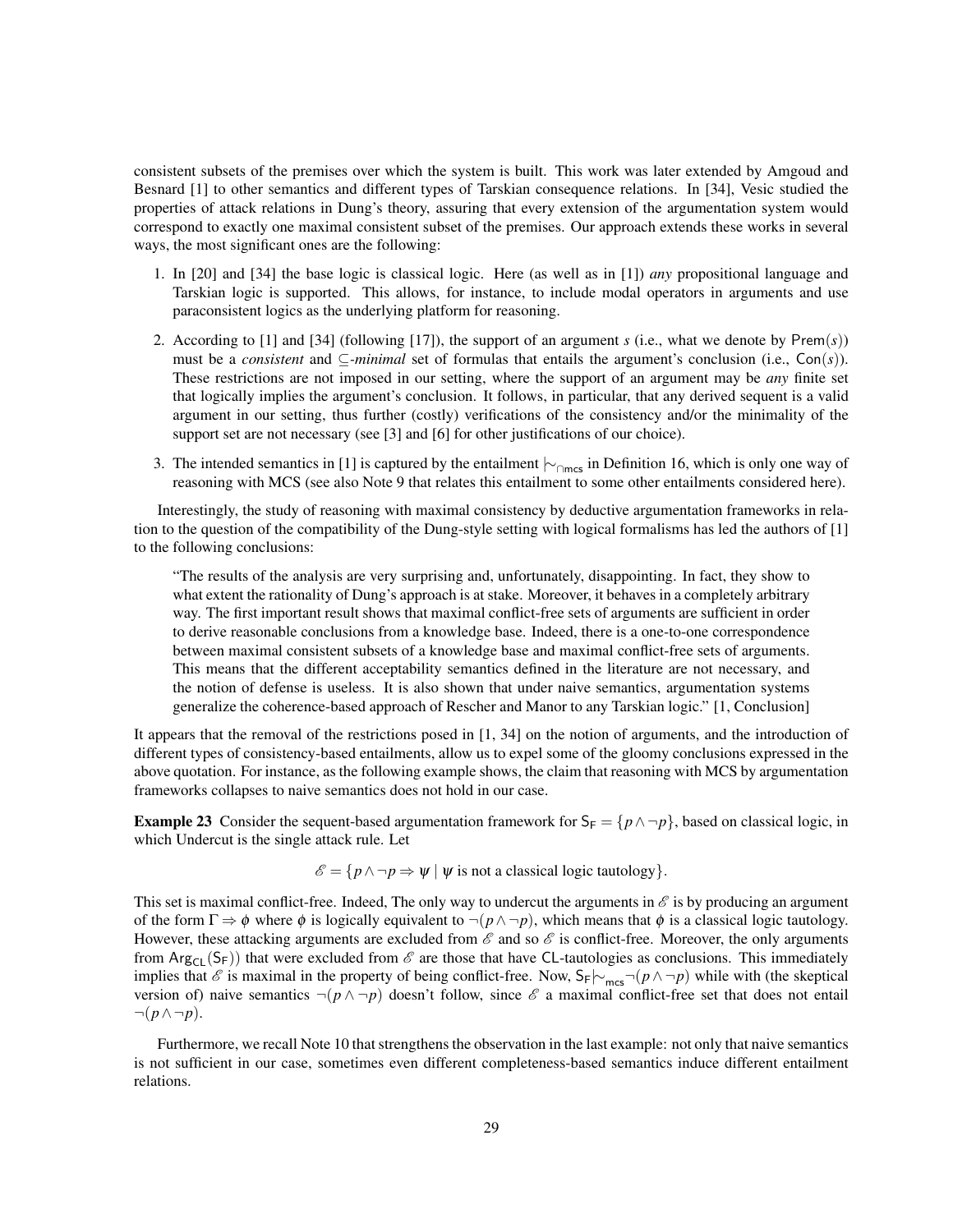consistent subsets of the premises over which the system is built. This work was later extended by Amgoud and Besnard [1] to other semantics and different types of Tarskian consequence relations. In [34], Vesic studied the properties of attack relations in Dung's theory, assuring that every extension of the argumentation system would correspond to exactly one maximal consistent subset of the premises. Our approach extends these works in several ways, the most significant ones are the following:

1. In [20] and [34] the base logic is classical logic. Here (as well as in [1]) *any* propositional language and Tarskian logic is supported. This allows, for instance, to include modal operators in arguments and use paraconsistent logics as the underlying platform for reasoning.
2. According to [1] and [34] (following [17]), the support of an argument $s$ (i.e., what we denote by $\mathsf{Prem}(s)$) must be a *consistent* and $\subseteq$*-minimal* set of formulas that entails the argument's conclusion (i.e., $\mathsf{Con}(s)$). These restrictions are not imposed in our setting, where the support of an argument may be *any* finite set that logically implies the argument's conclusion. It follows, in particular, that any derived sequent is a valid argument in our setting, thus further (costly) verifications of the consistency and/or the minimality of the support set are not necessary (see [3] and [6] for other justifications of our choice).
3. The intended semantics in [1] is captured by the entailment $\mid\!\sim_{\cap\mathsf{mcs}}$ in Definition 16, which is only one way of reasoning with MCS (see also Note 9 that relates this entailment to some other entailments considered here).

Interestingly, the study of reasoning with maximal consistency by deductive argumentation frameworks in relation to the question of the compatibility of the Dung-style setting with logical formalisms has led the authors of [1] to the following conclusions:

> "The results of the analysis are very surprising and, unfortunately, disappointing. In fact, they show to what extent the rationality of Dung's approach is at stake. Moreover, it behaves in a completely arbitrary way. The first important result shows that maximal conflict-free sets of arguments are sufficient in order to derive reasonable conclusions from a knowledge base. Indeed, there is a one-to-one correspondence between maximal consistent subsets of a knowledge base and maximal conflict-free sets of arguments. This means that the different acceptability semantics defined in the literature are not necessary, and the notion of defense is useless. It is also shown that under naive semantics, argumentation systems generalize the coherence-based approach of Rescher and Manor to any Tarskian logic." [1, Conclusion]

It appears that the removal of the restrictions posed in [1, 34] on the notion of arguments, and the introduction of different types of consistency-based entailments, allow us to expel some of the gloomy conclusions expressed in the above quotation. For instance, as the following example shows, the claim that reasoning with MCS by argumentation frameworks collapses to naive semantics does not hold in our case.

**Example 23** Consider the sequent-based argumentation framework for $\mathsf{S_F} = \{p \wedge \neg p\}$, based on classical logic, in which Undercut is the single attack rule. Let

$$\mathscr{E} = \{p \wedge \neg p \Rightarrow \psi \mid \psi \text{ is not a classical logic tautology}\}.$$

This set is maximal conflict-free. Indeed, The only way to undercut the arguments in $\mathscr{E}$ is by producing an argument of the form $\Gamma \Rightarrow \phi$ where $\phi$ is logically equivalent to $\neg(p \wedge \neg p)$, which means that $\phi$ is a classical logic tautology. However, these attacking arguments are excluded from $\mathscr{E}$ and so $\mathscr{E}$ is conflict-free. Moreover, the only arguments from $\mathsf{Arg_{CL}}(\mathsf{S_F})$) that were excluded from $\mathscr{E}$ are those that have $\mathsf{CL}$-tautologies as conclusions. This immediately implies that $\mathscr{E}$ is maximal in the property of being conflict-free. Now, $\mathsf{S_F} \mid\!\sim_{\mathsf{mcs}} \neg(p \wedge \neg p)$ while with (the skeptical version of) naive semantics $\neg(p \wedge \neg p)$ doesn't follow, since $\mathscr{E}$ a maximal conflict-free set that does not entail $\neg(p \wedge \neg p)$.

Furthermore, we recall Note 10 that strengthens the observation in the last example: not only that naive semantics is not sufficient in our case, sometimes even different completeness-based semantics induce different entailment relations.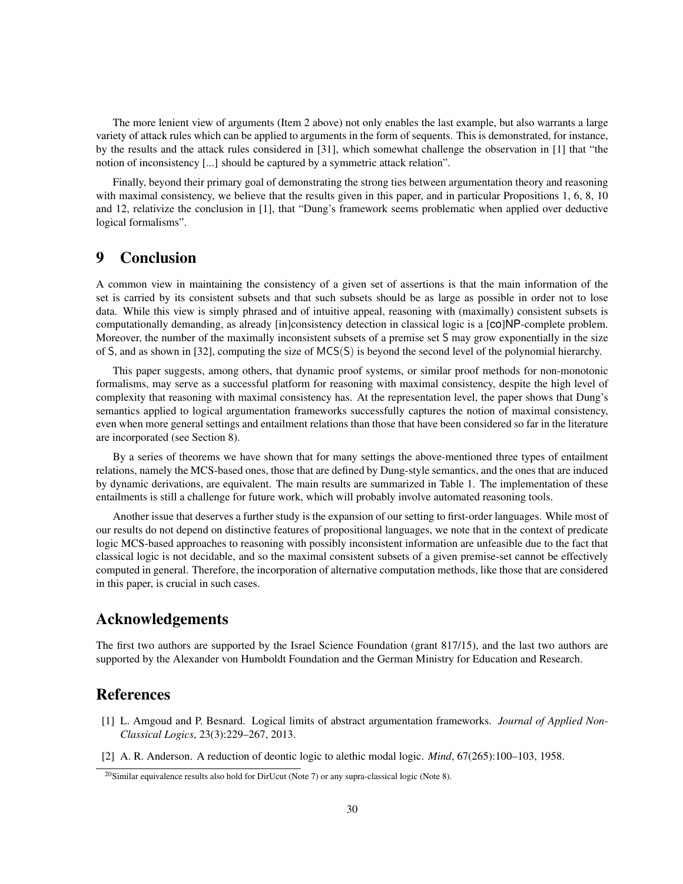The more lenient view of arguments (Item 2 above) not only enables the last example, but also warrants a large variety of attack rules which can be applied to arguments in the form of sequents. This is demonstrated, for instance, by the results and the attack rules considered in [31], which somewhat challenge the observation in [1] that "the notion of inconsistency [...] should be captured by a symmetric attack relation".

Finally, beyond their primary goal of demonstrating the strong ties between argumentation theory and reasoning with maximal consistency, we believe that the results given in this paper, and in particular Propositions 1, 6, 8, 10 and 12, relativize the conclusion in [1], that "Dung's framework seems problematic when applied over deductive logical formalisms".

## 9 Conclusion

A common view in maintaining the consistency of a given set of assertions is that the main information of the set is carried by its consistent subsets and that such subsets should be as large as possible in order not to lose data. While this view is simply phrased and of intuitive appeal, reasoning with (maximally) consistent subsets is computationally demanding, as already [in]consistency detection in classical logic is a [co]NP-complete problem. Moreover, the number of the maximally inconsistent subsets of a premise set S may grow exponentially in the size of S, and as shown in [32], computing the size of MCS(S) is beyond the second level of the polynomial hierarchy.

This paper suggests, among others, that dynamic proof systems, or similar proof methods for non-monotonic formalisms, may serve as a successful platform for reasoning with maximal consistency, despite the high level of complexity that reasoning with maximal consistency has. At the representation level, the paper shows that Dung's semantics applied to logical argumentation frameworks successfully captures the notion of maximal consistency, even when more general settings and entailment relations than those that have been considered so far in the literature are incorporated (see Section 8).

By a series of theorems we have shown that for many settings the above-mentioned three types of entailment relations, namely the MCS-based ones, those that are defined by Dung-style semantics, and the ones that are induced by dynamic derivations, are equivalent. The main results are summarized in Table 1. The implementation of these entailments is still a challenge for future work, which will probably involve automated reasoning tools.

Another issue that deserves a further study is the expansion of our setting to first-order languages. While most of our results do not depend on distinctive features of propositional languages, we note that in the context of predicate logic MCS-based approaches to reasoning with possibly inconsistent information are unfeasible due to the fact that classical logic is not decidable, and so the maximal consistent subsets of a given premise-set cannot be effectively computed in general. Therefore, the incorporation of alternative computation methods, like those that are considered in this paper, is crucial in such cases.

## Acknowledgements

The first two authors are supported by the Israel Science Foundation (grant 817/15), and the last two authors are supported by the Alexander von Humboldt Foundation and the German Ministry for Education and Research.

## References

[1] L. Amgoud and P. Besnard. Logical limits of abstract argumentation frameworks. *Journal of Applied Non-Classical Logics*, 23(3):229–267, 2013.

[2] A. R. Anderson. A reduction of deontic logic to alethic modal logic. *Mind*, 67(265):100–103, 1958.

[20] Similar equivalence results also hold for DirUcut (Note 7) or any supra-classical logic (Note 8).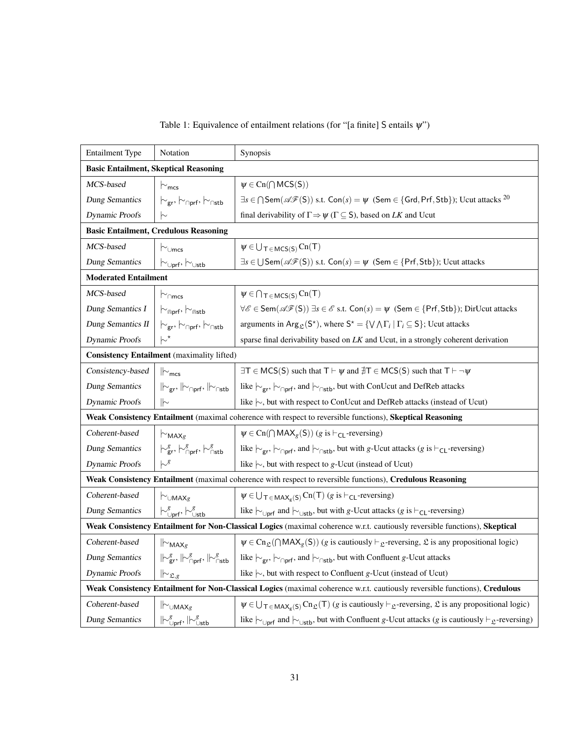Table 1: Equivalence of entailment relations (for "[a finite] S entails $\psi$")

| Entailment Type | Notation | Synopsis |
|---|---|---|
| **Basic Entailment, Skeptical Reasoning** | | |
| *MCS-based* | $\mid\!\sim_{\mathsf{mcs}}$ | $\psi \in \mathrm{Cn}(\bigcap \mathsf{MCS}(\mathsf{S}))$ |
| *Dung Semantics* | $\mid\!\sim_{\mathsf{gr}}, \mid\!\sim_{\cap\mathsf{prf}}, \mid\!\sim_{\cap\mathsf{stb}}$ | $\exists s \in \bigcap \mathsf{Sem}(\mathscr{AF}(\mathsf{S}))$ s.t. $\mathsf{Con}(s) = \psi$ ($\mathsf{Sem} \in \{\mathsf{Grd}, \mathsf{Prf}, \mathsf{Stb}\}$); Ucut attacks [20] |
| *Dynamic Proofs* | $\mid\!\sim$ | final derivability of $\Gamma \Rightarrow \psi$ ($\Gamma \subseteq \mathsf{S}$), based on *LK* and Ucut |
| **Basic Entailment, Credulous Reasoning** | | |
| *MCS-based* | $\mid\!\sim_{\cup\mathsf{mcs}}$ | $\psi \in \bigcup_{\mathsf{T} \in \mathsf{MCS}(\mathsf{S})} \mathrm{Cn}(\mathsf{T})$ |
| *Dung Semantics* | $\mid\!\sim_{\cup\mathsf{prf}}, \mid\!\sim_{\cup\mathsf{stb}}$ | $\exists s \in \bigcup \mathsf{Sem}(\mathscr{AF}(\mathsf{S}))$ s.t. $\mathsf{Con}(s) = \psi$ ($\mathsf{Sem} \in \{\mathsf{Prf}, \mathsf{Stb}\}$); Ucut attacks |
| **Moderated Entailment** | | |
| *MCS-based* | $\mid\!\sim_{\cap\mathsf{mcs}}$ | $\psi \in \bigcap_{\mathsf{T} \in \mathsf{MCS}(\mathsf{S})} \mathrm{Cn}(\mathsf{T})$ |
| *Dung Semantics I* | $\mid\!\sim_{\Cap\mathsf{prf}}, \mid\!\sim_{\Cap\mathsf{stb}}$ | $\forall \mathscr{E} \in \mathsf{Sem}(\mathscr{AF}(\mathsf{S}))\ \exists s \in \mathscr{E}$ s.t. $\mathsf{Con}(s) = \psi$ ($\mathsf{Sem} \in \{\mathsf{Prf}, \mathsf{Stb}\}$); DirUcut attacks |
| *Dung Semantics II* | $\mid\!\sim_{\mathsf{gr}}, \mid\!\sim_{\cap\mathsf{prf}}, \mid\!\sim_{\cap\mathsf{stb}}$ | arguments in $\mathsf{Arg}_{\mathfrak{L}}(\mathsf{S}^\star)$, where $\mathsf{S}^\star = \{\bigvee \bigwedge \Gamma_i \mid \Gamma_i \subseteq \mathsf{S}\}$; Ucut attacks |
| *Dynamic Proofs* | $\mid\!\sim^\star$ | sparse final derivability based on *LK* and Ucut, in a strongly coherent derivation |
| **Consistency Entailment** (maximality lifted) | | |
| *Consistency-based* | $\mid\mid\!\sim_{\mathsf{mcs}}$ | $\exists \mathsf{T} \in \mathsf{MCS}(\mathsf{S})$ such that $\mathsf{T} \vdash \psi$ and $\nexists \mathsf{T} \in \mathsf{MCS}(\mathsf{S})$ such that $\mathsf{T} \vdash \neg\psi$ |
| *Dung Semantics* | $\mid\mid\!\sim_{\mathsf{gr}}, \mid\mid\!\sim_{\cap\mathsf{prf}}, \mid\mid\!\sim_{\cap\mathsf{stb}}$ | like $\mid\!\sim_{\mathsf{gr}}$, $\mid\!\sim_{\cap\mathsf{prf}}$, and $\mid\!\sim_{\cap\mathsf{stb}}$, but with ConUcut and DefReb attacks |
| *Dynamic Proofs* | $\mid\mid\!\sim$ | like $\mid\!\sim$, but with respect to ConUcut and DefReb attacks (instead of Ucut) |
| **Weak Consistency Entailment** (maximal coherence with respect to reversible functions), **Skeptical Reasoning** | | |
| *Coherent-based* | $\mid\!\sim_{\mathsf{MAX}g}$ | $\psi \in \mathrm{Cn}(\bigcap \mathsf{MAX}_g(\mathsf{S}))$ ($g$ is $\vdash_{\mathsf{CL}}$-reversing) |
| *Dung Semantics* | $\mid\!\sim^g_{\mathsf{gr}}, \mid\!\sim^g_{\cap\mathsf{prf}}, \mid\!\sim^g_{\cap\mathsf{stb}}$ | like $\mid\!\sim_{\mathsf{gr}}$, $\mid\!\sim_{\cap\mathsf{prf}}$, and $\mid\!\sim_{\cap\mathsf{stb}}$, but with $g$-Ucut attacks ($g$ is $\vdash_{\mathsf{CL}}$-reversing) |
| *Dynamic Proofs* | $\mid\!\sim^g$ | like $\mid\!\sim$, but with respect to $g$-Ucut (instead of Ucut) |
| **Weak Consistency Entailment** (maximal coherence with respect to reversible functions), **Credulous Reasoning** | | |
| *Coherent-based* | $\mid\!\sim_{\cup\mathsf{MAX}g}$ | $\psi \in \bigcup_{\mathsf{T} \in \mathsf{MAX}_g(\mathsf{S})} \mathrm{Cn}(\mathsf{T})$ ($g$ is $\vdash_{\mathsf{CL}}$-reversing) |
| *Dung Semantics* | $\mid\!\sim^g_{\cup\mathsf{prf}}, \mid\!\sim^g_{\cup\mathsf{stb}}$ | like $\mid\!\sim_{\cup\mathsf{prf}}$ and $\mid\!\sim_{\cup\mathsf{stb}}$, but with $g$-Ucut attacks ($g$ is $\vdash_{\mathsf{CL}}$-reversing) |
| **Weak Consistency Entailment for Non-Classical Logics** (maximal coherence w.r.t. cautiously reversible functions), **Skeptical** | | |
| *Coherent-based* | $\mid\mid\!\sim_{\mathsf{MAX}g}$ | $\psi \in \mathrm{Cn}_{\mathfrak{L}}(\bigcap \mathsf{MAX}_g(\mathsf{S}))$ ($g$ is cautiously $\vdash_{\mathfrak{L}}$-reversing, $\mathfrak{L}$ is any propositional logic) |
| *Dung Semantics* | $\mid\mid\!\sim^g_{\mathsf{gr}}, \mid\mid\!\sim^g_{\cap\mathsf{prf}}, \mid\mid\!\sim^g_{\cap\mathsf{stb}}$ | like $\mid\!\sim_{\mathsf{gr}}$, $\mid\!\sim_{\cap\mathsf{prf}}$, and $\mid\!\sim_{\cap\mathsf{stb}}$, but with Confluent $g$-Ucut attacks |
| *Dynamic Proofs* | $\mid\mid\!\sim_{\mathfrak{L},g}$ | like $\mid\!\sim$, but with respect to Confluent $g$-Ucut (instead of Ucut) |
| **Weak Consistency Entailment for Non-Classical Logics** (maximal coherence w.r.t. cautiously reversible functions), **Credulous** | | |
| *Coherent-based* | $\mid\mid\!\sim_{\cup\mathsf{MAX}g}$ | $\psi \in \bigcup_{\mathsf{T} \in \mathsf{MAX}_g(\mathsf{S})} \mathrm{Cn}_{\mathfrak{L}}(\mathsf{T})$ ($g$ is cautiously $\vdash_{\mathfrak{L}}$-reversing, $\mathfrak{L}$ is any propositional logic) |
| *Dung Semantics* | $\mid\mid\!\sim^g_{\cup\mathsf{prf}}, \mid\mid\!\sim^g_{\cup\mathsf{stb}}$ | like $\mid\!\sim_{\cup\mathsf{prf}}$ and $\mid\!\sim_{\cup\mathsf{stb}}$, but with Confluent $g$-Ucut attacks ($g$ is cautiously $\vdash_{\mathfrak{L}}$-reversing) |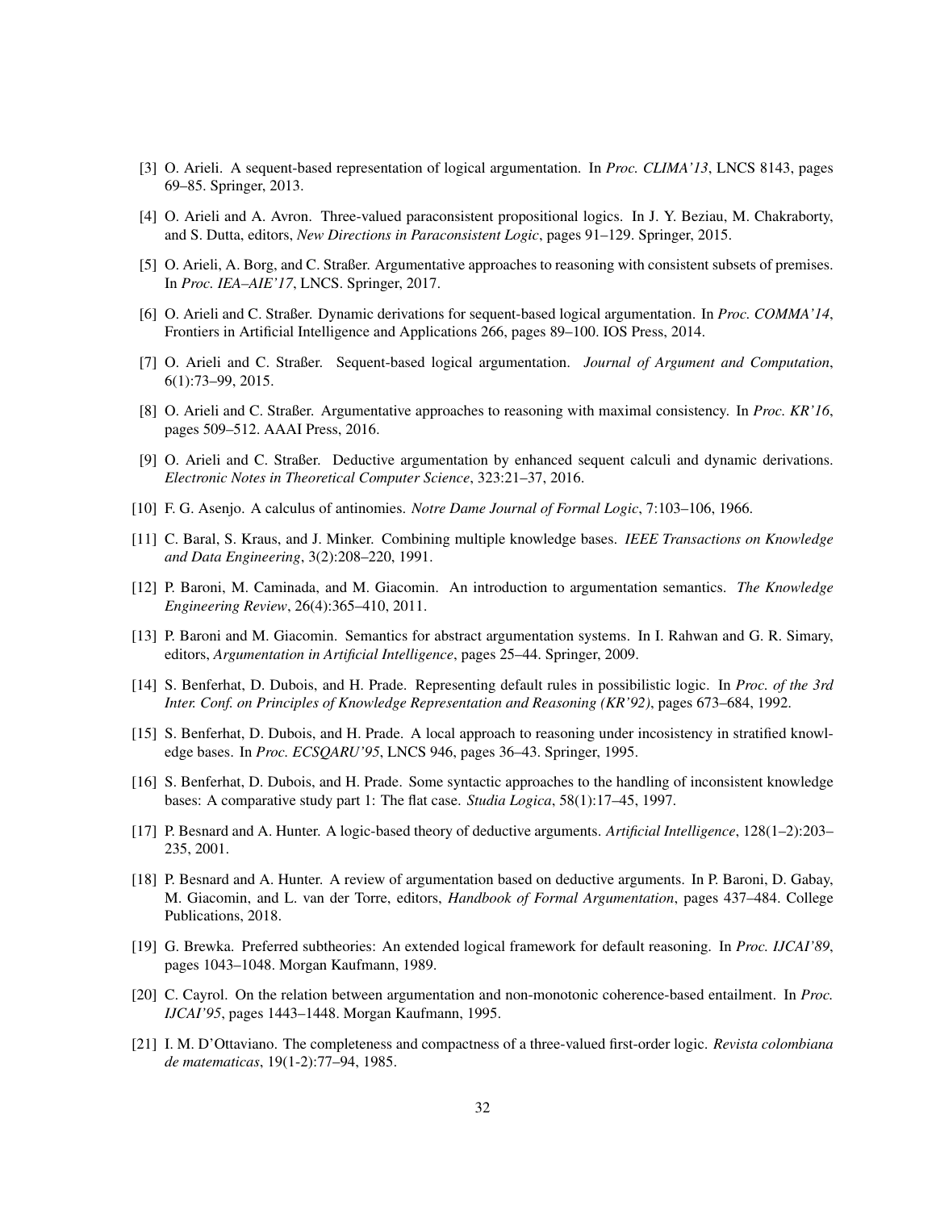[3] O. Arieli. A sequent-based representation of logical argumentation. In *Proc. CLIMA'13*, LNCS 8143, pages 69–85. Springer, 2013.

[4] O. Arieli and A. Avron. Three-valued paraconsistent propositional logics. In J. Y. Beziau, M. Chakraborty, and S. Dutta, editors, *New Directions in Paraconsistent Logic*, pages 91–129. Springer, 2015.

[5] O. Arieli, A. Borg, and C. Straßer. Argumentative approaches to reasoning with consistent subsets of premises. In *Proc. IEA–AIE'17*, LNCS. Springer, 2017.

[6] O. Arieli and C. Straßer. Dynamic derivations for sequent-based logical argumentation. In *Proc. COMMA'14*, Frontiers in Artificial Intelligence and Applications 266, pages 89–100. IOS Press, 2014.

[7] O. Arieli and C. Straßer. Sequent-based logical argumentation. *Journal of Argument and Computation*, 6(1):73–99, 2015.

[8] O. Arieli and C. Straßer. Argumentative approaches to reasoning with maximal consistency. In *Proc. KR'16*, pages 509–512. AAAI Press, 2016.

[9] O. Arieli and C. Straßer. Deductive argumentation by enhanced sequent calculi and dynamic derivations. *Electronic Notes in Theoretical Computer Science*, 323:21–37, 2016.

[10] F. G. Asenjo. A calculus of antinomies. *Notre Dame Journal of Formal Logic*, 7:103–106, 1966.

[11] C. Baral, S. Kraus, and J. Minker. Combining multiple knowledge bases. *IEEE Transactions on Knowledge and Data Engineering*, 3(2):208–220, 1991.

[12] P. Baroni, M. Caminada, and M. Giacomin. An introduction to argumentation semantics. *The Knowledge Engineering Review*, 26(4):365–410, 2011.

[13] P. Baroni and M. Giacomin. Semantics for abstract argumentation systems. In I. Rahwan and G. R. Simary, editors, *Argumentation in Artificial Intelligence*, pages 25–44. Springer, 2009.

[14] S. Benferhat, D. Dubois, and H. Prade. Representing default rules in possibilistic logic. In *Proc. of the 3rd Inter. Conf. on Principles of Knowledge Representation and Reasoning (KR'92)*, pages 673–684, 1992.

[15] S. Benferhat, D. Dubois, and H. Prade. A local approach to reasoning under incosistency in stratified knowledge bases. In *Proc. ECSQARU'95*, LNCS 946, pages 36–43. Springer, 1995.

[16] S. Benferhat, D. Dubois, and H. Prade. Some syntactic approaches to the handling of inconsistent knowledge bases: A comparative study part 1: The flat case. *Studia Logica*, 58(1):17–45, 1997.

[17] P. Besnard and A. Hunter. A logic-based theory of deductive arguments. *Artificial Intelligence*, 128(1–2):203–235, 2001.

[18] P. Besnard and A. Hunter. A review of argumentation based on deductive arguments. In P. Baroni, D. Gabay, M. Giacomin, and L. van der Torre, editors, *Handbook of Formal Argumentation*, pages 437–484. College Publications, 2018.

[19] G. Brewka. Preferred subtheories: An extended logical framework for default reasoning. In *Proc. IJCAI'89*, pages 1043–1048. Morgan Kaufmann, 1989.

[20] C. Cayrol. On the relation between argumentation and non-monotonic coherence-based entailment. In *Proc. IJCAI'95*, pages 1443–1448. Morgan Kaufmann, 1995.

[21] I. M. D'Ottaviano. The completeness and compactness of a three-valued first-order logic. *Revista colombiana de matematicas*, 19(1-2):77–94, 1985.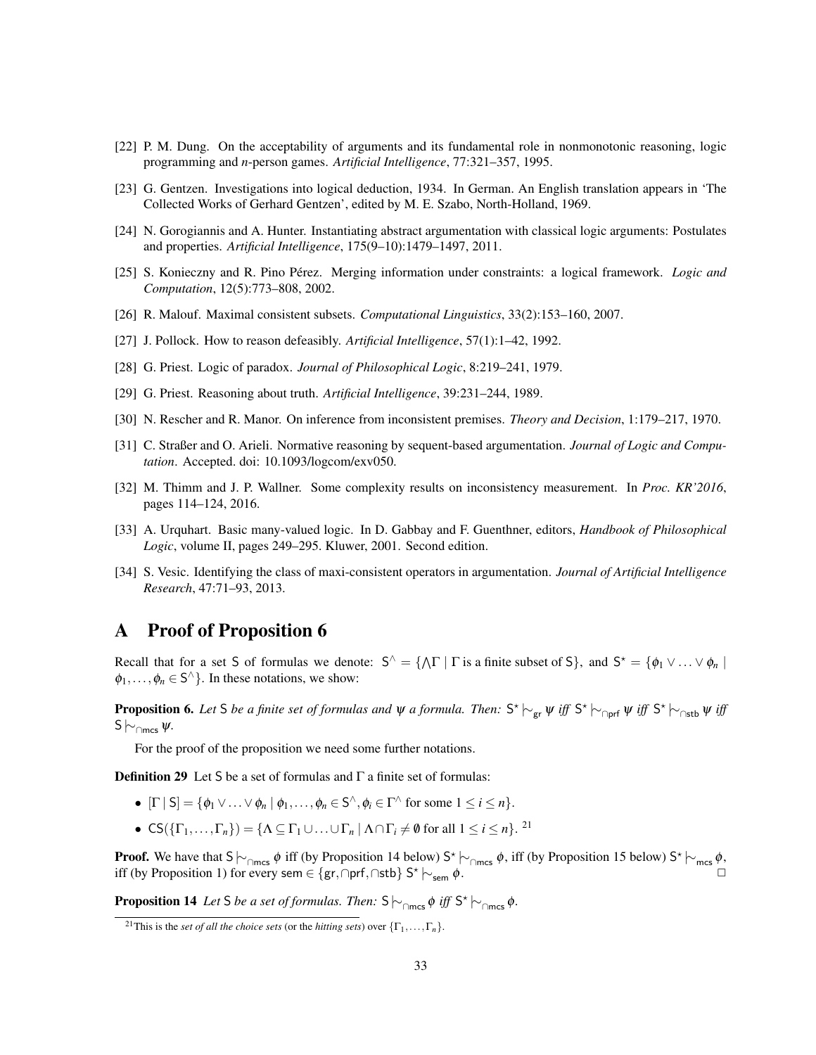[22] P. M. Dung. On the acceptability of arguments and its fundamental role in nonmonotonic reasoning, logic programming and *n*-person games. *Artificial Intelligence*, 77:321–357, 1995.

[23] G. Gentzen. Investigations into logical deduction, 1934. In German. An English translation appears in 'The Collected Works of Gerhard Gentzen', edited by M. E. Szabo, North-Holland, 1969.

[24] N. Gorogiannis and A. Hunter. Instantiating abstract argumentation with classical logic arguments: Postulates and properties. *Artificial Intelligence*, 175(9–10):1479–1497, 2011.

[25] S. Konieczny and R. Pino Pérez. Merging information under constraints: a logical framework. *Logic and Computation*, 12(5):773–808, 2002.

[26] R. Malouf. Maximal consistent subsets. *Computational Linguistics*, 33(2):153–160, 2007.

[27] J. Pollock. How to reason defeasibly. *Artificial Intelligence*, 57(1):1–42, 1992.

[28] G. Priest. Logic of paradox. *Journal of Philosophical Logic*, 8:219–241, 1979.

[29] G. Priest. Reasoning about truth. *Artificial Intelligence*, 39:231–244, 1989.

[30] N. Rescher and R. Manor. On inference from inconsistent premises. *Theory and Decision*, 1:179–217, 1970.

[31] C. Straßer and O. Arieli. Normative reasoning by sequent-based argumentation. *Journal of Logic and Computation*. Accepted. doi: 10.1093/logcom/exv050.

[32] M. Thimm and J. P. Wallner. Some complexity results on inconsistency measurement. In *Proc. KR'2016*, pages 114–124, 2016.

[33] A. Urquhart. Basic many-valued logic. In D. Gabbay and F. Guenthner, editors, *Handbook of Philosophical Logic*, volume II, pages 249–295. Kluwer, 2001. Second edition.

[34] S. Vesic. Identifying the class of maxi-consistent operators in argumentation. *Journal of Artificial Intelligence Research*, 47:71–93, 2013.

# A Proof of Proposition 6

Recall that for a set $\mathsf{S}$ of formulas we denote: $\mathsf{S}^{\wedge} = \{\bigwedge\Gamma \mid \Gamma \text{ is a finite subset of } \mathsf{S}\}$, and $\mathsf{S}^{\star} = \{\phi_1 \vee \ldots \vee \phi_n \mid \phi_1, \ldots, \phi_n \in \mathsf{S}^{\wedge}\}$. In these notations, we show:

**Proposition 6.** *Let $\mathsf{S}$ be a finite set of formulas and $\psi$ a formula. Then: $\mathsf{S}^{\star} \mid\!\sim_{\mathsf{gr}} \psi$ iff $\mathsf{S}^{\star} \mid\!\sim_{\cap\mathsf{prf}} \psi$ iff $\mathsf{S}^{\star} \mid\!\sim_{\cap\mathsf{stb}} \psi$ iff $\mathsf{S} \mid\!\sim_{\cap\mathsf{mcs}} \psi$.*

For the proof of the proposition we need some further notations.

**Definition 29** Let $\mathsf{S}$ be a set of formulas and $\Gamma$ a finite set of formulas:

- $[\Gamma \mid \mathsf{S}] = \{\phi_1 \vee \ldots \vee \phi_n \mid \phi_1, \ldots, \phi_n \in \mathsf{S}^{\wedge}, \phi_i \in \Gamma^{\wedge} \text{ for some } 1 \leq i \leq n\}$.
- $\mathsf{CS}(\{\Gamma_1, \ldots, \Gamma_n\}) = \{\Lambda \subseteq \Gamma_1 \cup \ldots \cup \Gamma_n \mid \Lambda \cap \Gamma_i \neq \emptyset \text{ for all } 1 \leq i \leq n\}$. [21]

**Proof.** We have that $\mathsf{S} \mid\!\sim_{\cap\mathsf{mcs}} \phi$ iff (by Proposition 14 below) $\mathsf{S}^{\star} \mid\!\sim_{\cap\mathsf{mcs}} \phi$, iff (by Proposition 15 below) $\mathsf{S}^{\star} \mid\!\sim_{\mathsf{mcs}} \phi$, iff (by Proposition 1) for every $\mathsf{sem} \in \{\mathsf{gr}, \cap\mathsf{prf}, \cap\mathsf{stb}\}$ $\mathsf{S}^{\star} \mid\!\sim_{\mathsf{sem}} \phi$. □

**Proposition 14** *Let $\mathsf{S}$ be a set of formulas. Then: $\mathsf{S} \mid\!\sim_{\cap\mathsf{mcs}} \phi$ iff $\mathsf{S}^{\star} \mid\!\sim_{\cap\mathsf{mcs}} \phi$.*

[21] This is the *set of all the choice sets* (or the *hitting sets*) over $\{\Gamma_1, \ldots, \Gamma_n\}$.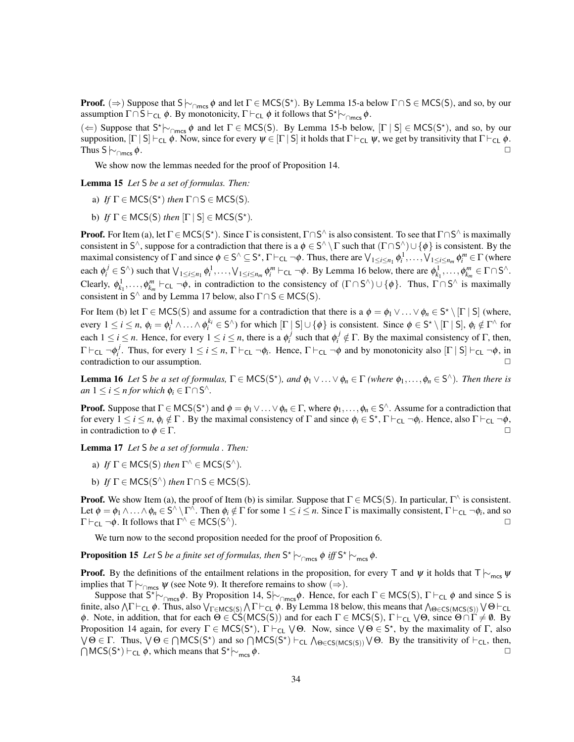**Proof.** ($\Rightarrow$) Suppose that $\mathsf{S} \mathrel{|\!\sim}_{\cap\mathsf{mcs}} \phi$ and let $\Gamma \in \mathsf{MCS}(\mathsf{S}^\star)$. By Lemma 15-a below $\Gamma \cap \mathsf{S} \in \mathsf{MCS}(\mathsf{S})$, and so, by our assumption $\Gamma \cap \mathsf{S} \vdash_{\mathsf{CL}} \phi$. By monotonicity, $\Gamma \vdash_{\mathsf{CL}} \phi$ it follows that $\mathsf{S}^\star \mathrel{|\!\sim}_{\cap\mathsf{mcs}} \phi$.

($\Leftarrow$) Suppose that $\mathsf{S}^\star \mathrel{|\!\sim}_{\cap\mathsf{mcs}} \phi$ and let $\Gamma \in \mathsf{MCS}(\mathsf{S})$. By Lemma 15-b below, $[\Gamma \mid \mathsf{S}] \in \mathsf{MCS}(\mathsf{S}^\star)$, and so, by our supposition, $[\Gamma \mid \mathsf{S}] \vdash_{\mathsf{CL}} \phi$. Now, since for every $\psi \in [\Gamma \mid \mathsf{S}]$ it holds that $\Gamma \vdash_{\mathsf{CL}} \psi$, we get by transitivity that $\Gamma \vdash_{\mathsf{CL}} \phi$. Thus $\mathsf{S} \mathrel{|\!\sim}_{\cap\mathsf{mcs}} \phi$. □

We show now the lemmas needed for the proof of Proposition 14.

**Lemma 15** *Let* $\mathsf{S}$ *be a set of formulas. Then:*

a) *If* $\Gamma \in \mathsf{MCS}(\mathsf{S}^\star)$ *then* $\Gamma \cap \mathsf{S} \in \mathsf{MCS}(\mathsf{S})$.

b) *If* $\Gamma \in \mathsf{MCS}(\mathsf{S})$ *then* $[\Gamma \mid \mathsf{S}] \in \mathsf{MCS}(\mathsf{S}^\star)$.

**Proof.** For Item (a), let $\Gamma \in \mathsf{MCS}(\mathsf{S}^\star)$. Since $\Gamma$ is consistent, $\Gamma \cap \mathsf{S}^\wedge$ is also consistent. To see that $\Gamma \cap \mathsf{S}^\wedge$ is maximally consistent in $\mathsf{S}^\wedge$, suppose for a contradiction that there is a $\phi \in \mathsf{S}^\wedge \setminus \Gamma$ such that $(\Gamma \cap \mathsf{S}^\wedge) \cup \{\phi\}$ is consistent. By the maximal consistency of $\Gamma$ and since $\phi \in \mathsf{S}^\wedge \subseteq \mathsf{S}^\star$, $\Gamma \vdash_{\mathsf{CL}} \neg\phi$. Thus, there are $\bigvee_{1 \le i \le n_1} \phi_i^1, \ldots, \bigvee_{1 \le i \le n_m} \phi_i^m \in \Gamma$ (where each $\phi_i^j \in \mathsf{S}^\wedge$) such that $\bigvee_{1 \le i \le n_1} \phi_i^1, \ldots, \bigvee_{1 \le i \le n_m} \phi_i^m \vdash_{\mathsf{CL}} \neg\phi$. By Lemma 16 below, there are $\phi_{k_1}^1, \ldots, \phi_{k_m}^m \in \Gamma \cap \mathsf{S}^\wedge$. Clearly, $\phi_{k_1}^1, \ldots, \phi_{k_m}^m \vdash_{\mathsf{CL}} \neg\phi$, in contradiction to the consistency of $(\Gamma \cap \mathsf{S}^\wedge) \cup \{\phi\}$. Thus, $\Gamma \cap \mathsf{S}^\wedge$ is maximally consistent in $\mathsf{S}^\wedge$ and by Lemma 17 below, also $\Gamma \cap \mathsf{S} \in \mathsf{MCS}(\mathsf{S})$.

For Item (b) let $\Gamma \in \mathsf{MCS}(\mathsf{S})$ and assume for a contradiction that there is a $\phi = \phi_1 \vee \ldots \vee \phi_n \in \mathsf{S}^\star \setminus [\Gamma \mid \mathsf{S}]$ (where, every $1 \le i \le n$, $\phi_i = \phi_i^1 \wedge \ldots \wedge \phi_i^{k_i} \in \mathsf{S}^\wedge$) for which $[\Gamma \mid \mathsf{S}] \cup \{\phi\}$ is consistent. Since $\phi \in \mathsf{S}^\star \setminus [\Gamma \mid \mathsf{S}]$, $\phi_i \notin \Gamma^\wedge$ for each $1 \le i \le n$. Hence, for every $1 \le i \le n$, there is a $\phi_i^j$ such that $\phi_i^j \notin \Gamma$. By the maximal consistency of $\Gamma$, then, $\Gamma \vdash_{\mathsf{CL}} \neg\phi_i^j$. Thus, for every $1 \le i \le n$, $\Gamma \vdash_{\mathsf{CL}} \neg\phi_i$. Hence, $\Gamma \vdash_{\mathsf{CL}} \neg\phi$ and by monotonicity also $[\Gamma \mid \mathsf{S}] \vdash_{\mathsf{CL}} \neg\phi$, in contradiction to our assumption. □

**Lemma 16** *Let* $\mathsf{S}$ *be a set of formulas,* $\Gamma \in \mathsf{MCS}(\mathsf{S}^\star)$*, and* $\phi_1 \vee \ldots \vee \phi_n \in \Gamma$ *(where* $\phi_1, \ldots, \phi_n \in \mathsf{S}^\wedge$*). Then there is an* $1 \le i \le n$ *for which* $\phi_i \in \Gamma \cap \mathsf{S}^\wedge$.

**Proof.** Suppose that $\Gamma \in \mathsf{MCS}(\mathsf{S}^\star)$ and $\phi = \phi_1 \vee \ldots \vee \phi_n \in \Gamma$, where $\phi_1, \ldots, \phi_n \in \mathsf{S}^\wedge$. Assume for a contradiction that for every $1 \le i \le n$, $\phi_i \notin \Gamma$. By the maximal consistency of $\Gamma$ and since $\phi_i \in \mathsf{S}^\star$, $\Gamma \vdash_{\mathsf{CL}} \neg\phi_i$. Hence, also $\Gamma \vdash_{\mathsf{CL}} \neg\phi$, in contradiction to $\phi \in \Gamma$. □

**Lemma 17** *Let* $\mathsf{S}$ *be a set of formula . Then:*

a) *If* $\Gamma \in \mathsf{MCS}(\mathsf{S})$ *then* $\Gamma^\wedge \in \mathsf{MCS}(\mathsf{S}^\wedge)$.

b) *If* $\Gamma \in \mathsf{MCS}(\mathsf{S}^\wedge)$ *then* $\Gamma \cap \mathsf{S} \in \mathsf{MCS}(\mathsf{S})$.

**Proof.** We show Item (a), the proof of Item (b) is similar. Suppose that $\Gamma \in \mathsf{MCS}(\mathsf{S})$. In particular, $\Gamma^\wedge$ is consistent. Let $\phi = \phi_1 \wedge \ldots \wedge \phi_n \in \mathsf{S}^\wedge \setminus \Gamma^\wedge$. Then $\phi_i \notin \Gamma$ for some $1 \le i \le n$. Since $\Gamma$ is maximally consistent, $\Gamma \vdash_{\mathsf{CL}} \neg\phi_i$, and so $\Gamma \vdash_{\mathsf{CL}} \neg\phi$. It follows that $\Gamma^\wedge \in \mathsf{MCS}(\mathsf{S}^\wedge)$. □

We turn now to the second proposition needed for the proof of Proposition 6.

**Proposition 15** *Let* $\mathsf{S}$ *be a finite set of formulas, then* $\mathsf{S}^\star \mathrel{|\!\sim}_{\cap\mathsf{mcs}} \phi$ *iff* $\mathsf{S}^\star \mathrel{|\!\sim}_{\mathsf{mcs}} \phi$.

**Proof.** By the definitions of the entailment relations in the proposition, for every $\mathsf{T}$ and $\psi$ it holds that $\mathsf{T} \mathrel{|\!\sim}_{\mathsf{mcs}} \psi$ implies that $\mathsf{T} \mathrel{|\!\sim}_{\cap\mathsf{mcs}} \psi$ (see Note 9). It therefore remains to show ($\Rightarrow$).

Suppose that $\mathsf{S}^\star \mathrel{|\!\sim}_{\cap\mathsf{mcs}} \phi$. By Proposition 14, $\mathsf{S} \mathrel{|\!\sim}_{\cap\mathsf{mcs}} \phi$. Hence, for each $\Gamma \in \mathsf{MCS}(\mathsf{S})$, $\Gamma \vdash_{\mathsf{CL}} \phi$ and since $\mathsf{S}$ is finite, also $\bigwedge \Gamma \vdash_{\mathsf{CL}} \phi$. Thus, also $\bigvee_{\Gamma \in \mathsf{MCS}(\mathsf{S})} \bigwedge \Gamma \vdash_{\mathsf{CL}} \phi$. By Lemma 18 below, this means that $\bigwedge_{\Theta \in \mathsf{CS}(\mathsf{MCS}(\mathsf{S}))} \bigvee \Theta \vdash_{\mathsf{CL}} \phi$. Note, in addition, that for each $\Theta \in \mathsf{CS}(\mathsf{MCS}(\mathsf{S}))$ and for each $\Gamma \in \mathsf{MCS}(\mathsf{S})$, $\Gamma \vdash_{\mathsf{CL}} \bigvee \Theta$, since $\Theta \cap \Gamma \neq \emptyset$. By Proposition 14 again, for every $\Gamma \in \mathsf{MCS}(\mathsf{S}^\star)$, $\Gamma \vdash_{\mathsf{CL}} \bigvee \Theta$. Now, since $\bigvee \Theta \in \mathsf{S}^\star$, by the maximality of $\Gamma$, also $\bigvee \Theta \in \Gamma$. Thus, $\bigvee \Theta \in \bigcap \mathsf{MCS}(\mathsf{S}^\star)$ and so $\bigcap \mathsf{MCS}(\mathsf{S}^\star) \vdash_{\mathsf{CL}} \bigwedge_{\Theta \in \mathsf{CS}(\mathsf{MCS}(\mathsf{S}))} \bigvee \Theta$. By the transitivity of $\vdash_{\mathsf{CL}}$, then, $\bigcap \mathsf{MCS}(\mathsf{S}^\star) \vdash_{\mathsf{CL}} \phi$, which means that $\mathsf{S}^\star \mathrel{|\!\sim}_{\mathsf{mcs}} \phi$. □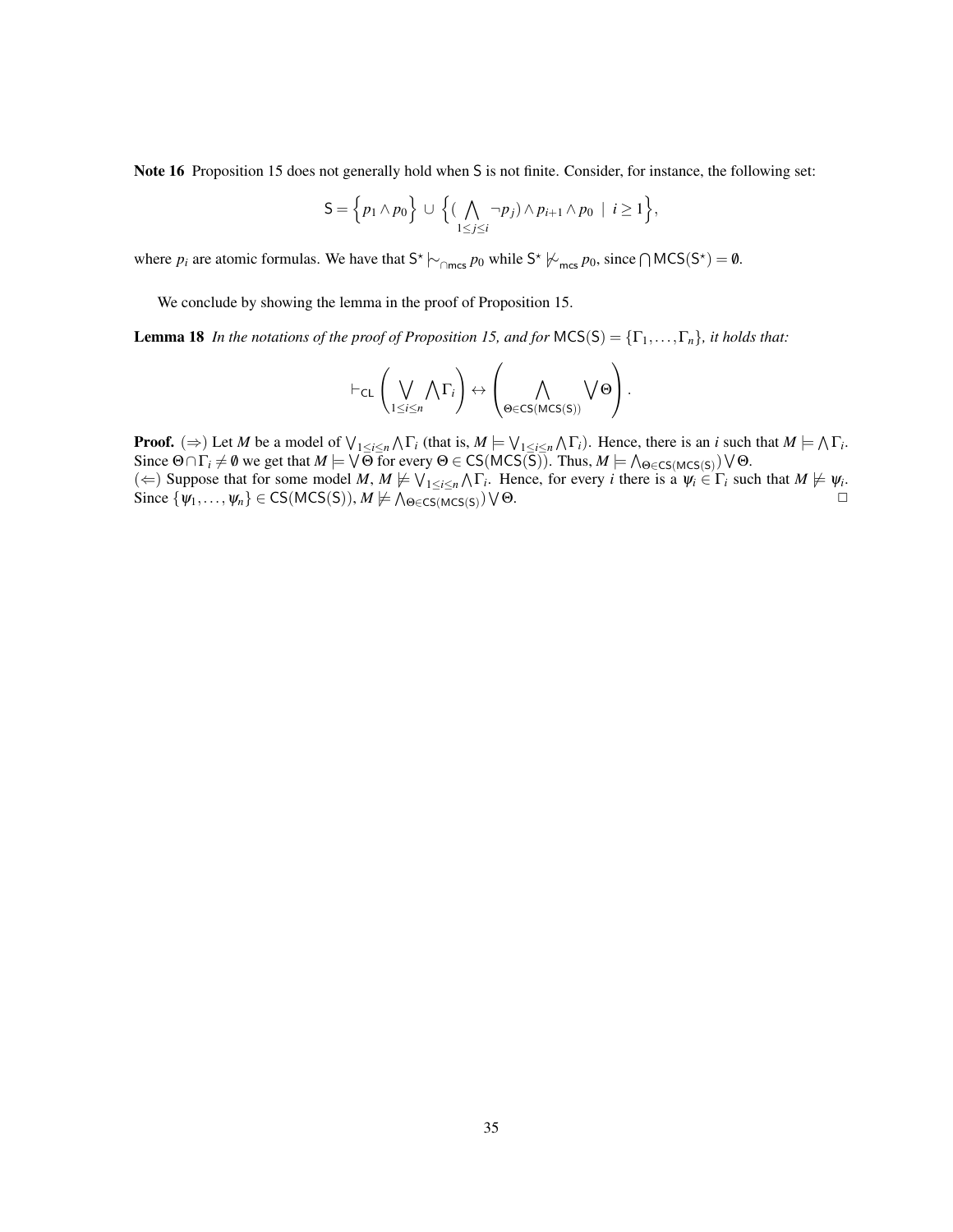**Note 16** Proposition 15 does not generally hold when $\mathsf{S}$ is not finite. Consider, for instance, the following set:

$$\mathsf{S} = \Big\{ p_1 \wedge p_0 \Big\} \cup \Big\{ (\bigwedge_{1 \leq j \leq i} \neg p_j) \wedge p_{i+1} \wedge p_0 \ \mid \ i \geq 1 \Big\},$$

where $p_i$ are atomic formulas. We have that $\mathsf{S}^\star \mid\!\sim_{\cap \mathsf{mcs}} p_0$ while $\mathsf{S}^\star \not\mid\!\sim_{\mathsf{mcs}} p_0$, since $\bigcap \mathsf{MCS}(\mathsf{S}^\star) = \emptyset$.

We conclude by showing the lemma in the proof of Proposition 15.

**Lemma 18** *In the notations of the proof of Proposition 15, and for* $\mathsf{MCS}(\mathsf{S}) = \{\Gamma_1, \ldots, \Gamma_n\}$*, it holds that:*

$$\vdash_{\mathsf{CL}} \left( \bigvee_{1 \leq i \leq n} \bigwedge \Gamma_i \right) \leftrightarrow \left( \bigwedge_{\Theta \in \mathsf{CS}(\mathsf{MCS}(\mathsf{S}))} \bigvee \Theta \right).$$

**Proof.** ($\Rightarrow$) Let $M$ be a model of $\bigvee_{1 \leq i \leq n} \bigwedge \Gamma_i$ (that is, $M \models \bigvee_{1 \leq i \leq n} \bigwedge \Gamma_i$). Hence, there is an $i$ such that $M \models \bigwedge \Gamma_i$. Since $\Theta \cap \Gamma_i \neq \emptyset$ we get that $M \models \bigvee \Theta$ for every $\Theta \in \mathsf{CS}(\mathsf{MCS}(\mathsf{S}))$. Thus, $M \models \bigwedge_{\Theta \in \mathsf{CS}(\mathsf{MCS}(\mathsf{S}))} \bigvee \Theta$.
($\Leftarrow$) Suppose that for some model $M$, $M \not\models \bigvee_{1 \leq i \leq n} \bigwedge \Gamma_i$. Hence, for every $i$ there is a $\psi_i \in \Gamma_i$ such that $M \not\models \psi_i$. Since $\{\psi_1, \ldots, \psi_n\} \in \mathsf{CS}(\mathsf{MCS}(\mathsf{S}))$, $M \not\models \bigwedge_{\Theta \in \mathsf{CS}(\mathsf{MCS}(\mathsf{S}))} \bigvee \Theta$. $\square$